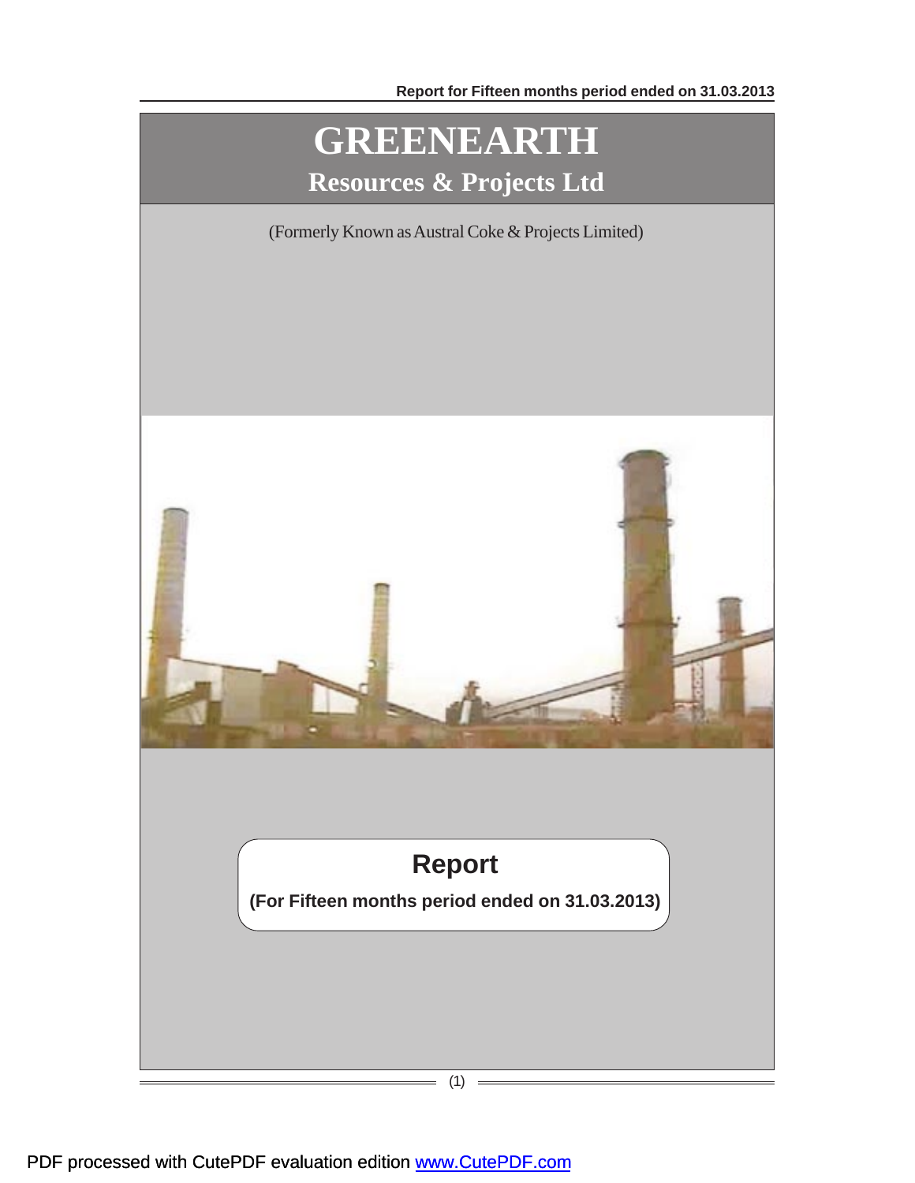# GREENEARTH

## Resources & Projects Ltd

(Formerly Known as Austral Coke & Projects Limited)

## Report

**(For Fifteen months period ended on 31.03.2013)**

PDF processed with CutePDF evaluation edition www.CutePDF.com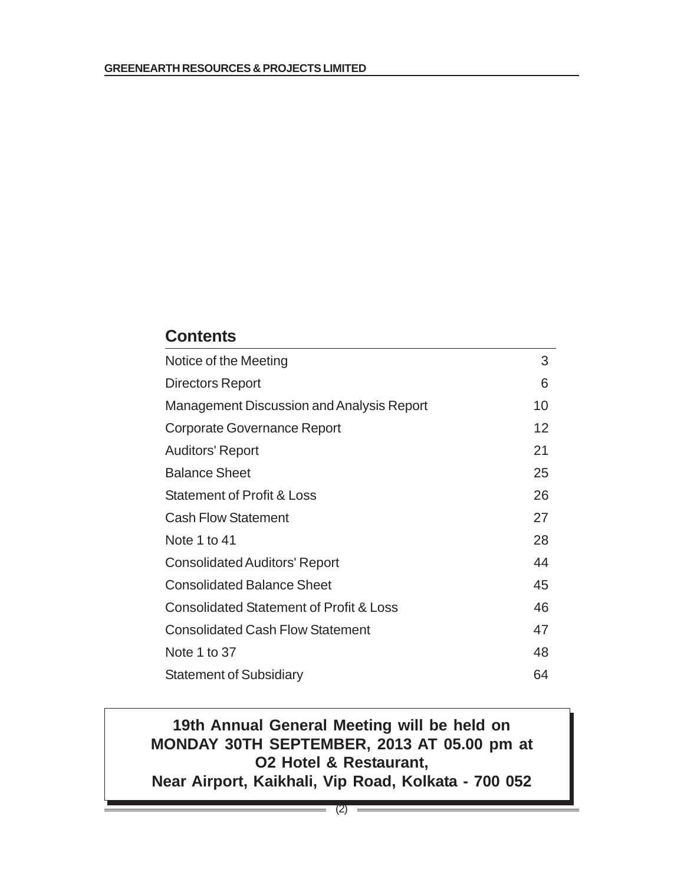## Contents

| | |
|---|---|
| Notice of the Meeting | 3 |
| Directors Report | 6 |
| Management Discussion and Analysis Report | 10 |
| Corporate Governance Report | 12 |
| Auditors' Report | 21 |
| Balance Sheet | 25 |
| Statement of Profit & Loss | 26 |
| Cash Flow Statement | 27 |
| Note 1 to 41 | 28 |
| Consolidated Auditors' Report | 44 |
| Consolidated Balance Sheet | 45 |
| Consolidated Statement of Profit & Loss | 46 |
| Consolidated Cash Flow Statement | 47 |
| Note 1 to 37 | 48 |
| Statement of Subsidiary | 64 |

**19th Annual General Meeting will be held on MONDAY 30TH SEPTEMBER, 2013 AT 05.00 pm at O2 Hotel & Restaurant, Near Airport, Kaikhali, Vip Road, Kolkata - 700 052**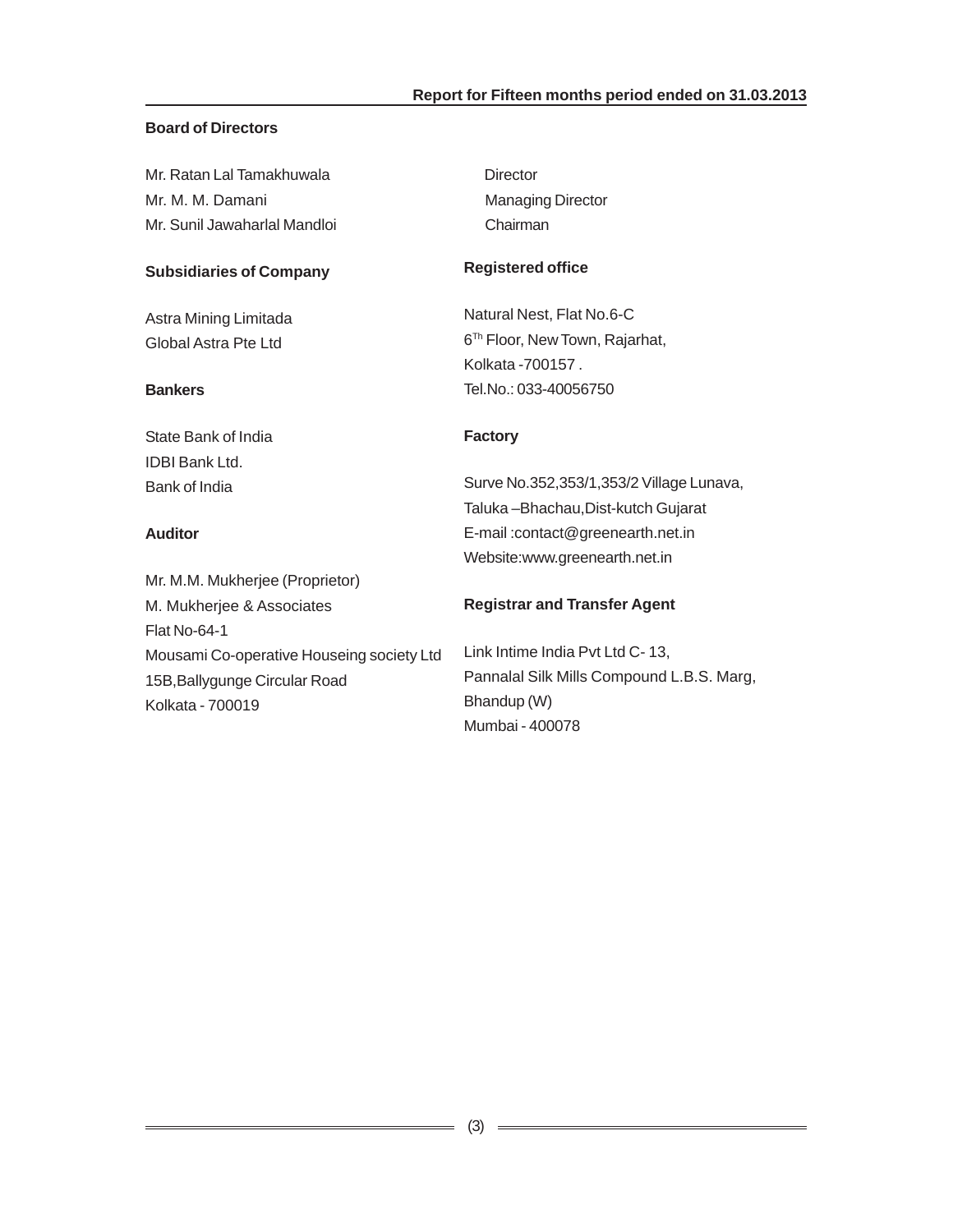## Board of Directors

| | |
|---|---|
| Mr. Ratan Lal Tamakhuwala | Director |
| Mr. M. M. Damani | Managing Director |
| Mr. Sunil Jawaharlal Mandloi | Chairman |

## Subsidiaries of Company

Astra Mining Limitada
Global Astra Pte Ltd

## Bankers

State Bank of India
IDBI Bank Ltd.
Bank of India

## Auditor

Mr. M.M. Mukherjee (Proprietor)
M. Mukherjee & Associates
Flat No-64-1
Mousami Co-operative Houseing society Ltd
15B,Ballygunge Circular Road
Kolkata - 700019

## Registered office

Natural Nest, Flat No.6-C
6Th Floor, New Town, Rajarhat,
Kolkata -700157 .
Tel.No.: 033-40056750

## Factory

Surve No.352,353/1,353/2 Village Lunava,
Taluka –Bhachau,Dist-kutch Gujarat
E-mail :contact@greenearth.net.in
Website:www.greenearth.net.in

## Registrar and Transfer Agent

Link Intime India Pvt Ltd C- 13,
Pannalal Silk Mills Compound L.B.S. Marg,
Bhandup (W)
Mumbai - 400078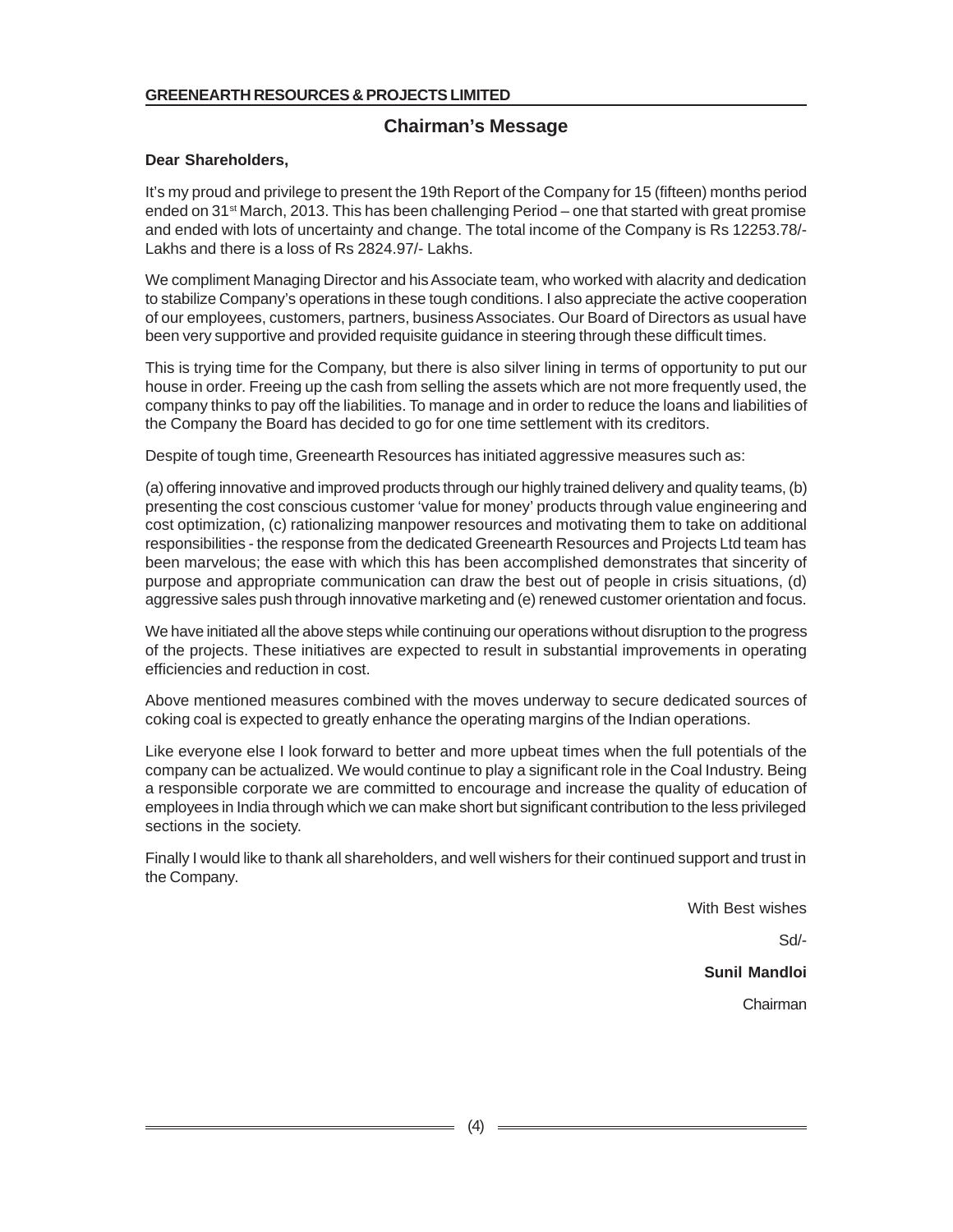## Chairman's Message

**Dear Shareholders,**

It's my proud and privilege to present the 19th Report of the Company for 15 (fifteen) months period ended on 31st March, 2013. This has been challenging Period – one that started with great promise and ended with lots of uncertainty and change. The total income of the Company is Rs 12253.78/- Lakhs and there is a loss of Rs 2824.97/- Lakhs.

We compliment Managing Director and his Associate team, who worked with alacrity and dedication to stabilize Company's operations in these tough conditions. I also appreciate the active cooperation of our employees, customers, partners, business Associates. Our Board of Directors as usual have been very supportive and provided requisite guidance in steering through these difficult times.

This is trying time for the Company, but there is also silver lining in terms of opportunity to put our house in order. Freeing up the cash from selling the assets which are not more frequently used, the company thinks to pay off the liabilities. To manage and in order to reduce the loans and liabilities of the Company the Board has decided to go for one time settlement with its creditors.

Despite of tough time, Greenearth Resources has initiated aggressive measures such as:

(a) offering innovative and improved products through our highly trained delivery and quality teams, (b) presenting the cost conscious customer 'value for money' products through value engineering and cost optimization, (c) rationalizing manpower resources and motivating them to take on additional responsibilities - the response from the dedicated Greenearth Resources and Projects Ltd team has been marvelous; the ease with which this has been accomplished demonstrates that sincerity of purpose and appropriate communication can draw the best out of people in crisis situations, (d) aggressive sales push through innovative marketing and (e) renewed customer orientation and focus.

We have initiated all the above steps while continuing our operations without disruption to the progress of the projects. These initiatives are expected to result in substantial improvements in operating efficiencies and reduction in cost.

Above mentioned measures combined with the moves underway to secure dedicated sources of coking coal is expected to greatly enhance the operating margins of the Indian operations.

Like everyone else I look forward to better and more upbeat times when the full potentials of the company can be actualized. We would continue to play a significant role in the Coal Industry. Being a responsible corporate we are committed to encourage and increase the quality of education of employees in India through which we can make short but significant contribution to the less privileged sections in the society.

Finally I would like to thank all shareholders, and well wishers for their continued support and trust in the Company.

With Best wishes

Sd/-

**Sunil Mandloi**

Chairman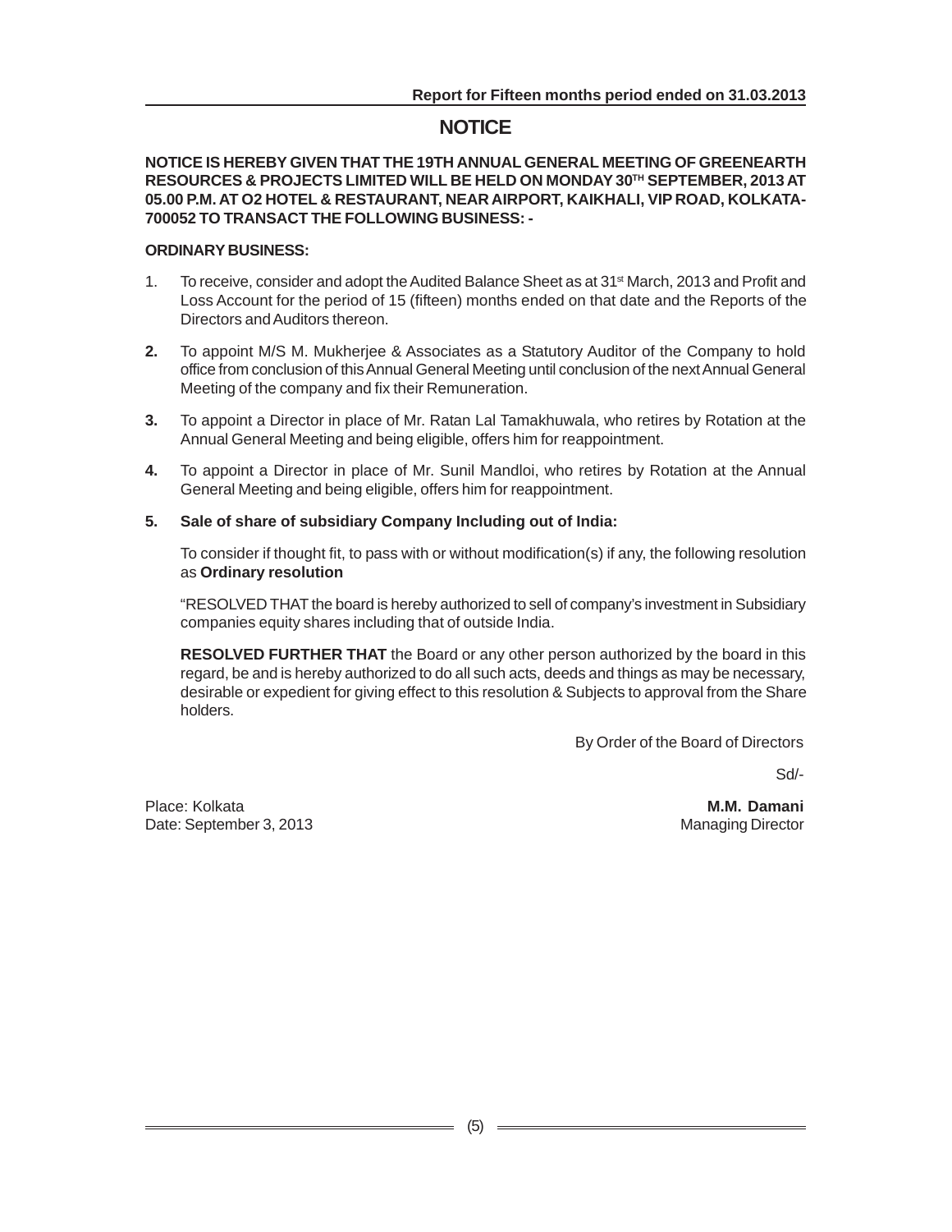# NOTICE

**NOTICE IS HEREBY GIVEN THAT THE 19TH ANNUAL GENERAL MEETING OF GREENEARTH RESOURCES & PROJECTS LIMITED WILL BE HELD ON MONDAY 30TH SEPTEMBER, 2013 AT 05.00 P.M. AT O2 HOTEL & RESTAURANT, NEAR AIRPORT, KAIKHALI, VIP ROAD, KOLKATA-700052 TO TRANSACT THE FOLLOWING BUSINESS: -**

**ORDINARY BUSINESS:**

1. To receive, consider and adopt the Audited Balance Sheet as at 31st March, 2013 and Profit and Loss Account for the period of 15 (fifteen) months ended on that date and the Reports of the Directors and Auditors thereon.

2. To appoint M/S M. Mukherjee & Associates as a Statutory Auditor of the Company to hold office from conclusion of this Annual General Meeting until conclusion of the next Annual General Meeting of the company and fix their Remuneration.

3. To appoint a Director in place of Mr. Ratan Lal Tamakhuwala, who retires by Rotation at the Annual General Meeting and being eligible, offers him for reappointment.

4. To appoint a Director in place of Mr. Sunil Mandloi, who retires by Rotation at the Annual General Meeting and being eligible, offers him for reappointment.

5. **Sale of share of subsidiary Company Including out of India:**

   To consider if thought fit, to pass with or without modification(s) if any, the following resolution as **Ordinary resolution**

   "RESOLVED THAT the board is hereby authorized to sell of company's investment in Subsidiary companies equity shares including that of outside India.

   **RESOLVED FURTHER THAT** the Board or any other person authorized by the board in this regard, be and is hereby authorized to do all such acts, deeds and things as may be necessary, desirable or expedient for giving effect to this resolution & Subjects to approval from the Share holders.

By Order of the Board of Directors

Sd/-

**M.M. Damani**
Managing Director

Place: Kolkata
Date: September 3, 2013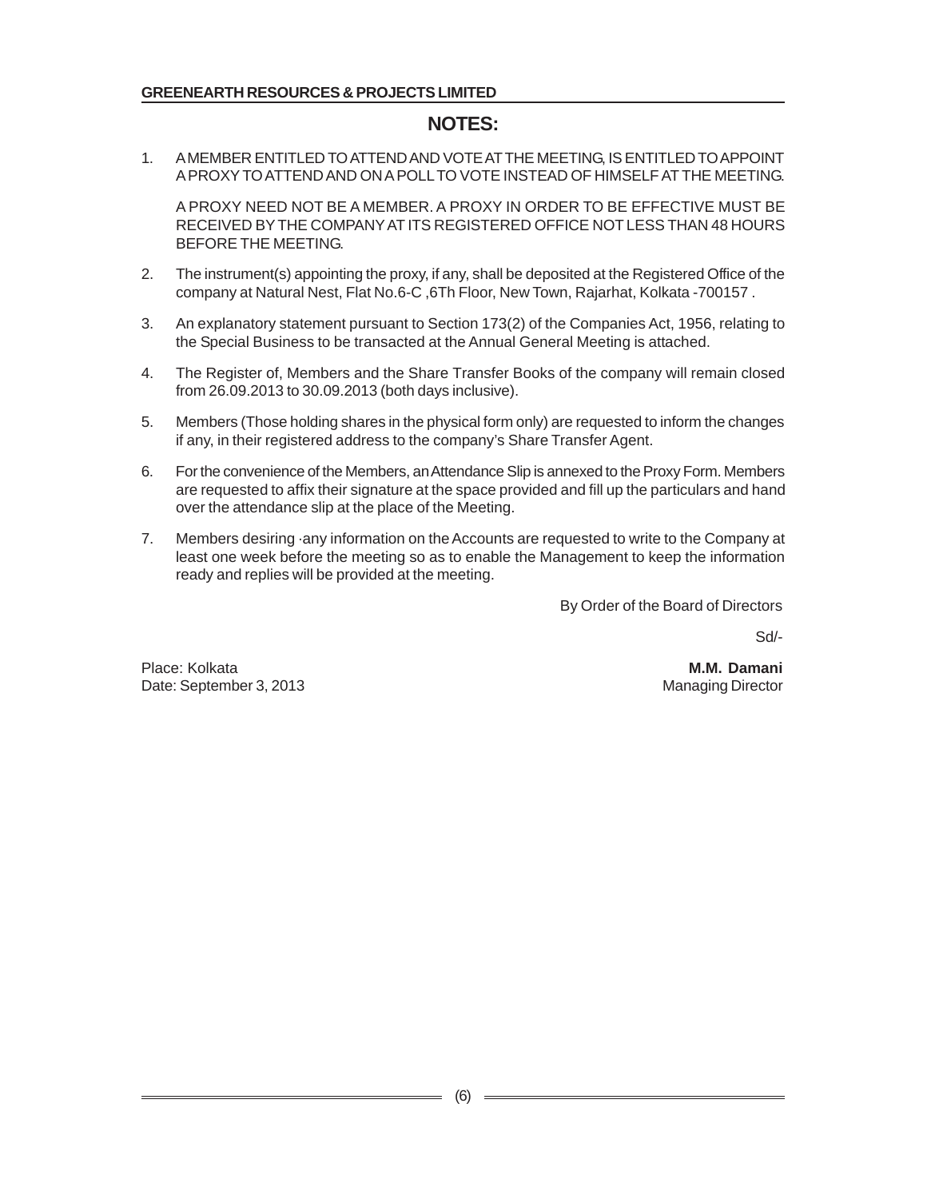## NOTES:

1. A MEMBER ENTITLED TO ATTEND AND VOTE AT THE MEETING, IS ENTITLED TO APPOINT A PROXY TO ATTEND AND ON A POLL TO VOTE INSTEAD OF HIMSELF AT THE MEETING.

   A PROXY NEED NOT BE A MEMBER. A PROXY IN ORDER TO BE EFFECTIVE MUST BE RECEIVED BY THE COMPANY AT ITS REGISTERED OFFICE NOT LESS THAN 48 HOURS BEFORE THE MEETING.

2. The instrument(s) appointing the proxy, if any, shall be deposited at the Registered Office of the company at Natural Nest, Flat No.6-C ,6Th Floor, New Town, Rajarhat, Kolkata -700157 .

3. An explanatory statement pursuant to Section 173(2) of the Companies Act, 1956, relating to the Special Business to be transacted at the Annual General Meeting is attached.

4. The Register of, Members and the Share Transfer Books of the company will remain closed from 26.09.2013 to 30.09.2013 (both days inclusive).

5. Members (Those holding shares in the physical form only) are requested to inform the changes if any, in their registered address to the company's Share Transfer Agent.

6. For the convenience of the Members, an Attendance Slip is annexed to the Proxy Form. Members are requested to affix their signature at the space provided and fill up the particulars and hand over the attendance slip at the place of the Meeting.

7. Members desiring ·any information on the Accounts are requested to write to the Company at least one week before the meeting so as to enable the Management to keep the information ready and replies will be provided at the meeting.

By Order of the Board of Directors

Sd/-

Place: Kolkata
Date: September 3, 2013

**M.M. Damani**
Managing Director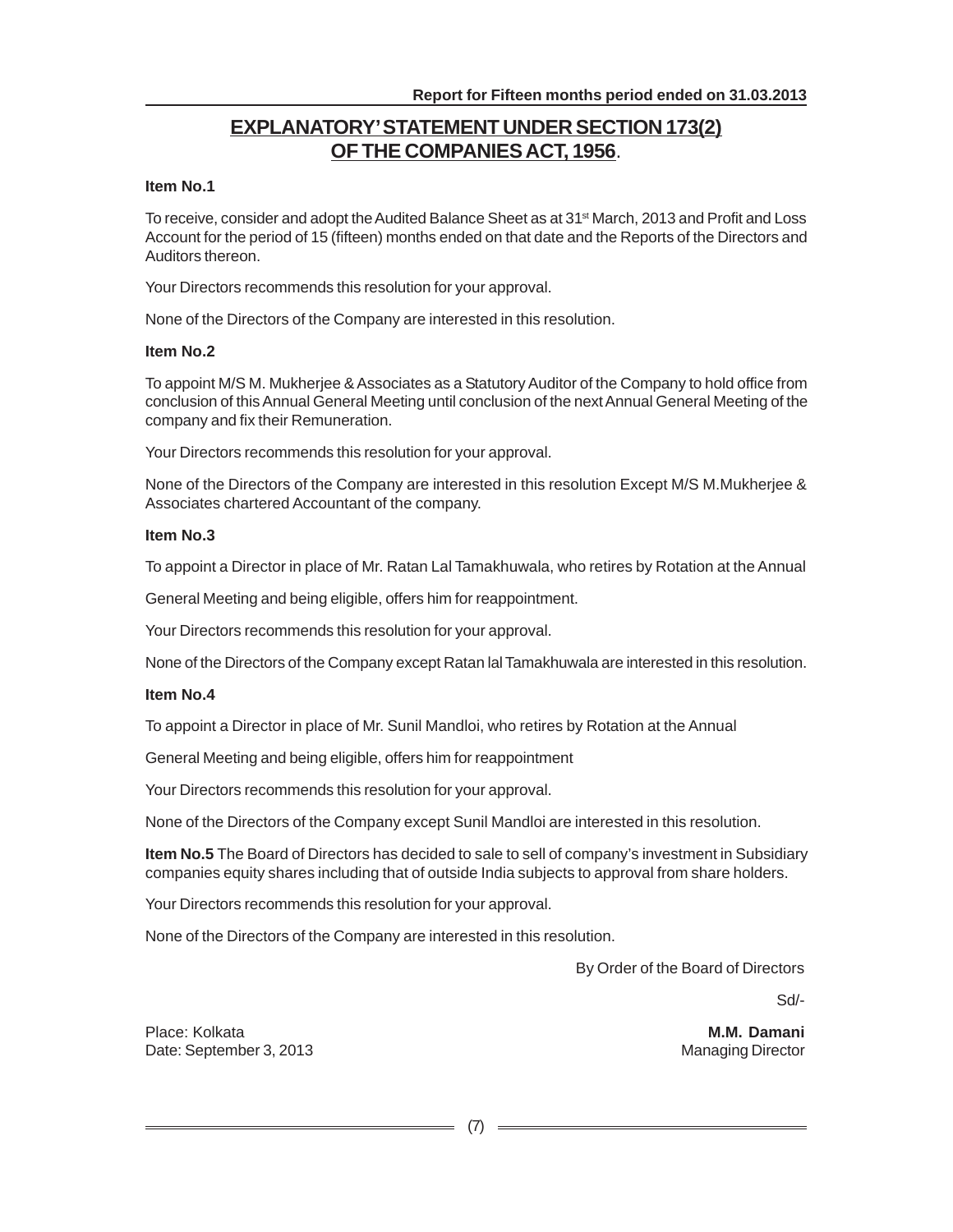# EXPLANATORY' STATEMENT UNDER SECTION 173(2) OF THE COMPANIES ACT, 1956.

**Item No.1**

To receive, consider and adopt the Audited Balance Sheet as at 31st March, 2013 and Profit and Loss Account for the period of 15 (fifteen) months ended on that date and the Reports of the Directors and Auditors thereon.

Your Directors recommends this resolution for your approval.

None of the Directors of the Company are interested in this resolution.

**Item No.2**

To appoint M/S M. Mukherjee & Associates as a Statutory Auditor of the Company to hold office from conclusion of this Annual General Meeting until conclusion of the next Annual General Meeting of the company and fix their Remuneration.

Your Directors recommends this resolution for your approval.

None of the Directors of the Company are interested in this resolution Except M/S M.Mukherjee & Associates chartered Accountant of the company.

**Item No.3**

To appoint a Director in place of Mr. Ratan Lal Tamakhuwala, who retires by Rotation at the Annual

General Meeting and being eligible, offers him for reappointment.

Your Directors recommends this resolution for your approval.

None of the Directors of the Company except Ratan lal Tamakhuwala are interested in this resolution.

**Item No.4**

To appoint a Director in place of Mr. Sunil Mandloi, who retires by Rotation at the Annual

General Meeting and being eligible, offers him for reappointment

Your Directors recommends this resolution for your approval.

None of the Directors of the Company except Sunil Mandloi are interested in this resolution.

**Item No.5** The Board of Directors has decided to sale to sell of company's investment in Subsidiary companies equity shares including that of outside India subjects to approval from share holders.

Your Directors recommends this resolution for your approval.

None of the Directors of the Company are interested in this resolution.

By Order of the Board of Directors

Sd/-

Place: Kolkata
Date: September 3, 2013

**M.M. Damani**
Managing Director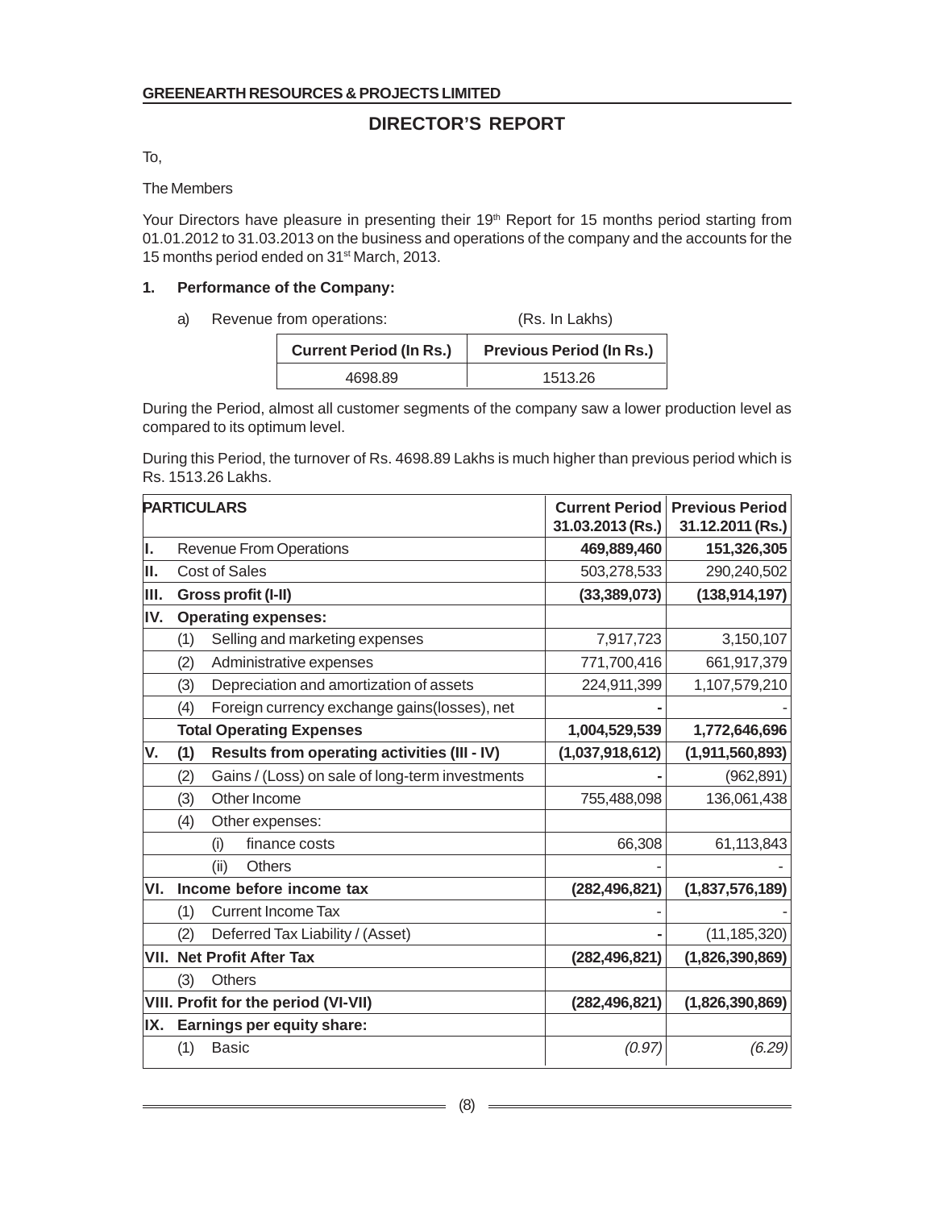GREENEARTH RESOURCES & PROJECTS LIMITED

# DIRECTOR'S REPORT

To,

The Members

Your Directors have pleasure in presenting their 19th Report for 15 months period starting from 01.01.2012 to 31.03.2013 on the business and operations of the company and the accounts for the 15 months period ended on 31st March, 2013.

**1. Performance of the Company:**

a) Revenue from operations: (Rs. In Lakhs)

| Current Period (In Rs.) | Previous Period (In Rs.) |
|---|---|
| 4698.89 | 1513.26 |

During the Period, almost all customer segments of the company saw a lower production level as compared to its optimum level.

During this Period, the turnover of Rs. 4698.89 Lakhs is much higher than previous period which is Rs. 1513.26 Lakhs.

| PARTICULARS | Current Period 31.03.2013 (Rs.) | Previous Period 31.12.2011 (Rs.) |
|---|---|---|
| I. Revenue From Operations | **469,889,460** | **151,326,305** |
| II. Cost of Sales | 503,278,533 | 290,240,502 |
| **III. Gross profit (I-II)** | **(33,389,073)** | **(138,914,197)** |
| **IV. Operating expenses:** | | |
| (1) Selling and marketing expenses | 7,917,723 | 3,150,107 |
| (2) Administrative expenses | 771,700,416 | 661,917,379 |
| (3) Depreciation and amortization of assets | 224,911,399 | 1,107,579,210 |
| (4) Foreign currency exchange gains(losses), net | - | - |
| **Total Operating Expenses** | **1,004,529,539** | **1,772,646,696** |
| **V. (1) Results from operating activities (III - IV)** | **(1,037,918,612)** | **(1,911,560,893)** |
| (2) Gains / (Loss) on sale of long-term investments | - | (962,891) |
| (3) Other Income | 755,488,098 | 136,061,438 |
| (4) Other expenses: | | |
| (i) finance costs | 66,308 | 61,113,843 |
| (ii) Others | - | - |
| **VI. Income before income tax** | **(282,496,821)** | **(1,837,576,189)** |
| (1) Current Income Tax | - | - |
| (2) Deferred Tax Liability / (Asset) | - | (11,185,320) |
| **VII. Net Profit After Tax** | **(282,496,821)** | **(1,826,390,869)** |
| (3) Others | | |
| **VIII. Profit for the period (VI-VII)** | **(282,496,821)** | **(1,826,390,869)** |
| **IX. Earnings per equity share:** | | |
| (1) Basic | *(0.97)* | *(6.29)* |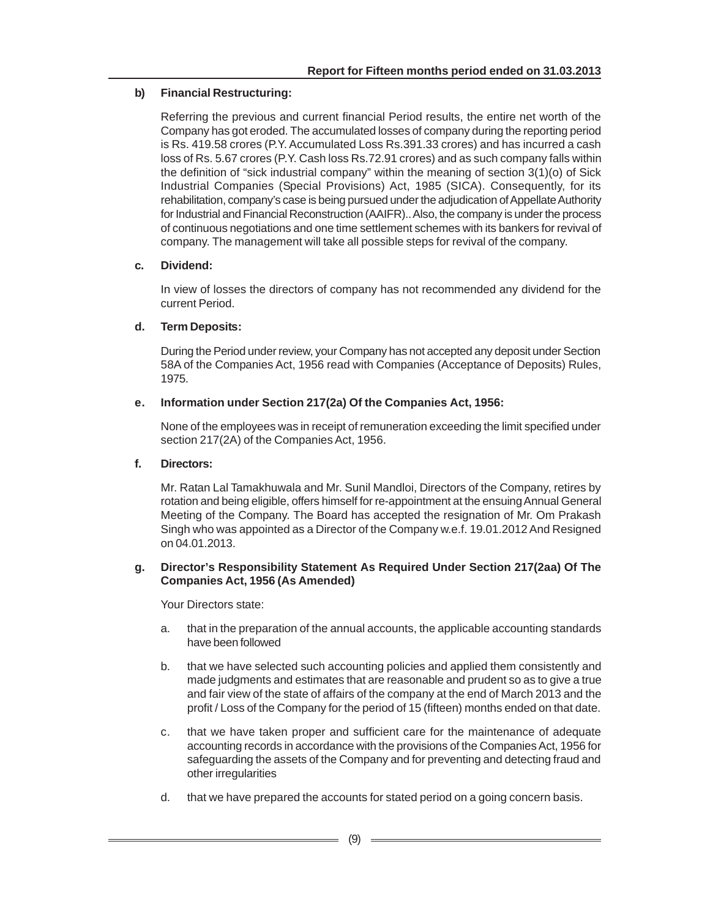**b) Financial Restructuring:**

Referring the previous and current financial Period results, the entire net worth of the Company has got eroded. The accumulated losses of company during the reporting period is Rs. 419.58 crores (P.Y. Accumulated Loss Rs.391.33 crores) and has incurred a cash loss of Rs. 5.67 crores (P.Y. Cash loss Rs.72.91 crores) and as such company falls within the definition of "sick industrial company" within the meaning of section 3(1)(o) of Sick Industrial Companies (Special Provisions) Act, 1985 (SICA). Consequently, for its rehabilitation, company's case is being pursued under the adjudication of Appellate Authority for Industrial and Financial Reconstruction (AAIFR).. Also, the company is under the process of continuous negotiations and one time settlement schemes with its bankers for revival of company. The management will take all possible steps for revival of the company.

**c. Dividend:**

In view of losses the directors of company has not recommended any dividend for the current Period.

**d. Term Deposits:**

During the Period under review, your Company has not accepted any deposit under Section 58A of the Companies Act, 1956 read with Companies (Acceptance of Deposits) Rules, 1975.

**e. Information under Section 217(2a) Of the Companies Act, 1956:**

None of the employees was in receipt of remuneration exceeding the limit specified under section 217(2A) of the Companies Act, 1956.

**f. Directors:**

Mr. Ratan Lal Tamakhuwala and Mr. Sunil Mandloi, Directors of the Company, retires by rotation and being eligible, offers himself for re-appointment at the ensuing Annual General Meeting of the Company. The Board has accepted the resignation of Mr. Om Prakash Singh who was appointed as a Director of the Company w.e.f. 19.01.2012 And Resigned on 04.01.2013.

**g. Director's Responsibility Statement As Required Under Section 217(2aa) Of The Companies Act, 1956 (As Amended)**

Your Directors state:

a. that in the preparation of the annual accounts, the applicable accounting standards have been followed

b. that we have selected such accounting policies and applied them consistently and made judgments and estimates that are reasonable and prudent so as to give a true and fair view of the state of affairs of the company at the end of March 2013 and the profit / Loss of the Company for the period of 15 (fifteen) months ended on that date.

c. that we have taken proper and sufficient care for the maintenance of adequate accounting records in accordance with the provisions of the Companies Act, 1956 for safeguarding the assets of the Company and for preventing and detecting fraud and other irregularities

d. that we have prepared the accounts for stated period on a going concern basis.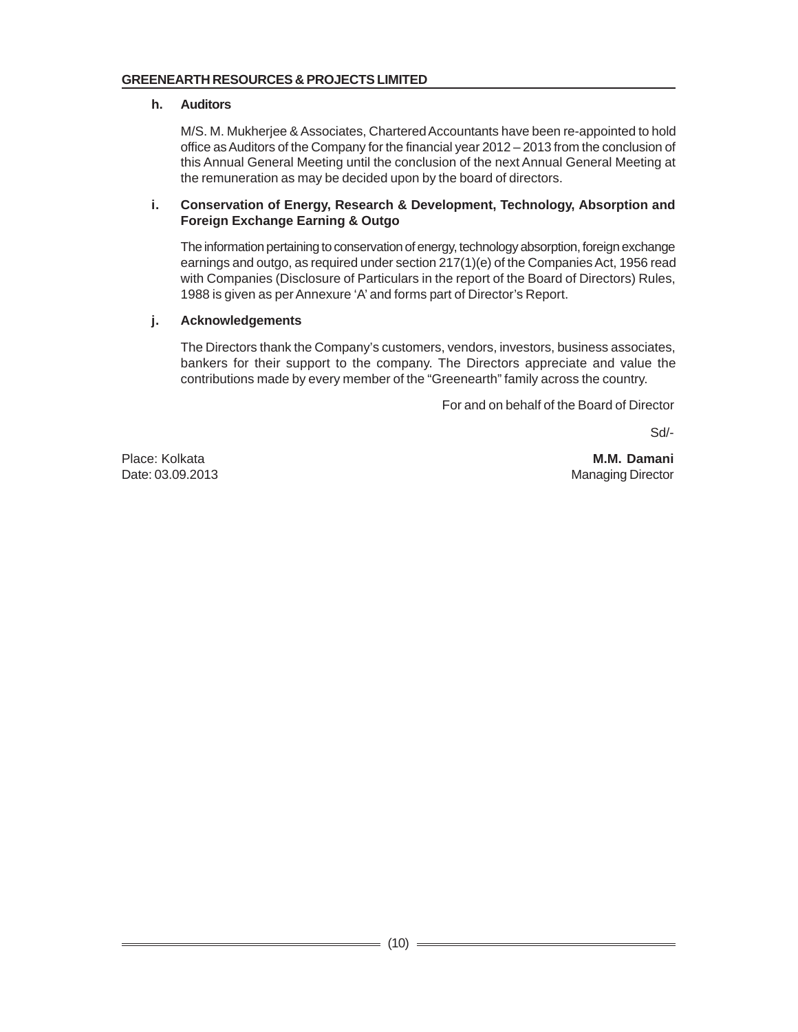#### h. Auditors

M/S. M. Mukherjee & Associates, Chartered Accountants have been re-appointed to hold office as Auditors of the Company for the financial year 2012 – 2013 from the conclusion of this Annual General Meeting until the conclusion of the next Annual General Meeting at the remuneration as may be decided upon by the board of directors.

#### i. Conservation of Energy, Research & Development, Technology, Absorption and Foreign Exchange Earning & Outgo

The information pertaining to conservation of energy, technology absorption, foreign exchange earnings and outgo, as required under section 217(1)(e) of the Companies Act, 1956 read with Companies (Disclosure of Particulars in the report of the Board of Directors) Rules, 1988 is given as per Annexure 'A' and forms part of Director's Report.

#### j. Acknowledgements

The Directors thank the Company's customers, vendors, investors, business associates, bankers for their support to the company. The Directors appreciate and value the contributions made by every member of the "Greenearth" family across the country.

For and on behalf of the Board of Director

Sd/-

Place: Kolkata
Date: 03.09.2013

**M.M. Damani**
Managing Director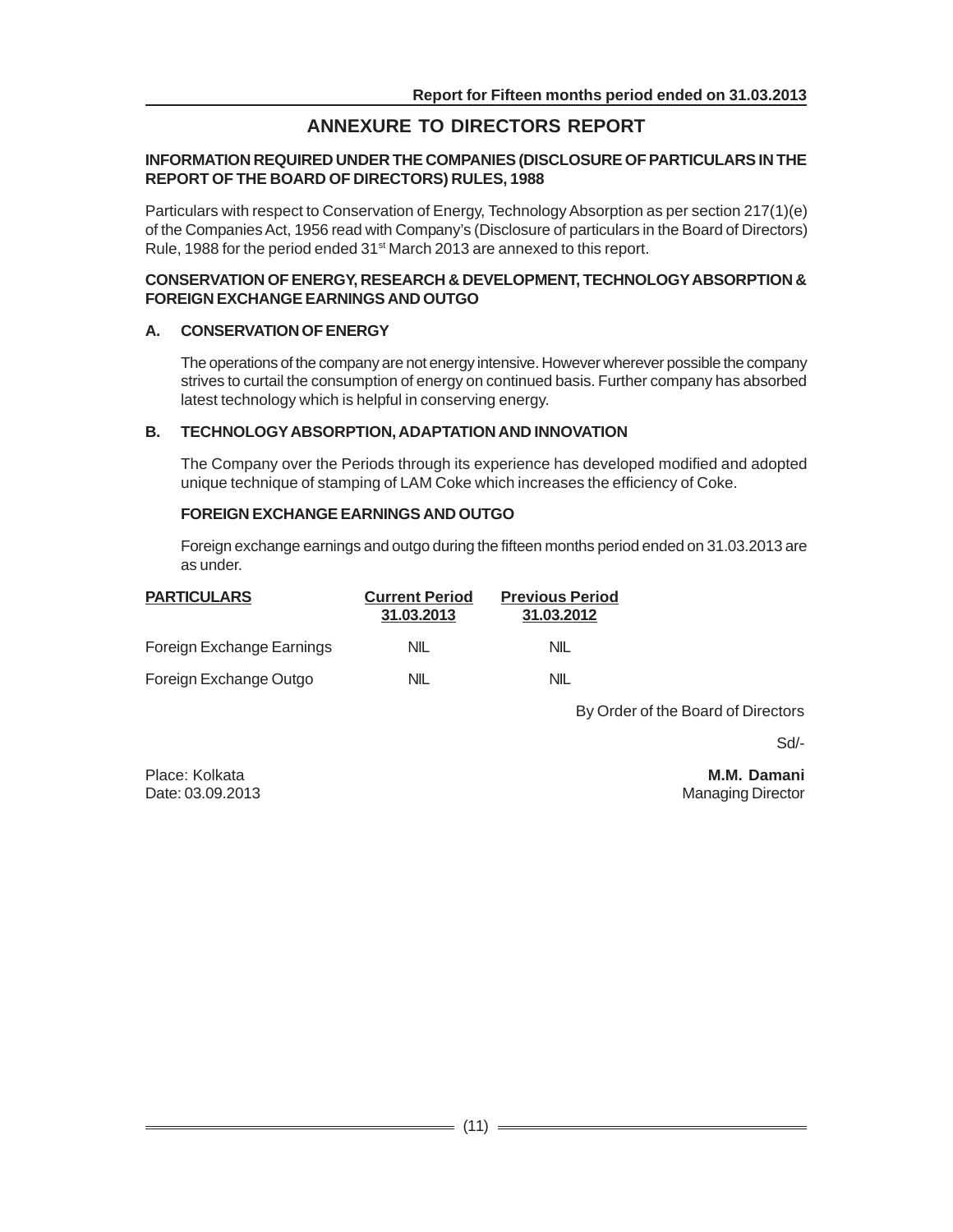# ANNEXURE TO DIRECTORS REPORT

**INFORMATION REQUIRED UNDER THE COMPANIES (DISCLOSURE OF PARTICULARS IN THE REPORT OF THE BOARD OF DIRECTORS) RULES, 1988**

Particulars with respect to Conservation of Energy, Technology Absorption as per section 217(1)(e) of the Companies Act, 1956 read with Company's (Disclosure of particulars in the Board of Directors) Rule, 1988 for the period ended 31st March 2013 are annexed to this report.

**CONSERVATION OF ENERGY, RESEARCH & DEVELOPMENT, TECHNOLOGY ABSORPTION & FOREIGN EXCHANGE EARNINGS AND OUTGO**

**A. CONSERVATION OF ENERGY**

The operations of the company are not energy intensive. However wherever possible the company strives to curtail the consumption of energy on continued basis. Further company has absorbed latest technology which is helpful in conserving energy.

**B. TECHNOLOGY ABSORPTION, ADAPTATION AND INNOVATION**

The Company over the Periods through its experience has developed modified and adopted unique technique of stamping of LAM Coke which increases the efficiency of Coke.

**FOREIGN EXCHANGE EARNINGS AND OUTGO**

Foreign exchange earnings and outgo during the fifteen months period ended on 31.03.2013 are as under.

| PARTICULARS | Current Period 31.03.2013 | Previous Period 31.03.2012 |
|---|---|---|
| Foreign Exchange Earnings | NIL | NIL |
| Foreign Exchange Outgo | NIL | NIL |

By Order of the Board of Directors

Sd/-

Place: Kolkata
Date: 03.09.2013

**M.M. Damani**
Managing Director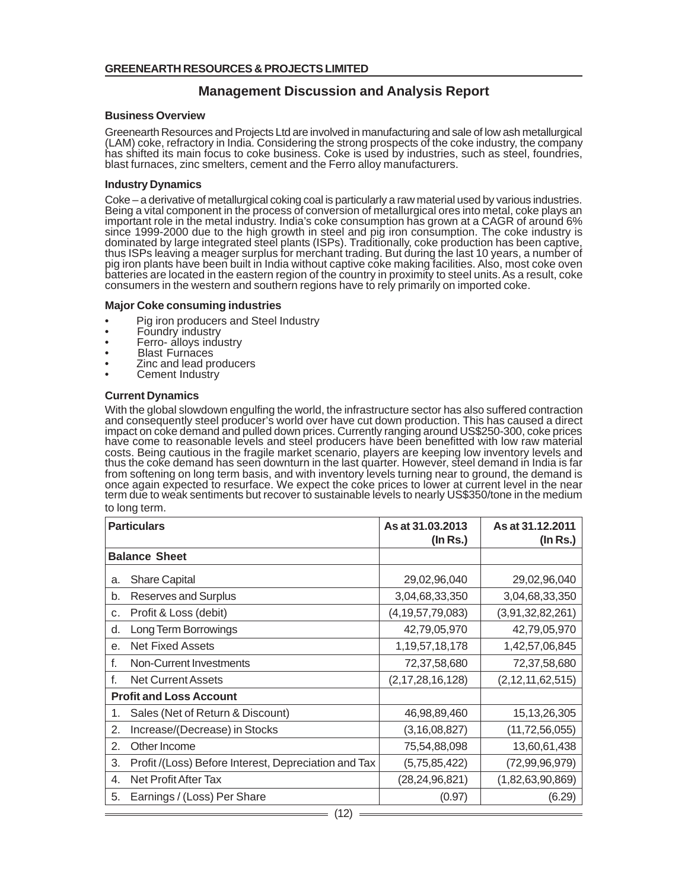## Management Discussion and Analysis Report

### Business Overview

Greenearth Resources and Projects Ltd are involved in manufacturing and sale of low ash metallurgical (LAM) coke, refractory in India. Considering the strong prospects of the coke industry, the company has shifted its main focus to coke business. Coke is used by industries, such as steel, foundries, blast furnaces, zinc smelters, cement and the Ferro alloy manufacturers.

### Industry Dynamics

Coke – a derivative of metallurgical coking coal is particularly a raw material used by various industries. Being a vital component in the process of conversion of metallurgical ores into metal, coke plays an important role in the metal industry. India's coke consumption has grown at a CAGR of around 6% since 1999-2000 due to the high growth in steel and pig iron consumption. The coke industry is dominated by large integrated steel plants (ISPs). Traditionally, coke production has been captive, thus ISPs leaving a meager surplus for merchant trading. But during the last 10 years, a number of pig iron plants have been built in India without captive coke making facilities. Also, most coke oven batteries are located in the eastern region of the country in proximity to steel units. As a result, coke consumers in the western and southern regions have to rely primarily on imported coke.

### Major Coke consuming industries

- Pig iron producers and Steel Industry
- Foundry industry
- Ferro- alloys industry
- Blast Furnaces
- Zinc and lead producers
- Cement Industry

### Current Dynamics

With the global slowdown engulfing the world, the infrastructure sector has also suffered contraction and consequently steel producer's world over have cut down production. This has caused a direct impact on coke demand and pulled down prices. Currently ranging around US$250-300, coke prices have come to reasonable levels and steel producers have been benefitted with low raw material costs. Being cautious in the fragile market scenario, players are keeping low inventory levels and thus the coke demand has seen downturn in the last quarter. However, steel demand in India is far from softening on long term basis, and with inventory levels turning near to ground, the demand is once again expected to resurface. We expect the coke prices to lower at current level in the near term due to weak sentiments but recover to sustainable levels to nearly US$350/tone in the medium to long term.

| Particulars | As at 31.03.2013 (In Rs.) | As at 31.12.2011 (In Rs.) |
|---|---|---|
| **Balance Sheet** | | |
| a. Share Capital | 29,02,96,040 | 29,02,96,040 |
| b. Reserves and Surplus | 3,04,68,33,350 | 3,04,68,33,350 |
| c. Profit & Loss (debit) | (4,19,57,79,083) | (3,91,32,82,261) |
| d. Long Term Borrowings | 42,79,05,970 | 42,79,05,970 |
| e. Net Fixed Assets | 1,19,57,18,178 | 1,42,57,06,845 |
| f. Non-Current Investments | 72,37,58,680 | 72,37,58,680 |
| f. Net Current Assets | (2,17,28,16,128) | (2,12,11,62,515) |
| **Profit and Loss Account** | | |
| 1. Sales (Net of Return & Discount) | 46,98,89,460 | 15,13,26,305 |
| 2. Increase/(Decrease) in Stocks | (3,16,08,827) | (11,72,56,055) |
| 2. Other Income | 75,54,88,098 | 13,60,61,438 |
| 3. Profit /(Loss) Before Interest, Depreciation and Tax | (5,75,85,422) | (72,99,96,979) |
| 4. Net Profit After Tax | (28,24,96,821) | (1,82,63,90,869) |
| 5. Earnings / (Loss) Per Share | (0.97) | (6.29) |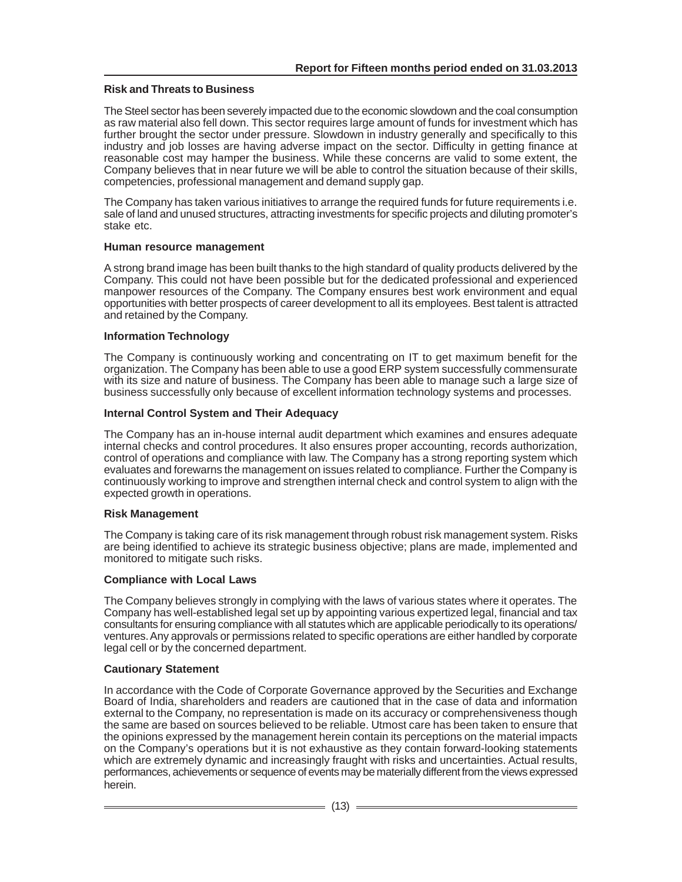### Risk and Threats to Business

The Steel sector has been severely impacted due to the economic slowdown and the coal consumption as raw material also fell down. This sector requires large amount of funds for investment which has further brought the sector under pressure. Slowdown in industry generally and specifically to this industry and job losses are having adverse impact on the sector. Difficulty in getting finance at reasonable cost may hamper the business. While these concerns are valid to some extent, the Company believes that in near future we will be able to control the situation because of their skills, competencies, professional management and demand supply gap.

The Company has taken various initiatives to arrange the required funds for future requirements i.e. sale of land and unused structures, attracting investments for specific projects and diluting promoter's stake etc.

### Human resource management

A strong brand image has been built thanks to the high standard of quality products delivered by the Company. This could not have been possible but for the dedicated professional and experienced manpower resources of the Company. The Company ensures best work environment and equal opportunities with better prospects of career development to all its employees. Best talent is attracted and retained by the Company.

### Information Technology

The Company is continuously working and concentrating on IT to get maximum benefit for the organization. The Company has been able to use a good ERP system successfully commensurate with its size and nature of business. The Company has been able to manage such a large size of business successfully only because of excellent information technology systems and processes.

### Internal Control System and Their Adequacy

The Company has an in-house internal audit department which examines and ensures adequate internal checks and control procedures. It also ensures proper accounting, records authorization, control of operations and compliance with law. The Company has a strong reporting system which evaluates and forewarns the management on issues related to compliance. Further the Company is continuously working to improve and strengthen internal check and control system to align with the expected growth in operations.

### Risk Management

The Company is taking care of its risk management through robust risk management system. Risks are being identified to achieve its strategic business objective; plans are made, implemented and monitored to mitigate such risks.

### Compliance with Local Laws

The Company believes strongly in complying with the laws of various states where it operates. The Company has well-established legal set up by appointing various expertized legal, financial and tax consultants for ensuring compliance with all statutes which are applicable periodically to its operations/ ventures. Any approvals or permissions related to specific operations are either handled by corporate legal cell or by the concerned department.

### Cautionary Statement

In accordance with the Code of Corporate Governance approved by the Securities and Exchange Board of India, shareholders and readers are cautioned that in the case of data and information external to the Company, no representation is made on its accuracy or comprehensiveness though the same are based on sources believed to be reliable. Utmost care has been taken to ensure that the opinions expressed by the management herein contain its perceptions on the material impacts on the Company's operations but it is not exhaustive as they contain forward-looking statements which are extremely dynamic and increasingly fraught with risks and uncertainties. Actual results, performances, achievements or sequence of events may be materially different from the views expressed herein.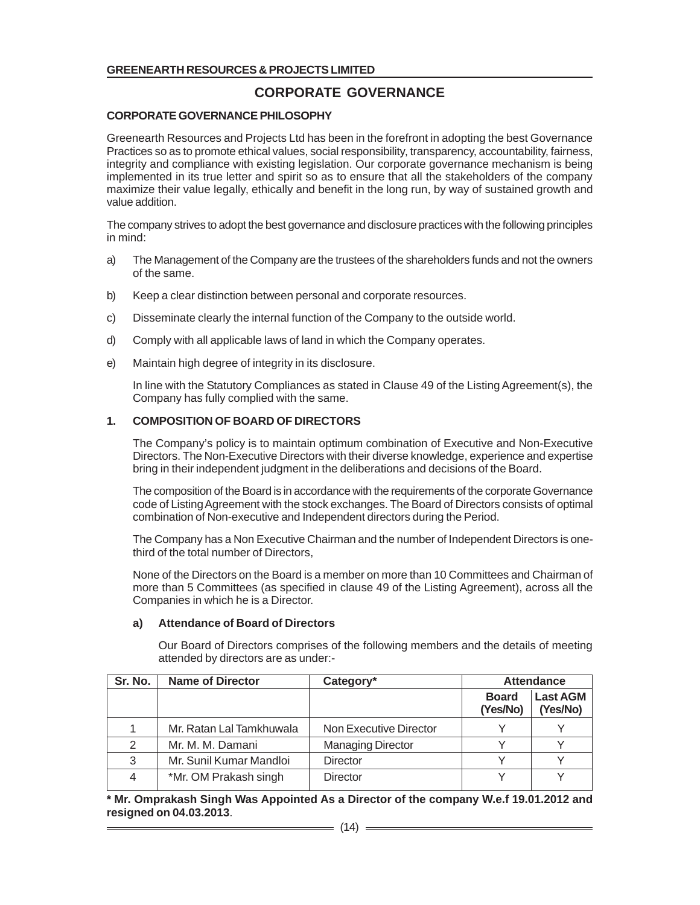## CORPORATE GOVERNANCE

### CORPORATE GOVERNANCE PHILOSOPHY

Greenearth Resources and Projects Ltd has been in the forefront in adopting the best Governance Practices so as to promote ethical values, social responsibility, transparency, accountability, fairness, integrity and compliance with existing legislation. Our corporate governance mechanism is being implemented in its true letter and spirit so as to ensure that all the stakeholders of the company maximize their value legally, ethically and benefit in the long run, by way of sustained growth and value addition.

The company strives to adopt the best governance and disclosure practices with the following principles in mind:

a) The Management of the Company are the trustees of the shareholders funds and not the owners of the same.

b) Keep a clear distinction between personal and corporate resources.

c) Disseminate clearly the internal function of the Company to the outside world.

d) Comply with all applicable laws of land in which the Company operates.

e) Maintain high degree of integrity in its disclosure.

In line with the Statutory Compliances as stated in Clause 49 of the Listing Agreement(s), the Company has fully complied with the same.

### 1. COMPOSITION OF BOARD OF DIRECTORS

The Company's policy is to maintain optimum combination of Executive and Non-Executive Directors. The Non-Executive Directors with their diverse knowledge, experience and expertise bring in their independent judgment in the deliberations and decisions of the Board.

The composition of the Board is in accordance with the requirements of the corporate Governance code of Listing Agreement with the stock exchanges. The Board of Directors consists of optimal combination of Non-executive and Independent directors during the Period.

The Company has a Non Executive Chairman and the number of Independent Directors is one-third of the total number of Directors,

None of the Directors on the Board is a member on more than 10 Committees and Chairman of more than 5 Committees (as specified in clause 49 of the Listing Agreement), across all the Companies in which he is a Director.

**a) Attendance of Board of Directors**

Our Board of Directors comprises of the following members and the details of meeting attended by directors are as under:-

| Sr. No. | Name of Director | Category* | Attendance | |
|---|---|---|---|---|
| | | | Board (Yes/No) | Last AGM (Yes/No) |
| 1 | Mr. Ratan Lal Tamkhuwala | Non Executive Director | Y | Y |
| 2 | Mr. M. M. Damani | Managing Director | Y | Y |
| 3 | Mr. Sunil Kumar Mandloi | Director | Y | Y |
| 4 | *Mr. OM Prakash singh | Director | Y | Y |

**\* Mr. Omprakash Singh Was Appointed As a Director of the company W.e.f 19.01.2012 and resigned on 04.03.2013**.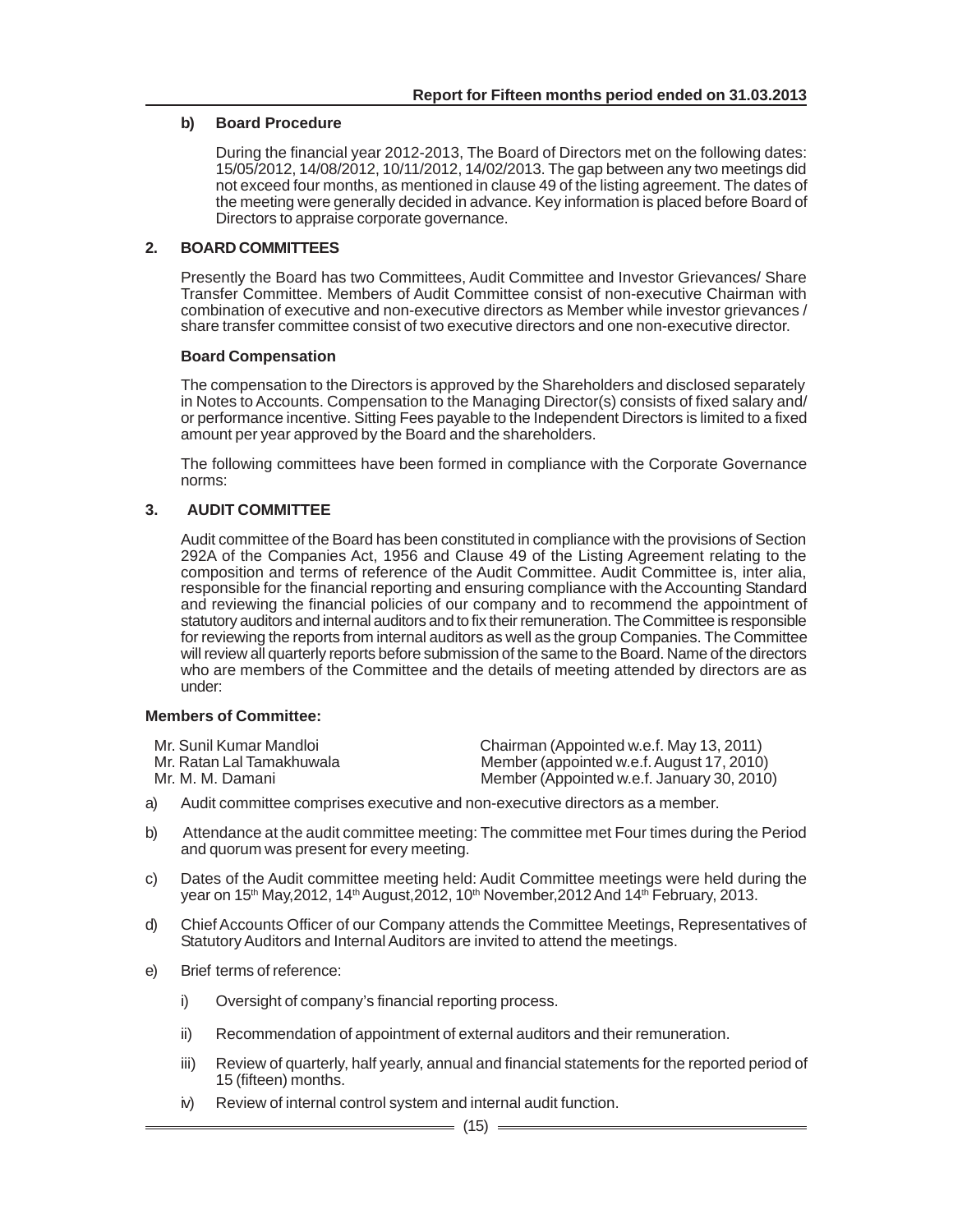**b) Board Procedure**

During the financial year 2012-2013, The Board of Directors met on the following dates: 15/05/2012, 14/08/2012, 10/11/2012, 14/02/2013. The gap between any two meetings did not exceed four months, as mentioned in clause 49 of the listing agreement. The dates of the meeting were generally decided in advance. Key information is placed before Board of Directors to appraise corporate governance.

## 2. BOARD COMMITTEES

Presently the Board has two Committees, Audit Committee and Investor Grievances/ Share Transfer Committee. Members of Audit Committee consist of non-executive Chairman with combination of executive and non-executive directors as Member while investor grievances / share transfer committee consist of two executive directors and one non-executive director.

**Board Compensation**

The compensation to the Directors is approved by the Shareholders and disclosed separately in Notes to Accounts. Compensation to the Managing Director(s) consists of fixed salary and/ or performance incentive. Sitting Fees payable to the Independent Directors is limited to a fixed amount per year approved by the Board and the shareholders.

The following committees have been formed in compliance with the Corporate Governance norms:

## 3. AUDIT COMMITTEE

Audit committee of the Board has been constituted in compliance with the provisions of Section 292A of the Companies Act, 1956 and Clause 49 of the Listing Agreement relating to the composition and terms of reference of the Audit Committee. Audit Committee is, inter alia, responsible for the financial reporting and ensuring compliance with the Accounting Standard and reviewing the financial policies of our company and to recommend the appointment of statutory auditors and internal auditors and to fix their remuneration. The Committee is responsible for reviewing the reports from internal auditors as well as the group Companies. The Committee will review all quarterly reports before submission of the same to the Board. Name of the directors who are members of the Committee and the details of meeting attended by directors are as under:

**Members of Committee:**

| | |
|---|---|
| Mr. Sunil Kumar Mandloi | Chairman (Appointed w.e.f. May 13, 2011) |
| Mr. Ratan Lal Tamakhuwala | Member (appointed w.e.f. August 17, 2010) |
| Mr. M. M. Damani | Member (Appointed w.e.f. January 30, 2010) |

a) Audit committee comprises executive and non-executive directors as a member.

b) Attendance at the audit committee meeting: The committee met Four times during the Period and quorum was present for every meeting.

c) Dates of the Audit committee meeting held: Audit Committee meetings were held during the year on 15th May,2012, 14th August,2012, 10th November,2012 And 14th February, 2013.

d) Chief Accounts Officer of our Company attends the Committee Meetings, Representatives of Statutory Auditors and Internal Auditors are invited to attend the meetings.

e) Brief terms of reference:

   i) Oversight of company's financial reporting process.

   ii) Recommendation of appointment of external auditors and their remuneration.

   iii) Review of quarterly, half yearly, annual and financial statements for the reported period of 15 (fifteen) months.

   iv) Review of internal control system and internal audit function.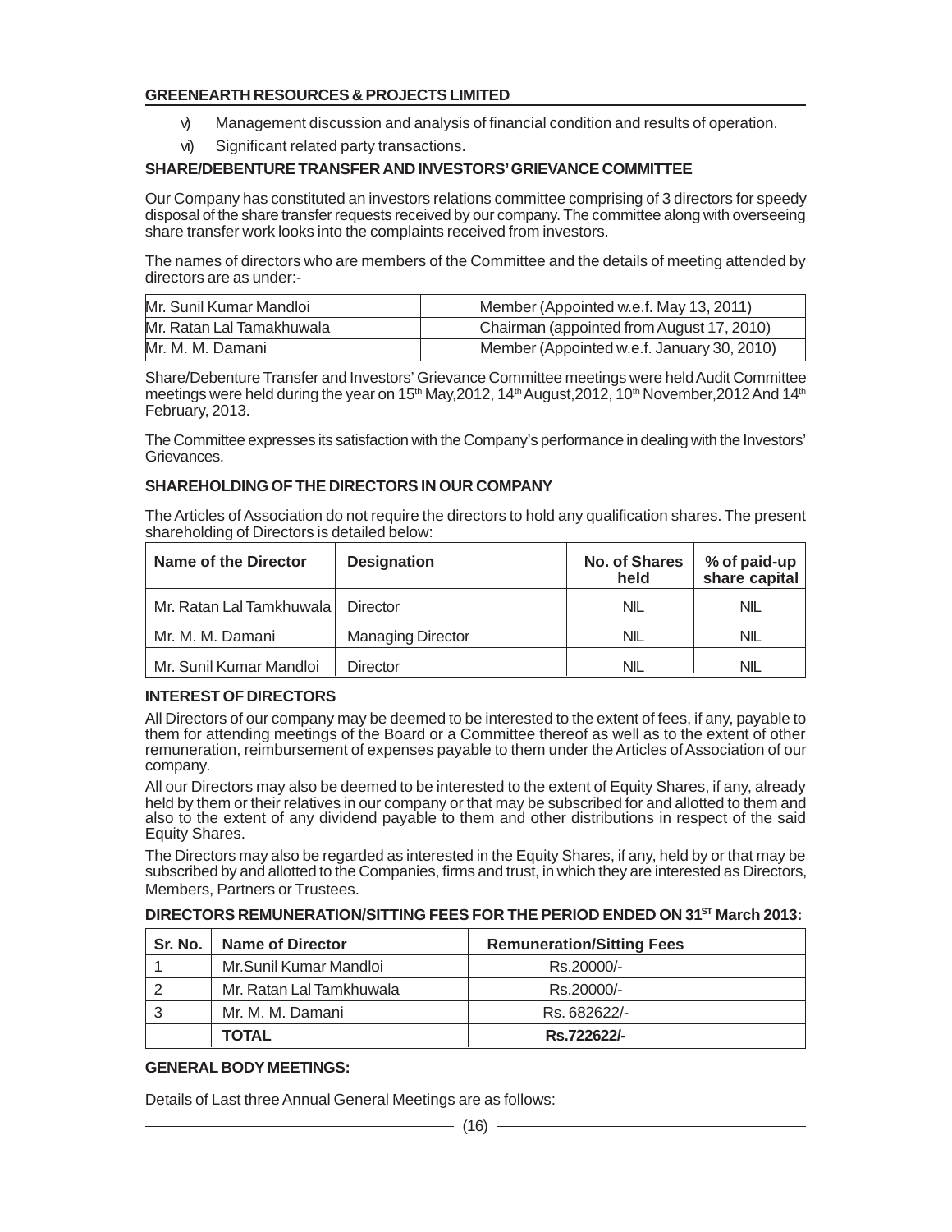v) Management discussion and analysis of financial condition and results of operation.

vi) Significant related party transactions.

**SHARE/DEBENTURE TRANSFER AND INVESTORS' GRIEVANCE COMMITTEE**

Our Company has constituted an investors relations committee comprising of 3 directors for speedy disposal of the share transfer requests received by our company. The committee along with overseeing share transfer work looks into the complaints received from investors.

The names of directors who are members of the Committee and the details of meeting attended by directors are as under:-

| | |
|---|---|
| Mr. Sunil Kumar Mandloi | Member (Appointed w.e.f. May 13, 2011) |
| Mr. Ratan Lal Tamakhuwala | Chairman (appointed from August 17, 2010) |
| Mr. M. M. Damani | Member (Appointed w.e.f. January 30, 2010) |

Share/Debenture Transfer and Investors' Grievance Committee meetings were held Audit Committee meetings were held during the year on 15th May,2012, 14th August,2012, 10th November,2012 And 14th February, 2013.

The Committee expresses its satisfaction with the Company's performance in dealing with the Investors' Grievances.

**SHAREHOLDING OF THE DIRECTORS IN OUR COMPANY**

The Articles of Association do not require the directors to hold any qualification shares. The present shareholding of Directors is detailed below:

| Name of the Director | Designation | No. of Shares held | % of paid-up share capital |
|---|---|---|---|
| Mr. Ratan Lal Tamkhuwala | Director | NIL | NIL |
| Mr. M. M. Damani | Managing Director | NIL | NIL |
| Mr. Sunil Kumar Mandloi | Director | NIL | NIL |

**INTEREST OF DIRECTORS**

All Directors of our company may be deemed to be interested to the extent of fees, if any, payable to them for attending meetings of the Board or a Committee thereof as well as to the extent of other remuneration, reimbursement of expenses payable to them under the Articles of Association of our company.

All our Directors may also be deemed to be interested to the extent of Equity Shares, if any, already held by them or their relatives in our company or that may be subscribed for and allotted to them and also to the extent of any dividend payable to them and other distributions in respect of the said Equity Shares.

The Directors may also be regarded as interested in the Equity Shares, if any, held by or that may be subscribed by and allotted to the Companies, firms and trust, in which they are interested as Directors, Members, Partners or Trustees.

**DIRECTORS REMUNERATION/SITTING FEES FOR THE PERIOD ENDED ON 31ST March 2013:**

| Sr. No. | Name of Director | Remuneration/Sitting Fees |
|---|---|---|
| 1 | Mr.Sunil Kumar Mandloi | Rs.20000/- |
| 2 | Mr. Ratan Lal Tamkhuwala | Rs.20000/- |
| 3 | Mr. M. M. Damani | Rs. 682622/- |
| | **TOTAL** | **Rs.722622/-** |

**GENERAL BODY MEETINGS:**

Details of Last three Annual General Meetings are as follows: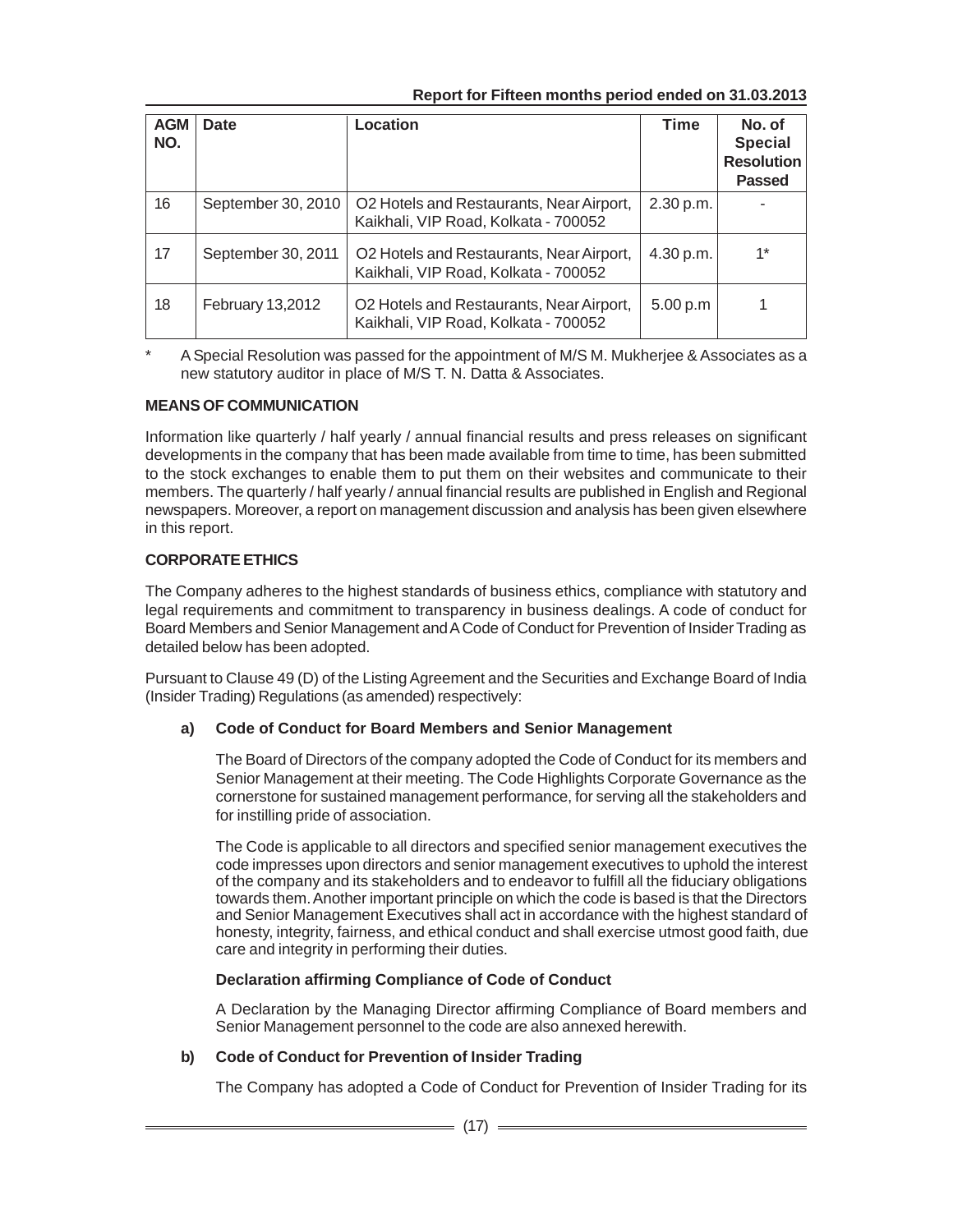| AGM NO. | Date | Location | Time | No. of Special Resolution Passed |
|---|---|---|---|---|
| 16 | September 30, 2010 | O2 Hotels and Restaurants, Near Airport, Kaikhali, VIP Road, Kolkata - 700052 | 2.30 p.m. | - |
| 17 | September 30, 2011 | O2 Hotels and Restaurants, Near Airport, Kaikhali, VIP Road, Kolkata - 700052 | 4.30 p.m. | 1* |
| 18 | February 13,2012 | O2 Hotels and Restaurants, Near Airport, Kaikhali, VIP Road, Kolkata - 700052 | 5.00 p.m | 1 |

\* A Special Resolution was passed for the appointment of M/S M. Mukherjee & Associates as a new statutory auditor in place of M/S T. N. Datta & Associates.

**MEANS OF COMMUNICATION**

Information like quarterly / half yearly / annual financial results and press releases on significant developments in the company that has been made available from time to time, has been submitted to the stock exchanges to enable them to put them on their websites and communicate to their members. The quarterly / half yearly / annual financial results are published in English and Regional newspapers. Moreover, a report on management discussion and analysis has been given elsewhere in this report.

**CORPORATE ETHICS**

The Company adheres to the highest standards of business ethics, compliance with statutory and legal requirements and commitment to transparency in business dealings. A code of conduct for Board Members and Senior Management and A Code of Conduct for Prevention of Insider Trading as detailed below has been adopted.

Pursuant to Clause 49 (D) of the Listing Agreement and the Securities and Exchange Board of India (Insider Trading) Regulations (as amended) respectively:

**a) Code of Conduct for Board Members and Senior Management**

The Board of Directors of the company adopted the Code of Conduct for its members and Senior Management at their meeting. The Code Highlights Corporate Governance as the cornerstone for sustained management performance, for serving all the stakeholders and for instilling pride of association.

The Code is applicable to all directors and specified senior management executives the code impresses upon directors and senior management executives to uphold the interest of the company and its stakeholders and to endeavor to fulfill all the fiduciary obligations towards them. Another important principle on which the code is based is that the Directors and Senior Management Executives shall act in accordance with the highest standard of honesty, integrity, fairness, and ethical conduct and shall exercise utmost good faith, due care and integrity in performing their duties.

**Declaration affirming Compliance of Code of Conduct**

A Declaration by the Managing Director affirming Compliance of Board members and Senior Management personnel to the code are also annexed herewith.

**b) Code of Conduct for Prevention of Insider Trading**

The Company has adopted a Code of Conduct for Prevention of Insider Trading for its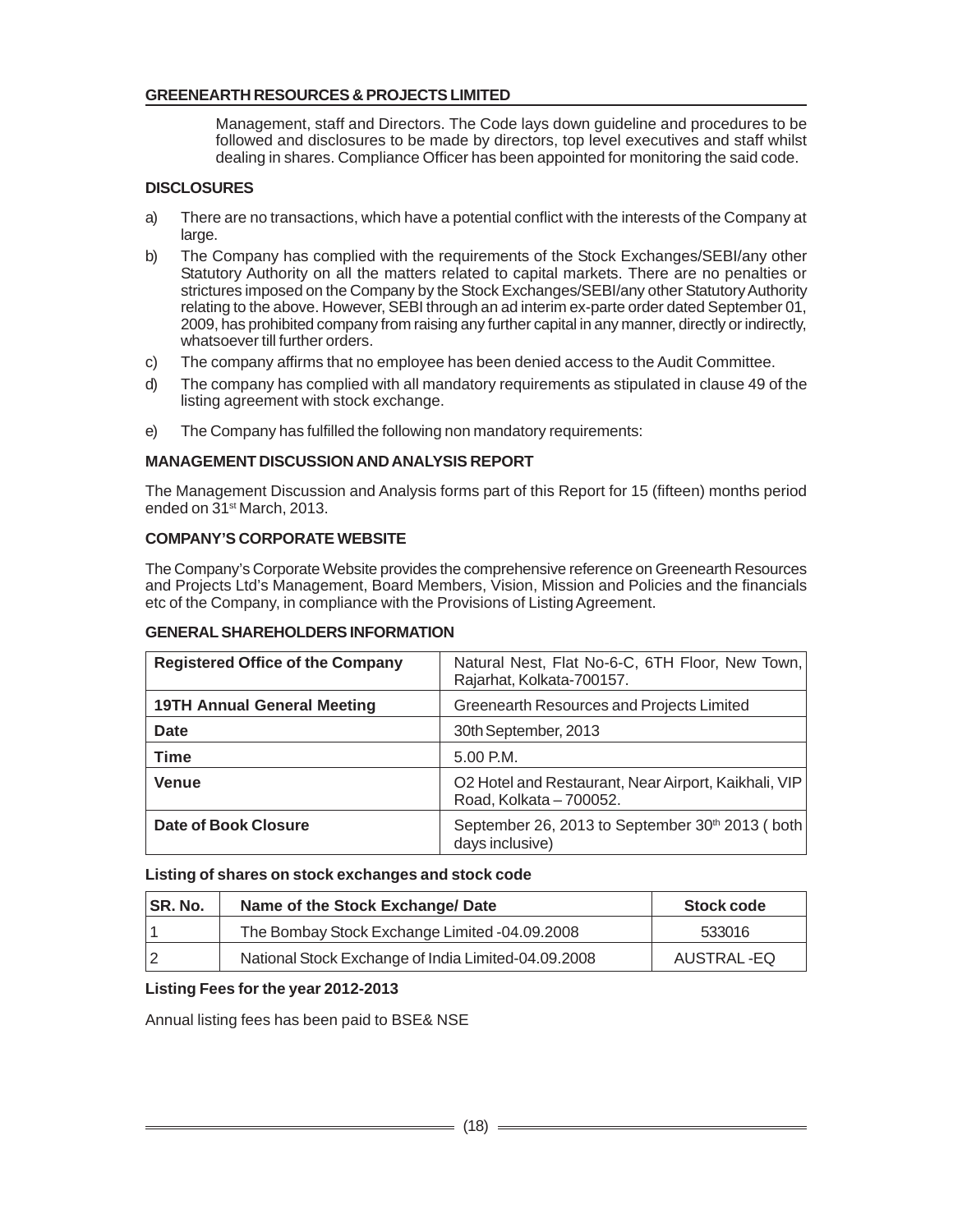Management, staff and Directors. The Code lays down guideline and procedures to be followed and disclosures to be made by directors, top level executives and staff whilst dealing in shares. Compliance Officer has been appointed for monitoring the said code.

**DISCLOSURES**

a) There are no transactions, which have a potential conflict with the interests of the Company at large.

b) The Company has complied with the requirements of the Stock Exchanges/SEBI/any other Statutory Authority on all the matters related to capital markets. There are no penalties or strictures imposed on the Company by the Stock Exchanges/SEBI/any other Statutory Authority relating to the above. However, SEBI through an ad interim ex-parte order dated September 01, 2009, has prohibited company from raising any further capital in any manner, directly or indirectly, whatsoever till further orders.

c) The company affirms that no employee has been denied access to the Audit Committee.

d) The company has complied with all mandatory requirements as stipulated in clause 49 of the listing agreement with stock exchange.

e) The Company has fulfilled the following non mandatory requirements:

**MANAGEMENT DISCUSSION AND ANALYSIS REPORT**

The Management Discussion and Analysis forms part of this Report for 15 (fifteen) months period ended on 31st March, 2013.

**COMPANY'S CORPORATE WEBSITE**

The Company's Corporate Website provides the comprehensive reference on Greenearth Resources and Projects Ltd's Management, Board Members, Vision, Mission and Policies and the financials etc of the Company, in compliance with the Provisions of Listing Agreement.

**GENERAL SHAREHOLDERS INFORMATION**

| | |
|---|---|
| **Registered Office of the Company** | Natural Nest, Flat No-6-C, 6TH Floor, New Town, Rajarhat, Kolkata-700157. |
| **19TH Annual General Meeting** | Greenearth Resources and Projects Limited |
| **Date** | 30th September, 2013 |
| **Time** | 5.00 P.M. |
| **Venue** | O2 Hotel and Restaurant, Near Airport, Kaikhali, VIP Road, Kolkata – 700052. |
| **Date of Book Closure** | September 26, 2013 to September 30th 2013 ( both days inclusive) |

**Listing of shares on stock exchanges and stock code**

| SR. No. | Name of the Stock Exchange/ Date | Stock code |
|---|---|---|
| 1 | The Bombay Stock Exchange Limited -04.09.2008 | 533016 |
| 2 | National Stock Exchange of India Limited-04.09.2008 | AUSTRAL -EQ |

**Listing Fees for the year 2012-2013**

Annual listing fees has been paid to BSE& NSE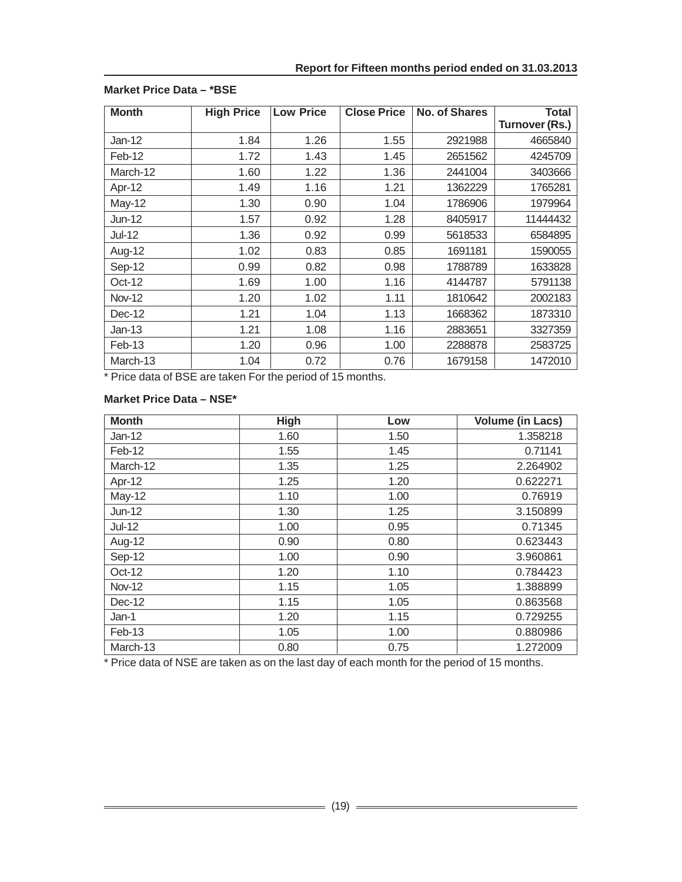**Market Price Data – *BSE**

| Month | High Price | Low Price | Close Price | No. of Shares | Total Turnover (Rs.) |
|---|---|---|---|---|---|
| Jan-12 | 1.84 | 1.26 | 1.55 | 2921988 | 4665840 |
| Feb-12 | 1.72 | 1.43 | 1.45 | 2651562 | 4245709 |
| March-12 | 1.60 | 1.22 | 1.36 | 2441004 | 3403666 |
| Apr-12 | 1.49 | 1.16 | 1.21 | 1362229 | 1765281 |
| May-12 | 1.30 | 0.90 | 1.04 | 1786906 | 1979964 |
| Jun-12 | 1.57 | 0.92 | 1.28 | 8405917 | 11444432 |
| Jul-12 | 1.36 | 0.92 | 0.99 | 5618533 | 6584895 |
| Aug-12 | 1.02 | 0.83 | 0.85 | 1691181 | 1590055 |
| Sep-12 | 0.99 | 0.82 | 0.98 | 1788789 | 1633828 |
| Oct-12 | 1.69 | 1.00 | 1.16 | 4144787 | 5791138 |
| Nov-12 | 1.20 | 1.02 | 1.11 | 1810642 | 2002183 |
| Dec-12 | 1.21 | 1.04 | 1.13 | 1668362 | 1873310 |
| Jan-13 | 1.21 | 1.08 | 1.16 | 2883651 | 3327359 |
| Feb-13 | 1.20 | 0.96 | 1.00 | 2288878 | 2583725 |
| March-13 | 1.04 | 0.72 | 0.76 | 1679158 | 1472010 |

* Price data of BSE are taken For the period of 15 months.

**Market Price Data – NSE***

| Month | High | Low | Volume (in Lacs) |
|---|---|---|---|
| Jan-12 | 1.60 | 1.50 | 1.358218 |
| Feb-12 | 1.55 | 1.45 | 0.71141 |
| March-12 | 1.35 | 1.25 | 2.264902 |
| Apr-12 | 1.25 | 1.20 | 0.622271 |
| May-12 | 1.10 | 1.00 | 0.76919 |
| Jun-12 | 1.30 | 1.25 | 3.150899 |
| Jul-12 | 1.00 | 0.95 | 0.71345 |
| Aug-12 | 0.90 | 0.80 | 0.623443 |
| Sep-12 | 1.00 | 0.90 | 3.960861 |
| Oct-12 | 1.20 | 1.10 | 0.784423 |
| Nov-12 | 1.15 | 1.05 | 1.388899 |
| Dec-12 | 1.15 | 1.05 | 0.863568 |
| Jan-1 | 1.20 | 1.15 | 0.729255 |
| Feb-13 | 1.05 | 1.00 | 0.880986 |
| March-13 | 0.80 | 0.75 | 1.272009 |

* Price data of NSE are taken as on the last day of each month for the period of 15 months.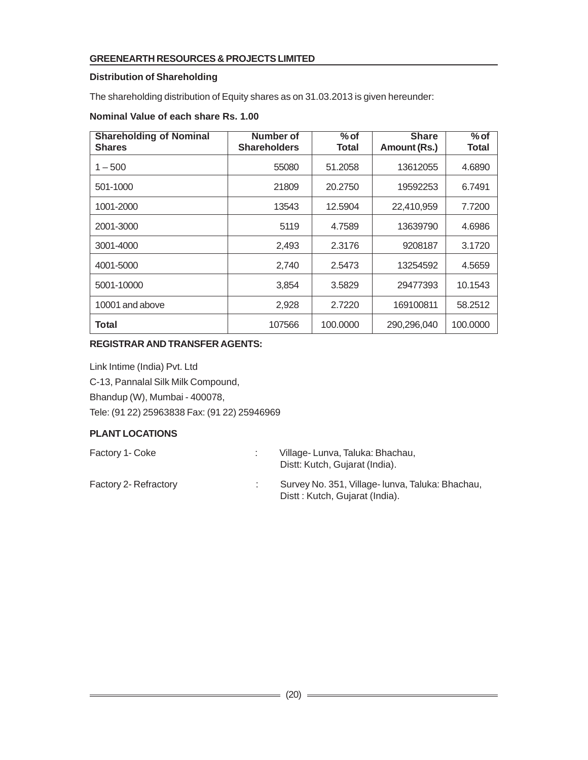**GREENEARTH RESOURCES & PROJECTS LIMITED**

### Distribution of Shareholding

The shareholding distribution of Equity shares as on 31.03.2013 is given hereunder:

**Nominal Value of each share Rs. 1.00**

| Shareholding of Nominal Shares | Number of Shareholders | % of Total | Share Amount (Rs.) | % of Total |
|---|---|---|---|---|
| 1 – 500 | 55080 | 51.2058 | 13612055 | 4.6890 |
| 501-1000 | 21809 | 20.2750 | 19592253 | 6.7491 |
| 1001-2000 | 13543 | 12.5904 | 22,410,959 | 7.7200 |
| 2001-3000 | 5119 | 4.7589 | 13639790 | 4.6986 |
| 3001-4000 | 2,493 | 2.3176 | 9208187 | 3.1720 |
| 4001-5000 | 2,740 | 2.5473 | 13254592 | 4.5659 |
| 5001-10000 | 3,854 | 3.5829 | 29477393 | 10.1543 |
| 10001 and above | 2,928 | 2.7220 | 169100811 | 58.2512 |
| **Total** | 107566 | 100.0000 | 290,296,040 | 100.0000 |

### REGISTRAR AND TRANSFER AGENTS:

Link Intime (India) Pvt. Ltd
C-13, Pannalal Silk Milk Compound,
Bhandup (W), Mumbai - 400078,
Tele: (91 22) 25963838 Fax: (91 22) 25946969

### PLANT LOCATIONS

Factory 1- Coke : Village- Lunva, Taluka: Bhachau, Distt: Kutch, Gujarat (India).

Factory 2- Refractory : Survey No. 351, Village- lunva, Taluka: Bhachau, Distt : Kutch, Gujarat (India).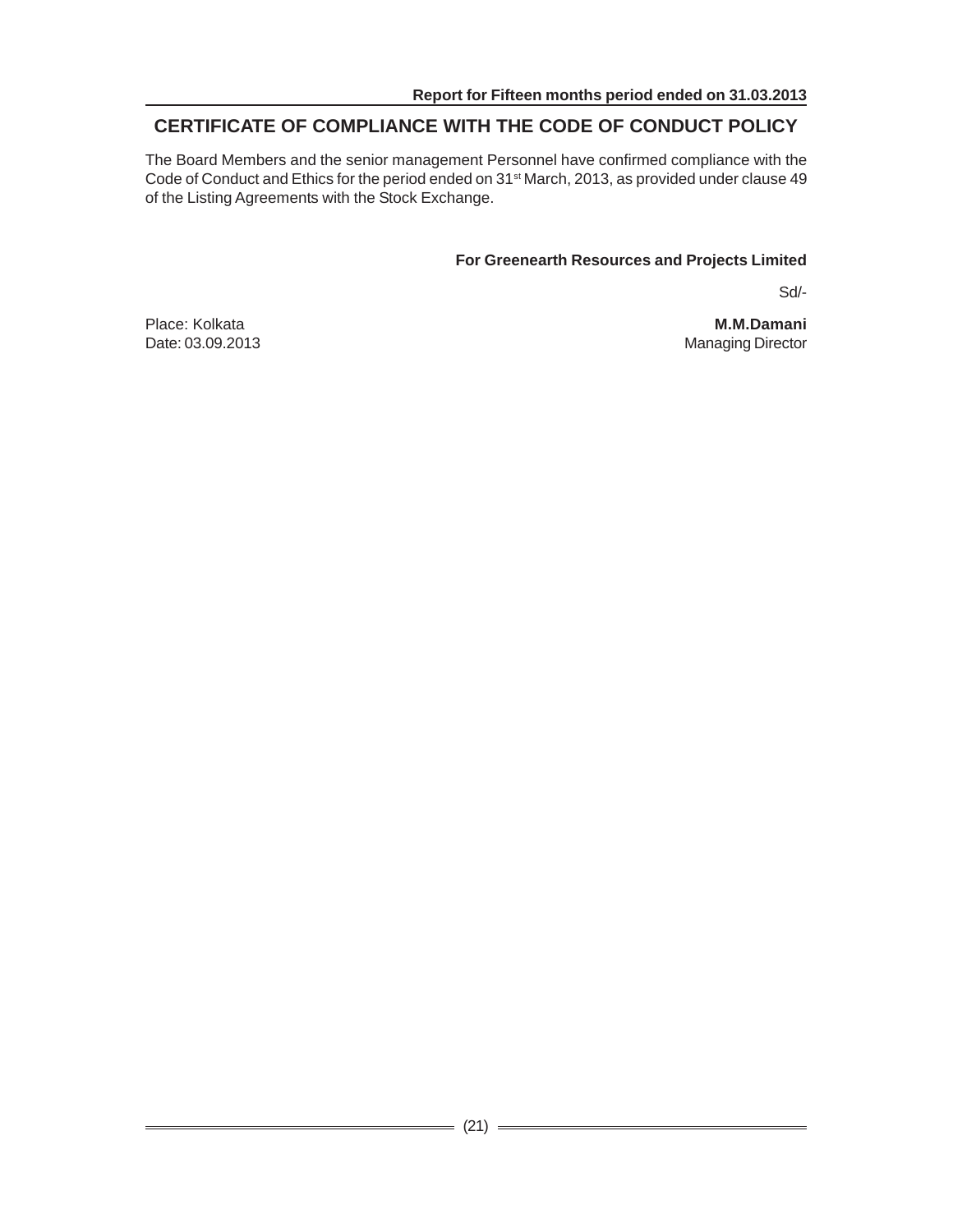## CERTIFICATE OF COMPLIANCE WITH THE CODE OF CONDUCT POLICY

The Board Members and the senior management Personnel have confirmed compliance with the Code of Conduct and Ethics for the period ended on 31st March, 2013, as provided under clause 49 of the Listing Agreements with the Stock Exchange.

**For Greenearth Resources and Projects Limited**

Sd/-

Place: Kolkata

Date: 03.09.2013

**M.M.Damani**

Managing Director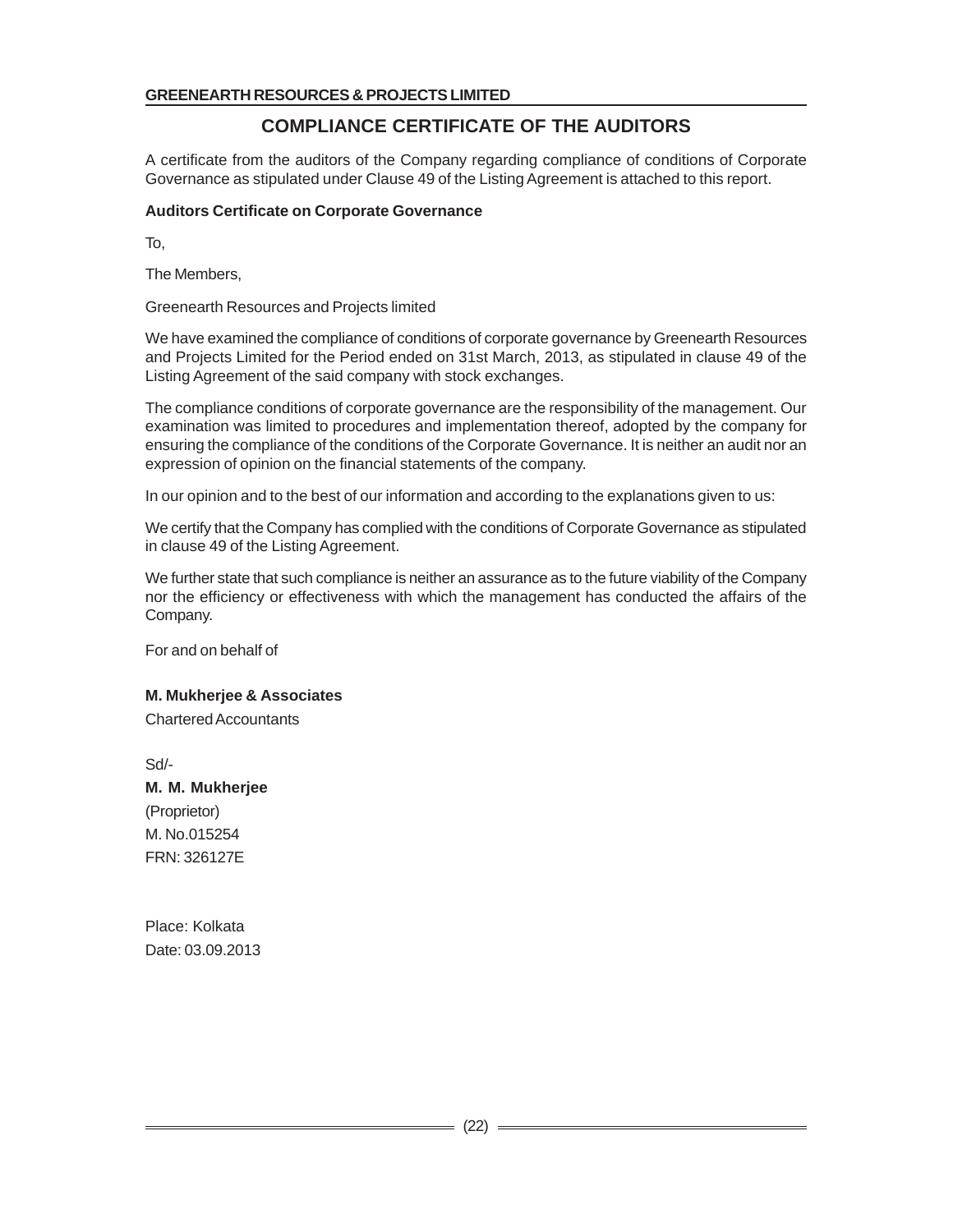# COMPLIANCE CERTIFICATE OF THE AUDITORS

A certificate from the auditors of the Company regarding compliance of conditions of Corporate Governance as stipulated under Clause 49 of the Listing Agreement is attached to this report.

**Auditors Certificate on Corporate Governance**

To,

The Members,

Greenearth Resources and Projects limited

We have examined the compliance of conditions of corporate governance by Greenearth Resources and Projects Limited for the Period ended on 31st March, 2013, as stipulated in clause 49 of the Listing Agreement of the said company with stock exchanges.

The compliance conditions of corporate governance are the responsibility of the management. Our examination was limited to procedures and implementation thereof, adopted by the company for ensuring the compliance of the conditions of the Corporate Governance. It is neither an audit nor an expression of opinion on the financial statements of the company.

In our opinion and to the best of our information and according to the explanations given to us:

We certify that the Company has complied with the conditions of Corporate Governance as stipulated in clause 49 of the Listing Agreement.

We further state that such compliance is neither an assurance as to the future viability of the Company nor the efficiency or effectiveness with which the management has conducted the affairs of the Company.

For and on behalf of

**M. Mukherjee & Associates**

Chartered Accountants

Sd/-

**M. M. Mukherjee**

(Proprietor)

M. No.015254

FRN: 326127E

Place: Kolkata

Date: 03.09.2013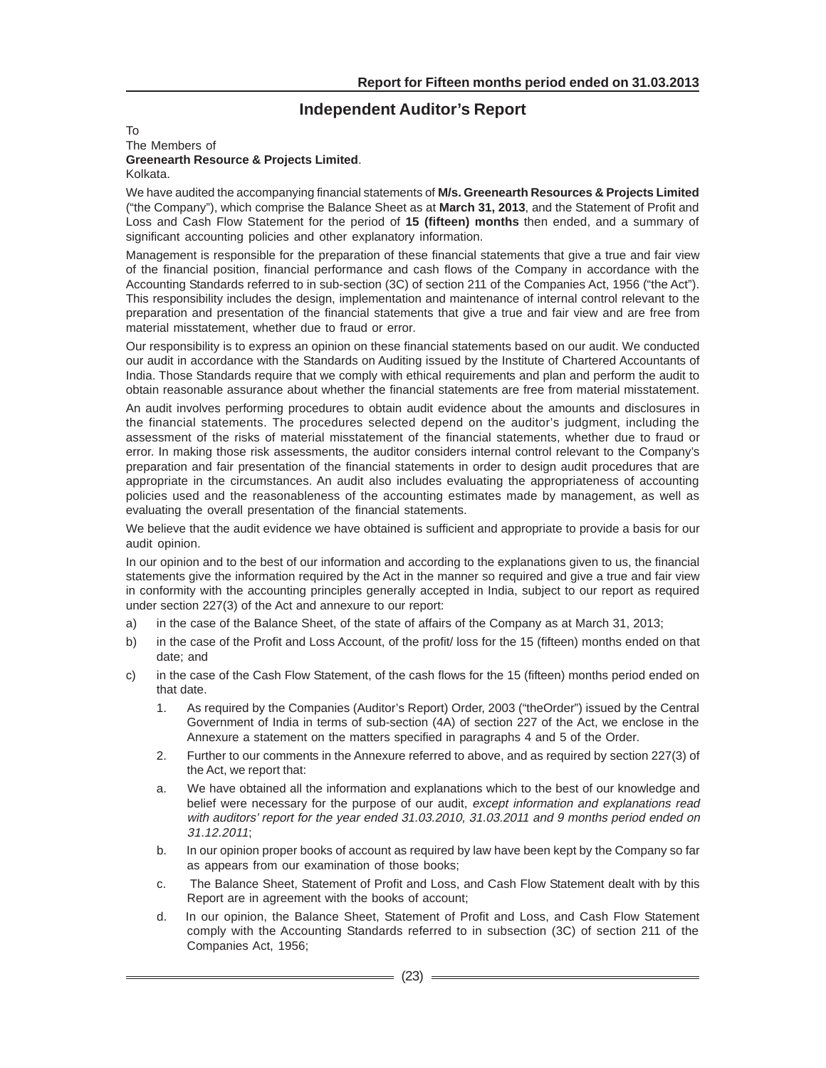## Independent Auditor's Report

To
The Members of
**Greenearth Resource & Projects Limited**.
Kolkata.

We have audited the accompanying financial statements of **M/s. Greenearth Resources & Projects Limited** ("the Company"), which comprise the Balance Sheet as at **March 31, 2013**, and the Statement of Profit and Loss and Cash Flow Statement for the period of **15 (fifteen) months** then ended, and a summary of significant accounting policies and other explanatory information.

Management is responsible for the preparation of these financial statements that give a true and fair view of the financial position, financial performance and cash flows of the Company in accordance with the Accounting Standards referred to in sub-section (3C) of section 211 of the Companies Act, 1956 ("the Act"). This responsibility includes the design, implementation and maintenance of internal control relevant to the preparation and presentation of the financial statements that give a true and fair view and are free from material misstatement, whether due to fraud or error.

Our responsibility is to express an opinion on these financial statements based on our audit. We conducted our audit in accordance with the Standards on Auditing issued by the Institute of Chartered Accountants of India. Those Standards require that we comply with ethical requirements and plan and perform the audit to obtain reasonable assurance about whether the financial statements are free from material misstatement.

An audit involves performing procedures to obtain audit evidence about the amounts and disclosures in the financial statements. The procedures selected depend on the auditor's judgment, including the assessment of the risks of material misstatement of the financial statements, whether due to fraud or error. In making those risk assessments, the auditor considers internal control relevant to the Company's preparation and fair presentation of the financial statements in order to design audit procedures that are appropriate in the circumstances. An audit also includes evaluating the appropriateness of accounting policies used and the reasonableness of the accounting estimates made by management, as well as evaluating the overall presentation of the financial statements.

We believe that the audit evidence we have obtained is sufficient and appropriate to provide a basis for our audit opinion.

In our opinion and to the best of our information and according to the explanations given to us, the financial statements give the information required by the Act in the manner so required and give a true and fair view in conformity with the accounting principles generally accepted in India, subject to our report as required under section 227(3) of the Act and annexure to our report:

a) in the case of the Balance Sheet, of the state of affairs of the Company as at March 31, 2013;

b) in the case of the Profit and Loss Account, of the profit/ loss for the 15 (fifteen) months ended on that date; and

c) in the case of the Cash Flow Statement, of the cash flows for the 15 (fifteen) months period ended on that date.

   1. As required by the Companies (Auditor's Report) Order, 2003 ("theOrder") issued by the Central Government of India in terms of sub-section (4A) of section 227 of the Act, we enclose in the Annexure a statement on the matters specified in paragraphs 4 and 5 of the Order.

   2. Further to our comments in the Annexure referred to above, and as required by section 227(3) of the Act, we report that:

   a. We have obtained all the information and explanations which to the best of our knowledge and belief were necessary for the purpose of our audit, *except information and explanations read with auditors' report for the year ended 31.03.2010, 31.03.2011 and 9 months period ended on 31.12.2011*;

   b. In our opinion proper books of account as required by law have been kept by the Company so far as appears from our examination of those books;

   c. The Balance Sheet, Statement of Profit and Loss, and Cash Flow Statement dealt with by this Report are in agreement with the books of account;

   d. In our opinion, the Balance Sheet, Statement of Profit and Loss, and Cash Flow Statement comply with the Accounting Standards referred to in subsection (3C) of section 211 of the Companies Act, 1956;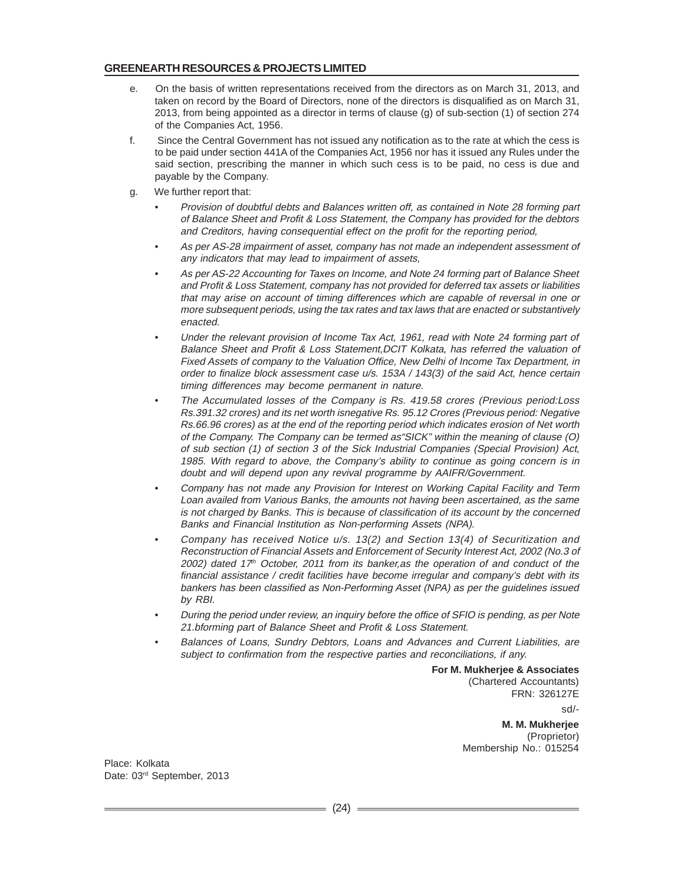e. On the basis of written representations received from the directors as on March 31, 2013, and taken on record by the Board of Directors, none of the directors is disqualified as on March 31, 2013, from being appointed as a director in terms of clause (g) of sub-section (1) of section 274 of the Companies Act, 1956.

f. Since the Central Government has not issued any notification as to the rate at which the cess is to be paid under section 441A of the Companies Act, 1956 nor has it issued any Rules under the said section, prescribing the manner in which such cess is to be paid, no cess is due and payable by the Company.

g. We further report that:

- *Provision of doubtful debts and Balances written off, as contained in Note 28 forming part of Balance Sheet and Profit & Loss Statement, the Company has provided for the debtors and Creditors, having consequential effect on the profit for the reporting period,*
- *As per AS-28 impairment of asset, company has not made an independent assessment of any indicators that may lead to impairment of assets,*
- *As per AS-22 Accounting for Taxes on Income, and Note 24 forming part of Balance Sheet and Profit & Loss Statement, company has not provided for deferred tax assets or liabilities that may arise on account of timing differences which are capable of reversal in one or more subsequent periods, using the tax rates and tax laws that are enacted or substantively enacted.*
- *Under the relevant provision of Income Tax Act, 1961, read with Note 24 forming part of Balance Sheet and Profit & Loss Statement,DCIT Kolkata, has referred the valuation of Fixed Assets of company to the Valuation Office, New Delhi of Income Tax Department, in order to finalize block assessment case u/s. 153A / 143(3) of the said Act, hence certain timing differences may become permanent in nature.*
- *The Accumulated losses of the Company is Rs. 419.58 crores (Previous period:Loss Rs.391.32 crores) and its net worth isnegative Rs. 95.12 Crores (Previous period: Negative Rs.66.96 crores) as at the end of the reporting period which indicates erosion of Net worth of the Company. The Company can be termed as"SICK" within the meaning of clause (O) of sub section (1) of section 3 of the Sick Industrial Companies (Special Provision) Act, 1985. With regard to above, the Company's ability to continue as going concern is in doubt and will depend upon any revival programme by AAIFR/Government.*
- *Company has not made any Provision for Interest on Working Capital Facility and Term Loan availed from Various Banks, the amounts not having been ascertained, as the same is not charged by Banks. This is because of classification of its account by the concerned Banks and Financial Institution as Non-performing Assets (NPA).*
- *Company has received Notice u/s. 13(2) and Section 13(4) of Securitization and Reconstruction of Financial Assets and Enforcement of Security Interest Act, 2002 (No.3 of 2002) dated 17th October, 2011 from its banker,as the operation of and conduct of the financial assistance / credit facilities have become irregular and company's debt with its bankers has been classified as Non-Performing Asset (NPA) as per the guidelines issued by RBI.*
- *During the period under review, an inquiry before the office of SFIO is pending, as per Note 21.bforming part of Balance Sheet and Profit & Loss Statement.*
- *Balances of Loans, Sundry Debtors, Loans and Advances and Current Liabilities, are subject to confirmation from the respective parties and reconciliations, if any.*

**For M. Mukherjee & Associates**
(Chartered Accountants)
FRN: 326127E

sd/-

**M. M. Mukherjee**
(Proprietor)
Membership No.: 015254

Place: Kolkata
Date: 03rd September, 2013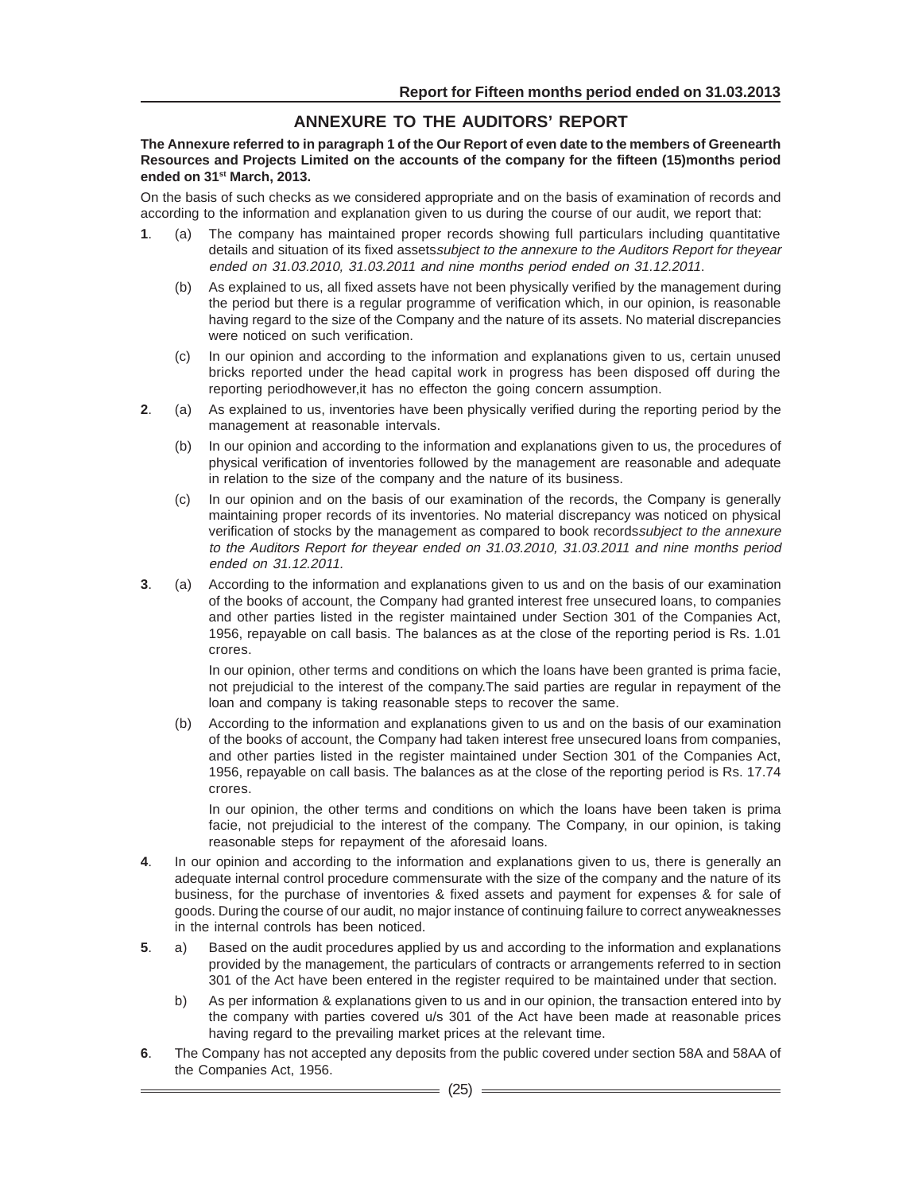# ANNEXURE TO THE AUDITORS' REPORT

**The Annexure referred to in paragraph 1 of the Our Report of even date to the members of Greenearth Resources and Projects Limited on the accounts of the company for the fifteen (15)months period ended on 31st March, 2013.**

On the basis of such checks as we considered appropriate and on the basis of examination of records and according to the information and explanation given to us during the course of our audit, we report that:

**1**. (a) The company has maintained proper records showing full particulars including quantitative details and situation of its fixed assets*subject to the annexure to the Auditors Report for theyear ended on 31.03.2010, 31.03.2011 and nine months period ended on 31.12.2011*.

(b) As explained to us, all fixed assets have not been physically verified by the management during the period but there is a regular programme of verification which, in our opinion, is reasonable having regard to the size of the Company and the nature of its assets. No material discrepancies were noticed on such verification.

(c) In our opinion and according to the information and explanations given to us, certain unused bricks reported under the head capital work in progress has been disposed off during the reporting periodhowever,it has no effecton the going concern assumption.

**2**. (a) As explained to us, inventories have been physically verified during the reporting period by the management at reasonable intervals.

(b) In our opinion and according to the information and explanations given to us, the procedures of physical verification of inventories followed by the management are reasonable and adequate in relation to the size of the company and the nature of its business.

(c) In our opinion and on the basis of our examination of the records, the Company is generally maintaining proper records of its inventories. No material discrepancy was noticed on physical verification of stocks by the management as compared to book records*subject to the annexure to the Auditors Report for theyear ended on 31.03.2010, 31.03.2011 and nine months period ended on 31.12.2011.*

**3**. (a) According to the information and explanations given to us and on the basis of our examination of the books of account, the Company had granted interest free unsecured loans, to companies and other parties listed in the register maintained under Section 301 of the Companies Act, 1956, repayable on call basis. The balances as at the close of the reporting period is Rs. 1.01 crores.

In our opinion, other terms and conditions on which the loans have been granted is prima facie, not prejudicial to the interest of the company.The said parties are regular in repayment of the loan and company is taking reasonable steps to recover the same.

(b) According to the information and explanations given to us and on the basis of our examination of the books of account, the Company had taken interest free unsecured loans from companies, and other parties listed in the register maintained under Section 301 of the Companies Act, 1956, repayable on call basis. The balances as at the close of the reporting period is Rs. 17.74 crores.

In our opinion, the other terms and conditions on which the loans have been taken is prima facie, not prejudicial to the interest of the company. The Company, in our opinion, is taking reasonable steps for repayment of the aforesaid loans.

**4**. In our opinion and according to the information and explanations given to us, there is generally an adequate internal control procedure commensurate with the size of the company and the nature of its business, for the purchase of inventories & fixed assets and payment for expenses & for sale of goods. During the course of our audit, no major instance of continuing failure to correct anyweaknesses in the internal controls has been noticed.

**5**. a) Based on the audit procedures applied by us and according to the information and explanations provided by the management, the particulars of contracts or arrangements referred to in section 301 of the Act have been entered in the register required to be maintained under that section.

b) As per information & explanations given to us and in our opinion, the transaction entered into by the company with parties covered u/s 301 of the Act have been made at reasonable prices having regard to the prevailing market prices at the relevant time.

**6**. The Company has not accepted any deposits from the public covered under section 58A and 58AA of the Companies Act, 1956.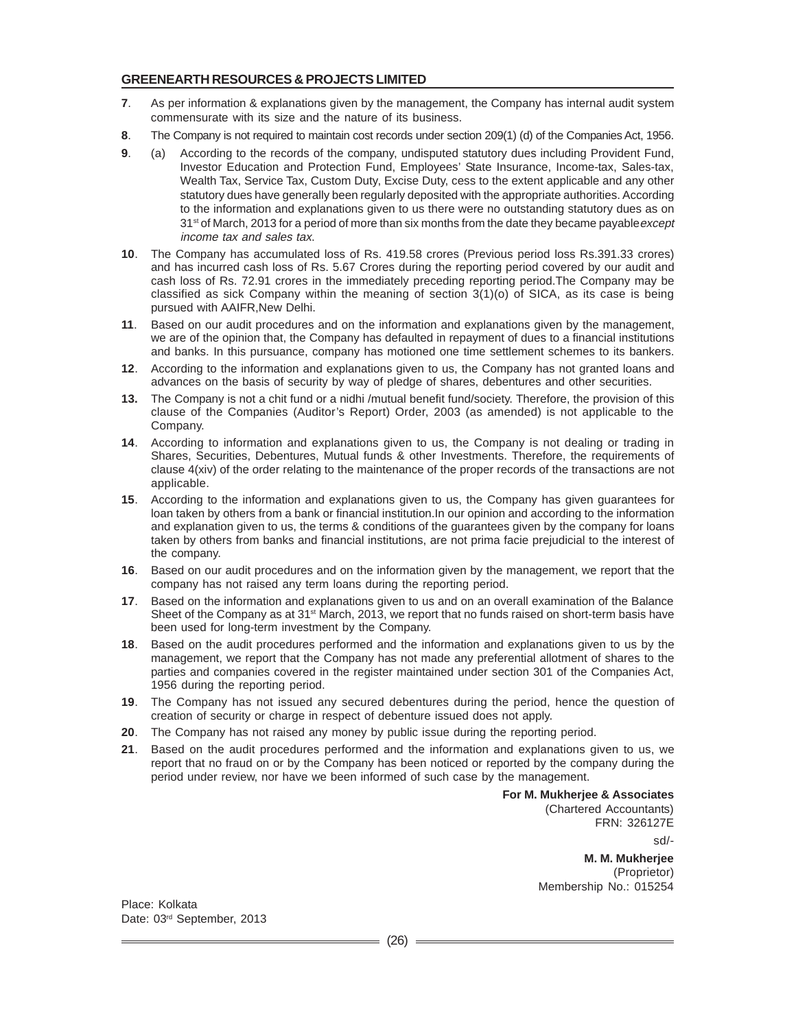**7**. As per information & explanations given by the management, the Company has internal audit system commensurate with its size and the nature of its business.

**8**. The Company is not required to maintain cost records under section 209(1) (d) of the Companies Act, 1956.

**9**. (a) According to the records of the company, undisputed statutory dues including Provident Fund, Investor Education and Protection Fund, Employees' State Insurance, Income-tax, Sales-tax, Wealth Tax, Service Tax, Custom Duty, Excise Duty, cess to the extent applicable and any other statutory dues have generally been regularly deposited with the appropriate authorities. According to the information and explanations given to us there were no outstanding statutory dues as on 31st of March, 2013 for a period of more than six months from the date they became payable *except income tax and sales tax.*

**10**. The Company has accumulated loss of Rs. 419.58 crores (Previous period loss Rs.391.33 crores) and has incurred cash loss of Rs. 5.67 Crores during the reporting period covered by our audit and cash loss of Rs. 72.91 crores in the immediately preceding reporting period.The Company may be classified as sick Company within the meaning of section 3(1)(o) of SICA, as its case is being pursued with AAIFR,New Delhi.

**11**. Based on our audit procedures and on the information and explanations given by the management, we are of the opinion that, the Company has defaulted in repayment of dues to a financial institutions and banks. In this pursuance, company has motioned one time settlement schemes to its bankers.

**12**. According to the information and explanations given to us, the Company has not granted loans and advances on the basis of security by way of pledge of shares, debentures and other securities.

**13.** The Company is not a chit fund or a nidhi /mutual benefit fund/society. Therefore, the provision of this clause of the Companies (Auditor's Report) Order, 2003 (as amended) is not applicable to the Company.

**14**. According to information and explanations given to us, the Company is not dealing or trading in Shares, Securities, Debentures, Mutual funds & other Investments. Therefore, the requirements of clause 4(xiv) of the order relating to the maintenance of the proper records of the transactions are not applicable.

**15**. According to the information and explanations given to us, the Company has given guarantees for loan taken by others from a bank or financial institution.In our opinion and according to the information and explanation given to us, the terms & conditions of the guarantees given by the company for loans taken by others from banks and financial institutions, are not prima facie prejudicial to the interest of the company.

**16**. Based on our audit procedures and on the information given by the management, we report that the company has not raised any term loans during the reporting period.

**17**. Based on the information and explanations given to us and on an overall examination of the Balance Sheet of the Company as at 31st March, 2013, we report that no funds raised on short-term basis have been used for long-term investment by the Company.

**18**. Based on the audit procedures performed and the information and explanations given to us by the management, we report that the Company has not made any preferential allotment of shares to the parties and companies covered in the register maintained under section 301 of the Companies Act, 1956 during the reporting period.

**19**. The Company has not issued any secured debentures during the period, hence the question of creation of security or charge in respect of debenture issued does not apply.

**20**. The Company has not raised any money by public issue during the reporting period.

**21**. Based on the audit procedures performed and the information and explanations given to us, we report that no fraud on or by the Company has been noticed or reported by the company during the period under review, nor have we been informed of such case by the management.

**For M. Mukherjee & Associates**
(Chartered Accountants)
FRN: 326127E

sd/-

**M. M. Mukherjee**
(Proprietor)
Membership No.: 015254

Place: Kolkata
Date: 03rd September, 2013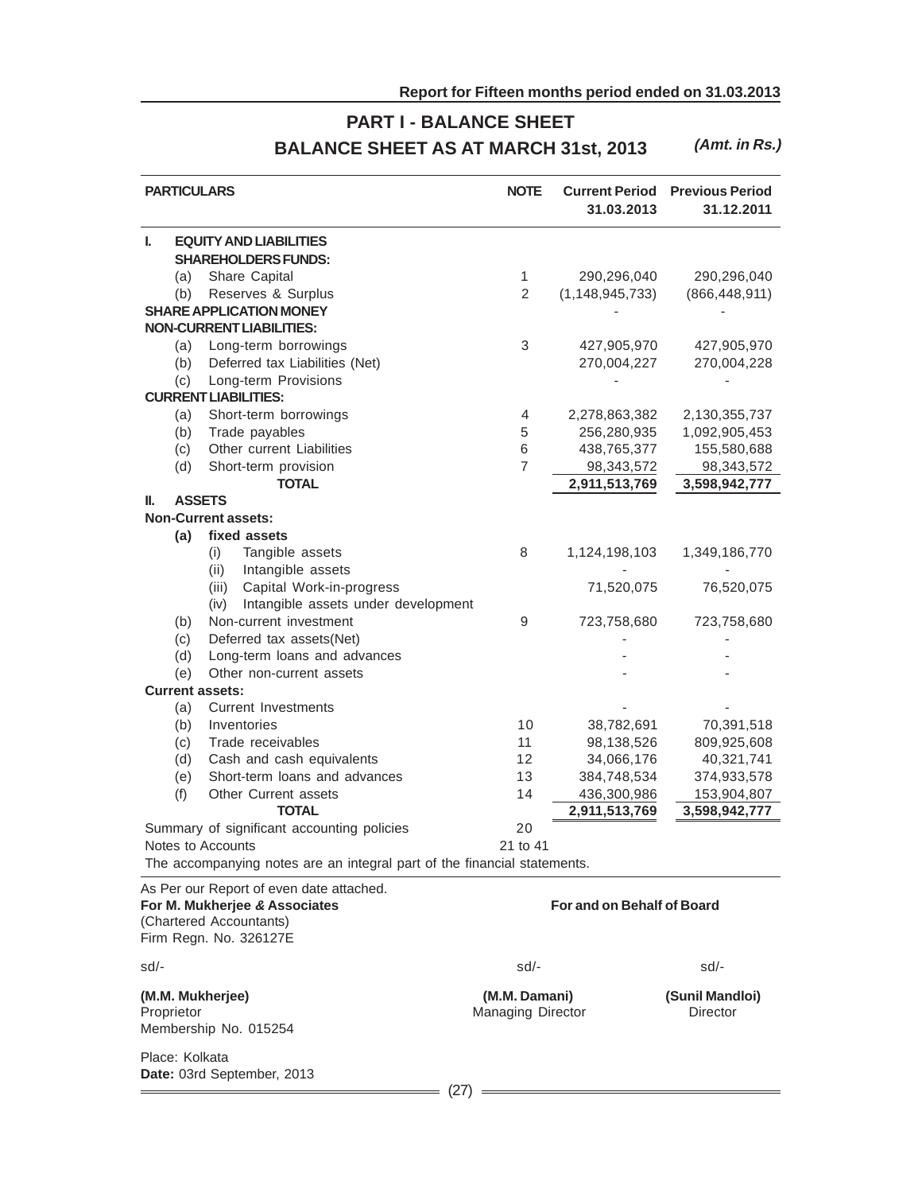Report for Fifteen months period ended on 31.03.2013

# PART I - BALANCE SHEET

## BALANCE SHEET AS AT MARCH 31st, 2013

*(Amt. in Rs.)*

| PARTICULARS | NOTE | Current Period 31.03.2013 | Previous Period 31.12.2011 |
|---|---|---|---|
| **I. EQUITY AND LIABILITIES** | | | |
| **SHAREHOLDERS FUNDS:** | | | |
| (a) Share Capital | 1 | 290,296,040 | 290,296,040 |
| (b) Reserves & Surplus | 2 | (1,148,945,733) | (866,448,911) |
| **SHARE APPLICATION MONEY** | | - | - |
| **NON-CURRENT LIABILITIES:** | | | |
| (a) Long-term borrowings | 3 | 427,905,970 | 427,905,970 |
| (b) Deferred tax Liabilities (Net) | | 270,004,227 | 270,004,228 |
| (c) Long-term Provisions | | - | - |
| **CURRENT LIABILITIES:** | | | |
| (a) Short-term borrowings | 4 | 2,278,863,382 | 2,130,355,737 |
| (b) Trade payables | 5 | 256,280,935 | 1,092,905,453 |
| (c) Other current Liabilities | 6 | 438,765,377 | 155,580,688 |
| (d) Short-term provision | 7 | 98,343,572 | 98,343,572 |
| **TOTAL** | | **2,911,513,769** | **3,598,942,777** |
| **II. ASSETS** | | | |
| **Non-Current assets:** | | | |
| **(a) fixed assets** | | | |
| (i) Tangible assets | 8 | 1,124,198,103 | 1,349,186,770 |
| (ii) Intangible assets | | - | - |
| (iii) Capital Work-in-progress | | 71,520,075 | 76,520,075 |
| (iv) Intangible assets under development | | | |
| (b) Non-current investment | 9 | 723,758,680 | 723,758,680 |
| (c) Deferred tax assets(Net) | | - | - |
| (d) Long-term loans and advances | | - | - |
| (e) Other non-current assets | | - | - |
| **Current assets:** | | | |
| (a) Current Investments | | - | - |
| (b) Inventories | 10 | 38,782,691 | 70,391,518 |
| (c) Trade receivables | 11 | 98,138,526 | 809,925,608 |
| (d) Cash and cash equivalents | 12 | 34,066,176 | 40,321,741 |
| (e) Short-term loans and advances | 13 | 384,748,534 | 374,933,578 |
| (f) Other Current assets | 14 | 436,300,986 | 153,904,807 |
| **TOTAL** | | **2,911,513,769** | **3,598,942,777** |
| Summary of significant accounting policies | 20 | | |
| Notes to Accounts | 21 to 41 | | |

The accompanying notes are an integral part of the financial statements.

As Per our Report of even date attached.
**For M. Mukherjee & Associates**
(Chartered Accountants)
Firm Regn. No. 326127E

**For and on Behalf of Board**

sd/-
**(M.M. Mukherjee)**
Proprietor
Membership No. 015254

sd/-
**(M.M. Damani)**
Managing Director

sd/-
**(Sunil Mandloi)**
Director

Place: Kolkata
**Date:** 03rd September, 2013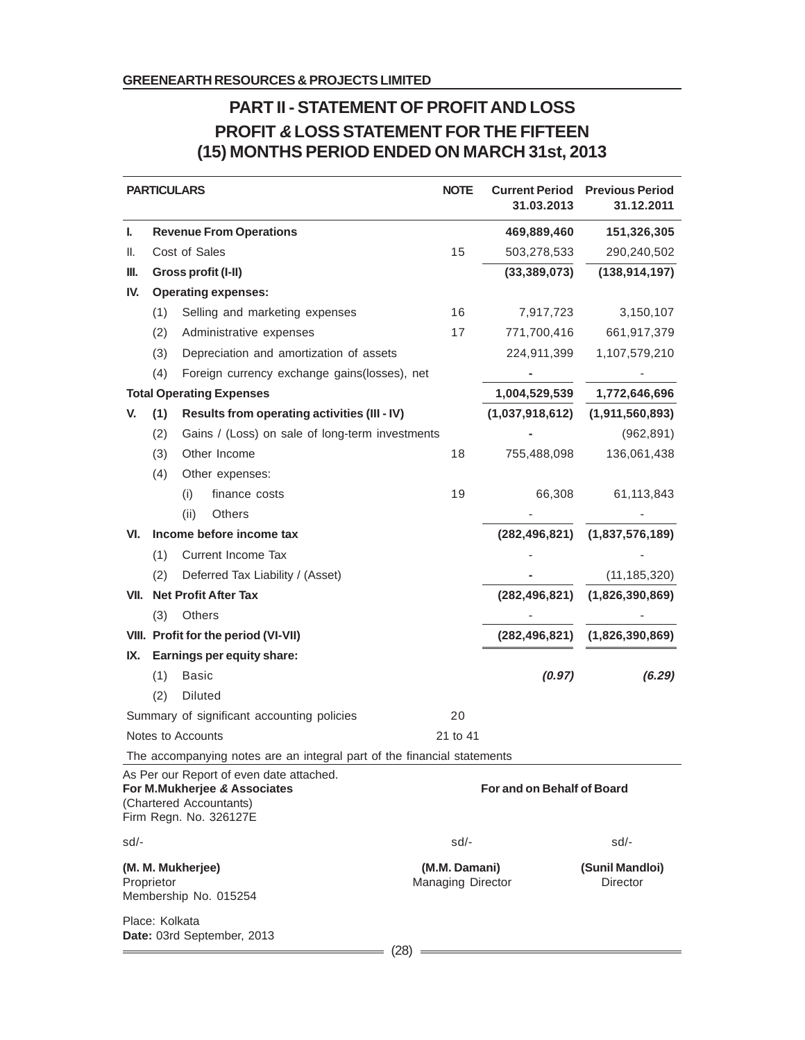GREENEARTH RESOURCES & PROJECTS LIMITED

# PART II - STATEMENT OF PROFIT AND LOSS
## PROFIT & LOSS STATEMENT FOR THE FIFTEEN (15) MONTHS PERIOD ENDED ON MARCH 31st, 2013

| | | PARTICULARS | NOTE | Current Period 31.03.2013 | Previous Period 31.12.2011 |
|---|---|---|---|---|---|
| **I.** | | **Revenue From Operations** | | **469,889,460** | **151,326,305** |
| II. | | Cost of Sales | 15 | 503,278,533 | 290,240,502 |
| **III.** | | **Gross profit (I-II)** | | **(33,389,073)** | **(138,914,197)** |
| **IV.** | | **Operating expenses:** | | | |
| | (1) | Selling and marketing expenses | 16 | 7,917,723 | 3,150,107 |
| | (2) | Administrative expenses | 17 | 771,700,416 | 661,917,379 |
| | (3) | Depreciation and amortization of assets | | 224,911,399 | 1,107,579,210 |
| | (4) | Foreign currency exchange gains(losses), net | | - | - |
| | | **Total Operating Expenses** | | **1,004,529,539** | **1,772,646,696** |
| **V.** | **(1)** | **Results from operating activities (III - IV)** | | **(1,037,918,612)** | **(1,911,560,893)** |
| | (2) | Gains / (Loss) on sale of long-term investments | | - | (962,891) |
| | (3) | Other Income | 18 | 755,488,098 | 136,061,438 |
| | (4) | Other expenses: | | | |
| | | (i) finance costs | 19 | 66,308 | 61,113,843 |
| | | (ii) Others | | - | - |
| **VI.** | | **Income before income tax** | | **(282,496,821)** | **(1,837,576,189)** |
| | (1) | Current Income Tax | | - | - |
| | (2) | Deferred Tax Liability / (Asset) | | - | (11,185,320) |
| **VII.** | | **Net Profit After Tax** | | **(282,496,821)** | **(1,826,390,869)** |
| | (3) | Others | | - | - |
| **VIII.** | | **Profit for the period (VI-VII)** | | **(282,496,821)** | **(1,826,390,869)** |
| **IX.** | | **Earnings per equity share:** | | | |
| | (1) | Basic | | ***(0.97)*** | ***(6.29)*** |
| | (2) | Diluted | | | |
| | | Summary of significant accounting policies | 20 | | |
| | | Notes to Accounts | 21 to 41 | | |

The accompanying notes are an integral part of the financial statements

As Per our Report of even date attached.
**For M.Mukherjee & Associates**
(Chartered Accountants)
Firm Regn. No. 326127E

**For and on Behalf of Board**

sd/-

**(M. M. Mukherjee)**
Proprietor
Membership No. 015254

sd/-

**(M.M. Damani)**
Managing Director

sd/-

**(Sunil Mandloi)**
Director

Place: Kolkata
**Date:** 03rd September, 2013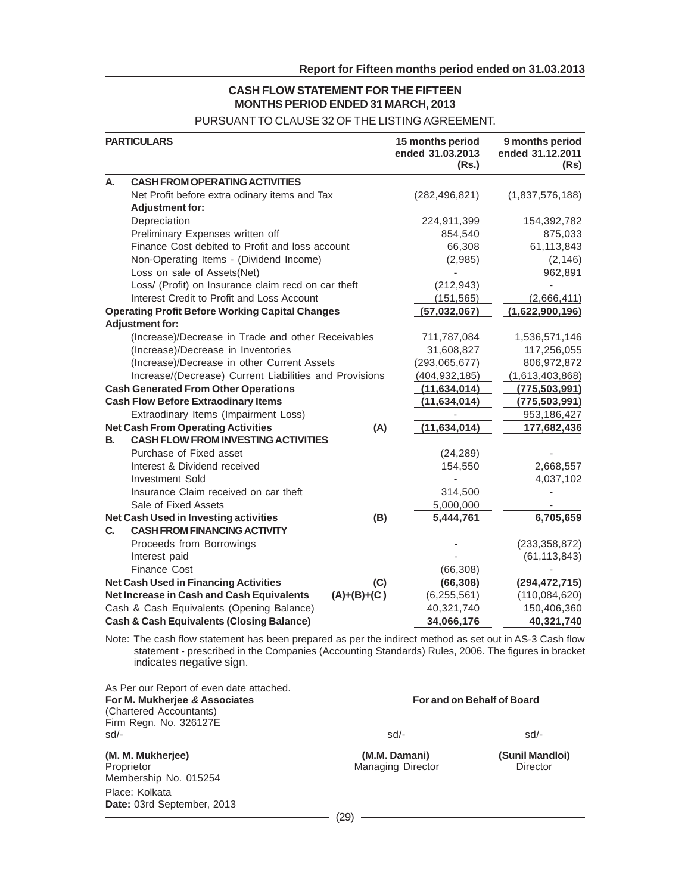**Report for Fifteen months period ended on 31.03.2013**

## CASH FLOW STATEMENT FOR THE FIFTEEN MONTHS PERIOD ENDED 31 MARCH, 2013

PURSUANT TO CLAUSE 32 OF THE LISTING AGREEMENT.

| | PARTICULARS | | 15 months period ended 31.03.2013 (Rs.) | 9 months period ended 31.12.2011 (Rs) |
|---|---|---|---|---|
| **A.** | **CASH FROM OPERATING ACTIVITIES** | | | |
| | Net Profit before extra odinary items and Tax | | (282,496,821) | (1,837,576,188) |
| | **Adjustment for:** | | | |
| | Depreciation | | 224,911,399 | 154,392,782 |
| | Preliminary Expenses written off | | 854,540 | 875,033 |
| | Finance Cost debited to Profit and loss account | | 66,308 | 61,113,843 |
| | Non-Operating Items - (Dividend Income) | | (2,985) | (2,146) |
| | Loss on sale of Assets(Net) | | - | 962,891 |
| | Loss/ (Profit) on Insurance claim recd on car theft | | (212,943) | - |
| | Interest Credit to Profit and Loss Account | | (151,565) | (2,666,411) |
| | **Operating Profit Before Working Capital Changes** | | **(57,032,067)** | **(1,622,900,196)** |
| | **Adjustment for:** | | | |
| | (Increase)/Decrease in Trade and other Receivables | | 711,787,084 | 1,536,571,146 |
| | (Increase)/Decrease in Inventories | | 31,608,827 | 117,256,055 |
| | (Increase)/Decrease in other Current Assets | | (293,065,677) | 806,972,872 |
| | Increase/(Decrease) Current Liabilities and Provisions | | (404,932,185) | (1,613,403,868) |
| | **Cash Generated From Other Operations** | | **(11,634,014)** | **(775,503,991)** |
| | **Cash Flow Before Extraordinary Items** | | **(11,634,014)** | **(775,503,991)** |
| | Extraodinary Items (Impairment Loss) | | - | 953,186,427 |
| | **Net Cash From Operating Activities** | **(A)** | **(11,634,014)** | **177,682,436** |
| **B.** | **CASH FLOW FROM INVESTING ACTIVITIES** | | | |
| | Purchase of Fixed asset | | (24,289) | - |
| | Interest & Dividend received | | 154,550 | 2,668,557 |
| | Investment Sold | | - | 4,037,102 |
| | Insurance Claim received on car theft | | 314,500 | - |
| | Sale of Fixed Assets | | 5,000,000 | - |
| | **Net Cash Used in Investing activities** | **(B)** | **5,444,761** | **6,705,659** |
| **C.** | **CASH FROM FINANCING ACTIVITY** | | | |
| | Proceeds from Borrowings | | - | (233,358,872) |
| | Interest paid | | - | (61,113,843) |
| | Finance Cost | | (66,308) | - |
| | **Net Cash Used in Financing Activities** | **(C)** | **(66,308)** | **(294,472,715)** |
| | **Net Increase in Cash and Cash Equivalents** | **(A)+(B)+(C)** | (6,255,561) | (110,084,620) |
| | Cash & Cash Equivalents (Opening Balance) | | 40,321,740 | 150,406,360 |
| | **Cash & Cash Equivalents (Closing Balance)** | | **34,066,176** | **40,321,740** |

Note: The cash flow statement has been prepared as per the indirect method as set out in AS-3 Cash flow statement - prescribed in the Companies (Accounting Standards) Rules, 2006. The figures in bracket indicates negative sign.

As Per our Report of even date attached.
**For M. Mukherjee & Associates**
(Chartered Accountants)
Firm Regn. No. 326127E
sd/-

**(M. M. Mukherjee)**
Proprietor
Membership No. 015254

Place: Kolkata
**Date:** 03rd September, 2013

**For and on Behalf of Board**

sd/-
**(M.M. Damani)**
Managing Director

sd/-
**(Sunil Mandloi)**
Director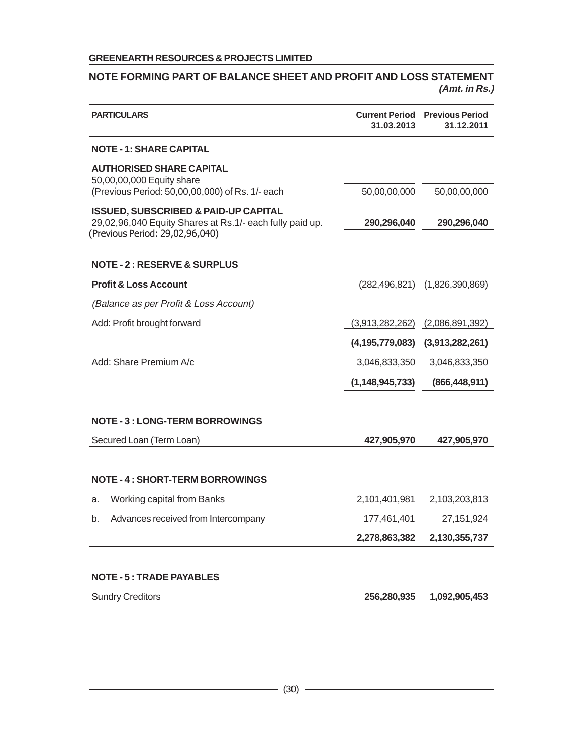**GREENEARTH RESOURCES & PROJECTS LIMITED**

## NOTE FORMING PART OF BALANCE SHEET AND PROFIT AND LOSS STATEMENT

*(Amt. in Rs.)*

| PARTICULARS | Current Period 31.03.2013 | Previous Period 31.12.2011 |
|---|---|---|
| **NOTE - 1: SHARE CAPITAL** | | |
| **AUTHORISED SHARE CAPITAL** | | |
| 50,00,00,000 Equity share (Previous Period: 50,00,00,000) of Rs. 1/- each | 50,00,00,000 | 50,00,00,000 |
| **ISSUED, SUBSCRIBED & PAID-UP CAPITAL** | | |
| 29,02,96,040 Equity Shares at Rs.1/- each fully paid up. (Previous Period: 29,02,96,040) | **290,296,040** | **290,296,040** |
| **NOTE - 2 : RESERVE & SURPLUS** | | |
| **Profit & Loss Account** | (282,496,821) | (1,826,390,869) |
| *(Balance as per Profit & Loss Account)* | | |
| Add: Profit brought forward | (3,913,282,262) | (2,086,891,392) |
| | **(4,195,779,083)** | **(3,913,282,261)** |
| Add: Share Premium A/c | 3,046,833,350 | 3,046,833,350 |
| | **(1,148,945,733)** | **(866,448,911)** |
| **NOTE - 3 : LONG-TERM BORROWINGS** | | |
| Secured Loan (Term Loan) | **427,905,970** | **427,905,970** |
| **NOTE - 4 : SHORT-TERM BORROWINGS** | | |
| a. Working capital from Banks | 2,101,401,981 | 2,103,203,813 |
| b. Advances received from Intercompany | 177,461,401 | 27,151,924 |
| | **2,278,863,382** | **2,130,355,737** |
| **NOTE - 5 : TRADE PAYABLES** | | |
| Sundry Creditors | **256,280,935** | **1,092,905,453** |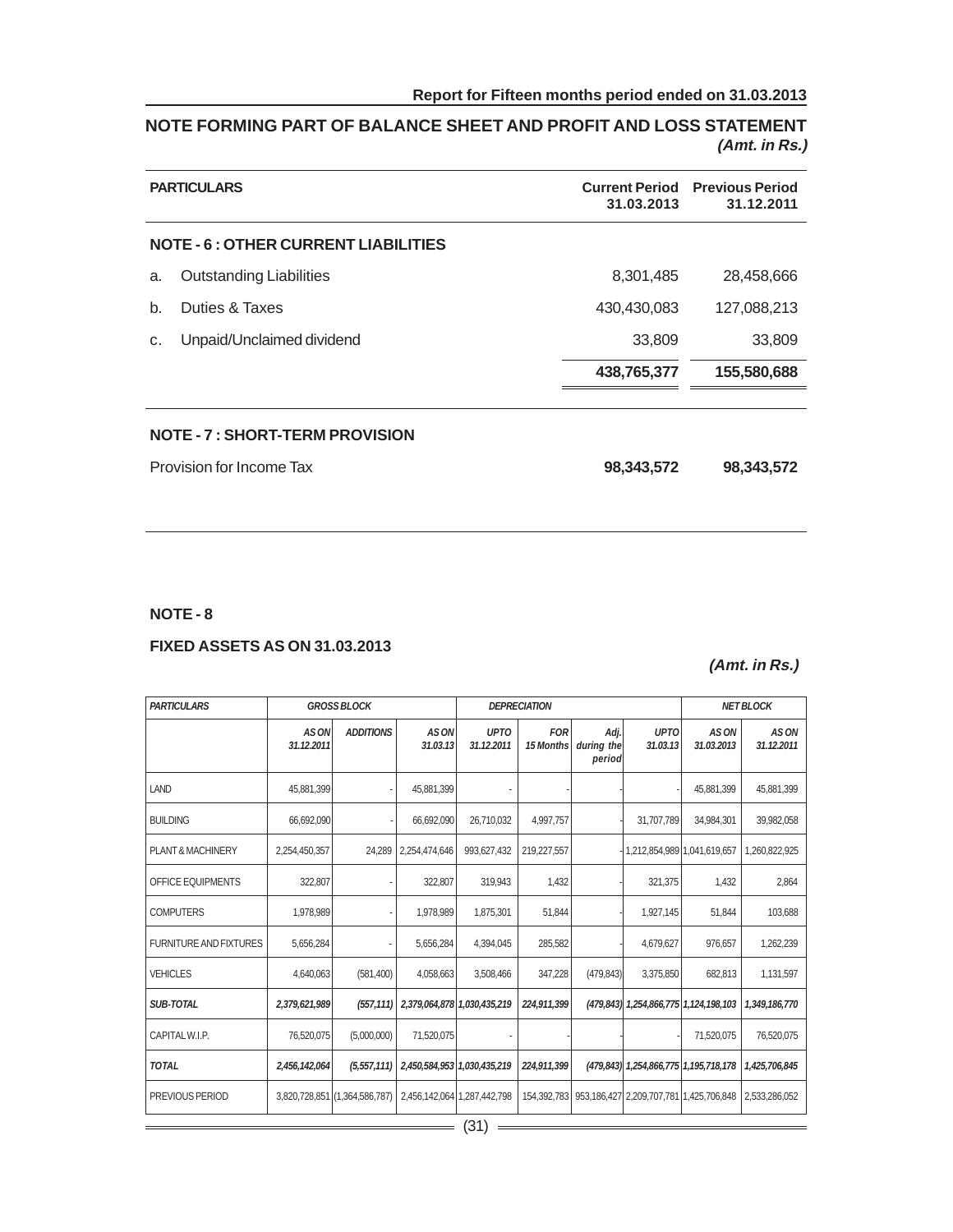## NOTE FORMING PART OF BALANCE SHEET AND PROFIT AND LOSS STATEMENT

*(Amt. in Rs.)*

| PARTICULARS | Current Period 31.03.2013 | Previous Period 31.12.2011 |
|---|---|---|
| **NOTE - 6 : OTHER CURRENT LIABILITIES** | | |
| a. Outstanding Liabilities | 8,301,485 | 28,458,666 |
| b. Duties & Taxes | 430,430,083 | 127,088,213 |
| c. Unpaid/Unclaimed dividend | 33,809 | 33,809 |
| | **438,765,377** | **155,580,688** |
| **NOTE - 7 : SHORT-TERM PROVISION** | | |
| Provision for Income Tax | **98,343,572** | **98,343,572** |

### NOTE - 8

### FIXED ASSETS AS ON 31.03.2013

*(Amt. in Rs.)*

| *PARTICULARS* | *GROSS BLOCK* | | | *DEPRECIATION* | | | | *NET BLOCK* | |
|---|---|---|---|---|---|---|---|---|---|
| | *AS ON 31.12.2011* | *ADDITIONS* | *AS ON 31.03.13* | *UPTO 31.12.2011* | *FOR 15 Months* | *Adj. during the period* | *UPTO 31.03.13* | *AS ON 31.03.2013* | *AS ON 31.12.2011* |
| LAND | 45,881,399 | - | 45,881,399 | - | - | - | - | 45,881,399 | 45,881,399 |
| BUILDING | 66,692,090 | - | 66,692,090 | 26,710,032 | 4,997,757 | - | 31,707,789 | 34,984,301 | 39,982,058 |
| PLANT & MACHINERY | 2,254,450,357 | 24,289 | 2,254,474,646 | 993,627,432 | 219,227,557 | - | 1,212,854,989 | 1,041,619,657 | 1,260,822,925 |
| OFFICE EQUIPMENTS | 322,807 | - | 322,807 | 319,943 | 1,432 | - | 321,375 | 1,432 | 2,864 |
| COMPUTERS | 1,978,989 | - | 1,978,989 | 1,875,301 | 51,844 | - | 1,927,145 | 51,844 | 103,688 |
| FURNITURE AND FIXTURES | 5,656,284 | - | 5,656,284 | 4,394,045 | 285,582 | - | 4,679,627 | 976,657 | 1,262,239 |
| VEHICLES | 4,640,063 | (581,400) | 4,058,663 | 3,508,466 | 347,228 | (479,843) | 3,375,850 | 682,813 | 1,131,597 |
| ***SUB-TOTAL*** | ***2,379,621,989*** | ***(557,111)*** | ***2,379,064,878*** | ***1,030,435,219*** | ***224,911,399*** | ***(479,843)*** | ***1,254,866,775*** | ***1,124,198,103*** | ***1,349,186,770*** |
| CAPITAL W.I.P. | 76,520,075 | (5,000,000) | 71,520,075 | - | - | - | - | 71,520,075 | 76,520,075 |
| ***TOTAL*** | ***2,456,142,064*** | ***(5,557,111)*** | ***2,450,584,953*** | ***1,030,435,219*** | ***224,911,399*** | ***(479,843)*** | ***1,254,866,775*** | ***1,195,718,178*** | ***1,425,706,845*** |
| PREVIOUS PERIOD | 3,820,728,851 | (1,364,586,787) | 2,456,142,064 | 1,287,442,798 | 154,392,783 | 953,186,427 | 2,209,707,781 | 1,425,706,848 | 2,533,286,052 |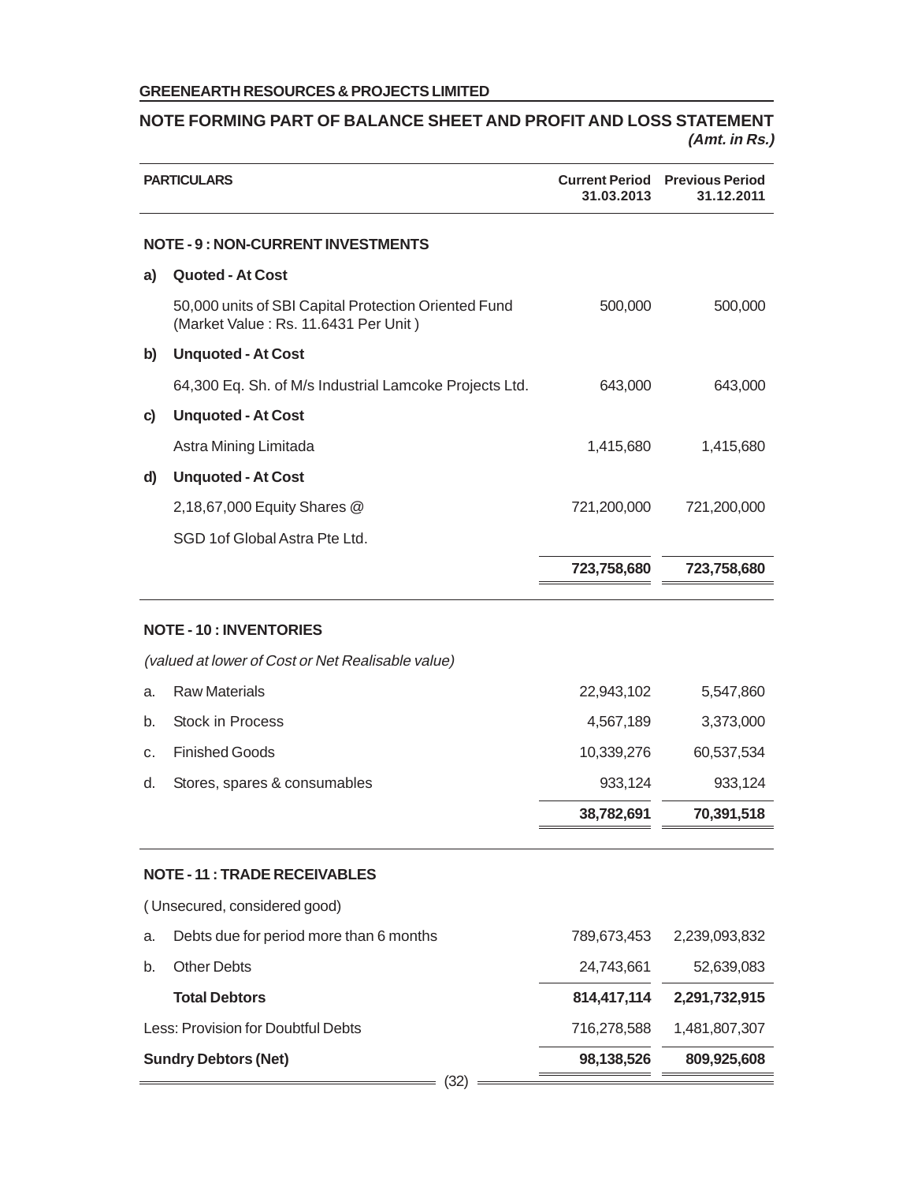## NOTE FORMING PART OF BALANCE SHEET AND PROFIT AND LOSS STATEMENT

*(Amt. in Rs.)*

| | PARTICULARS | Current Period 31.03.2013 | Previous Period 31.12.2011 |
|---|---|---|---|
| | **NOTE - 9 : NON-CURRENT INVESTMENTS** | | |
| **a)** | **Quoted - At Cost** | | |
| | 50,000 units of SBI Capital Protection Oriented Fund (Market Value : Rs. 11.6431 Per Unit ) | 500,000 | 500,000 |
| **b)** | **Unquoted - At Cost** | | |
| | 64,300 Eq. Sh. of M/s Industrial Lamcoke Projects Ltd. | 643,000 | 643,000 |
| **c)** | **Unquoted - At Cost** | | |
| | Astra Mining Limitada | 1,415,680 | 1,415,680 |
| **d)** | **Unquoted - At Cost** | | |
| | 2,18,67,000 Equity Shares @ SGD 1of Global Astra Pte Ltd. | 721,200,000 | 721,200,000 |
| | | **723,758,680** | **723,758,680** |

| | PARTICULARS | Current Period 31.03.2013 | Previous Period 31.12.2011 |
|---|---|---|---|
| | **NOTE - 10 : INVENTORIES** | | |
| | *(valued at lower of Cost or Net Realisable value)* | | |
| a. | Raw Materials | 22,943,102 | 5,547,860 |
| b. | Stock in Process | 4,567,189 | 3,373,000 |
| c. | Finished Goods | 10,339,276 | 60,537,534 |
| d. | Stores, spares & consumables | 933,124 | 933,124 |
| | | **38,782,691** | **70,391,518** |

| | PARTICULARS | Current Period 31.03.2013 | Previous Period 31.12.2011 |
|---|---|---|---|
| | **NOTE - 11 : TRADE RECEIVABLES** | | |
| | ( Unsecured, considered good) | | |
| a. | Debts due for period more than 6 months | 789,673,453 | 2,239,093,832 |
| b. | Other Debts | 24,743,661 | 52,639,083 |
| | **Total Debtors** | **814,417,114** | **2,291,732,915** |
| | Less: Provision for Doubtful Debts | 716,278,588 | 1,481,807,307 |
| | **Sundry Debtors (Net)** | **98,138,526** | **809,925,608** |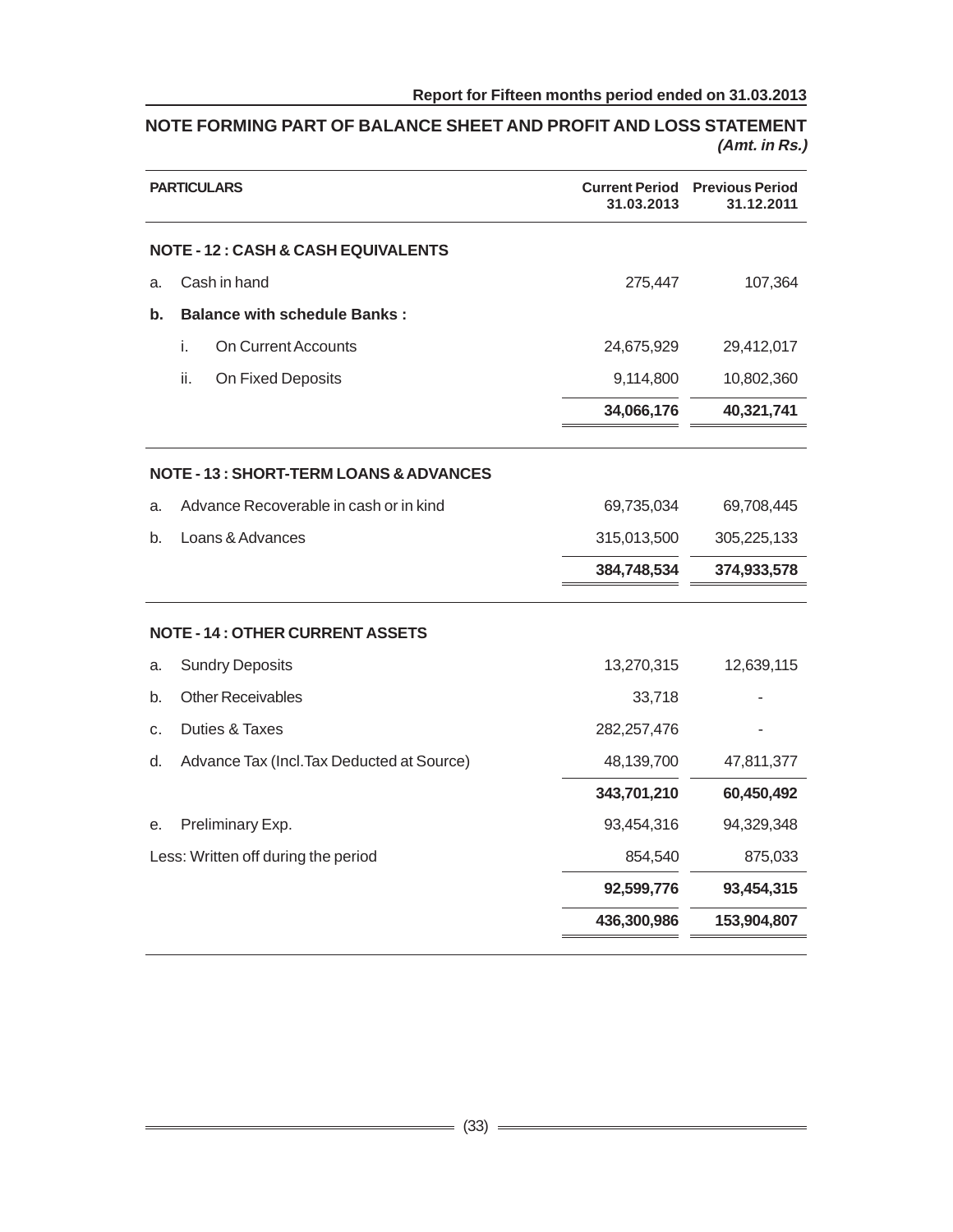## NOTE FORMING PART OF BALANCE SHEET AND PROFIT AND LOSS STATEMENT

***(Amt. in Rs.)***

| PARTICULARS | | | Current Period 31.03.2013 | Previous Period 31.12.2011 |
|---|---|---|---|---|
| **NOTE - 12 : CASH & CASH EQUIVALENTS** | | | | |
| a. | Cash in hand | | 275,447 | 107,364 |
| **b.** | **Balance with schedule Banks :** | | | |
| | i. | On Current Accounts | 24,675,929 | 29,412,017 |
| | ii. | On Fixed Deposits | 9,114,800 | 10,802,360 |
| | | | **34,066,176** | **40,321,741** |
| **NOTE - 13 : SHORT-TERM LOANS & ADVANCES** | | | | |
| a. | Advance Recoverable in cash or in kind | | 69,735,034 | 69,708,445 |
| b. | Loans & Advances | | 315,013,500 | 305,225,133 |
| | | | **384,748,534** | **374,933,578** |
| **NOTE - 14 : OTHER CURRENT ASSETS** | | | | |
| a. | Sundry Deposits | | 13,270,315 | 12,639,115 |
| b. | Other Receivables | | 33,718 | - |
| c. | Duties & Taxes | | 282,257,476 | - |
| d. | Advance Tax (Incl.Tax Deducted at Source) | | 48,139,700 | 47,811,377 |
| | | | **343,701,210** | **60,450,492** |
| e. | Preliminary Exp. | | 93,454,316 | 94,329,348 |
| Less: Written off during the period | | | 854,540 | 875,033 |
| | | | **92,599,776** | **93,454,315** |
| | | | **436,300,986** | **153,904,807** |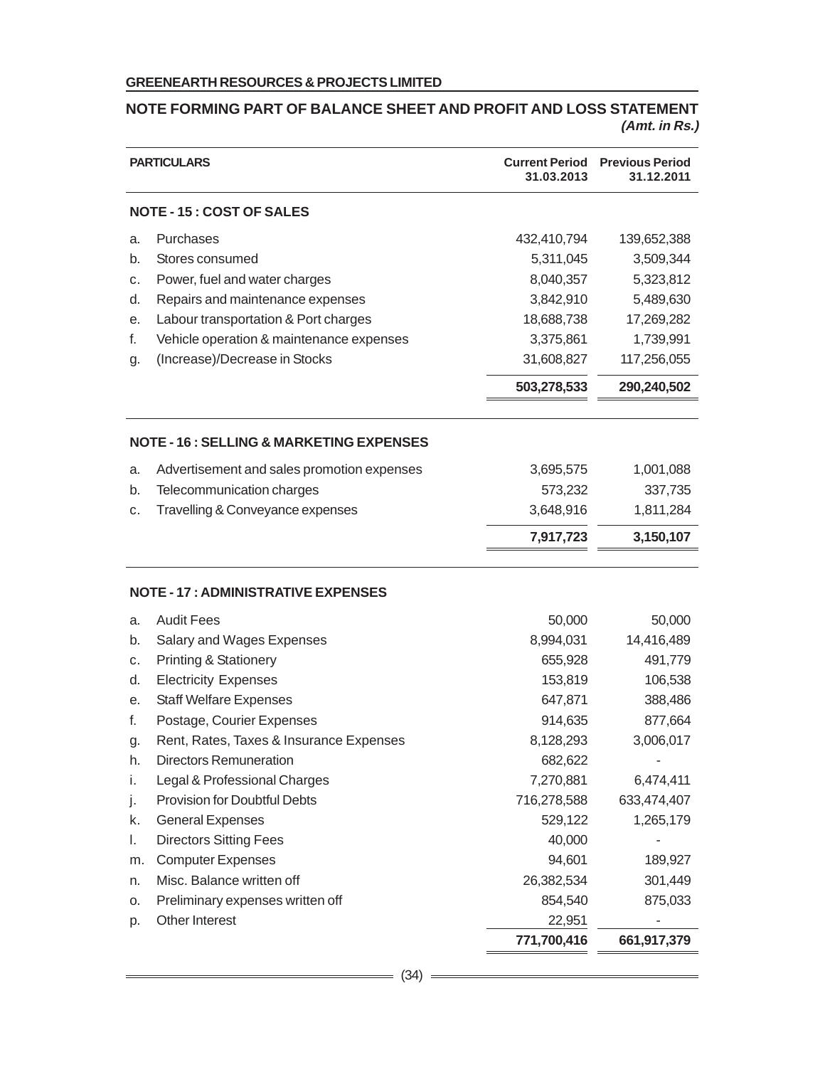**GREENEARTH RESOURCES & PROJECTS LIMITED**

## NOTE FORMING PART OF BALANCE SHEET AND PROFIT AND LOSS STATEMENT

***(Amt. in Rs.)***

| | PARTICULARS | Current Period 31.03.2013 | Previous Period 31.12.2011 |
|---|---|---|---|
| | **NOTE - 15 : COST OF SALES** | | |
| a. | Purchases | 432,410,794 | 139,652,388 |
| b. | Stores consumed | 5,311,045 | 3,509,344 |
| c. | Power, fuel and water charges | 8,040,357 | 5,323,812 |
| d. | Repairs and maintenance expenses | 3,842,910 | 5,489,630 |
| e. | Labour transportation & Port charges | 18,688,738 | 17,269,282 |
| f. | Vehicle operation & maintenance expenses | 3,375,861 | 1,739,991 |
| g. | (Increase)/Decrease in Stocks | 31,608,827 | 117,256,055 |
| | | **503,278,533** | **290,240,502** |
| | **NOTE - 16 : SELLING & MARKETING EXPENSES** | | |
| a. | Advertisement and sales promotion expenses | 3,695,575 | 1,001,088 |
| b. | Telecommunication charges | 573,232 | 337,735 |
| c. | Travelling & Conveyance expenses | 3,648,916 | 1,811,284 |
| | | **7,917,723** | **3,150,107** |
| | **NOTE - 17 : ADMINISTRATIVE EXPENSES** | | |
| a. | Audit Fees | 50,000 | 50,000 |
| b. | Salary and Wages Expenses | 8,994,031 | 14,416,489 |
| c. | Printing & Stationery | 655,928 | 491,779 |
| d. | Electricity Expenses | 153,819 | 106,538 |
| e. | Staff Welfare Expenses | 647,871 | 388,486 |
| f. | Postage, Courier Expenses | 914,635 | 877,664 |
| g. | Rent, Rates, Taxes & Insurance Expenses | 8,128,293 | 3,006,017 |
| h. | Directors Remuneration | 682,622 | - |
| i. | Legal & Professional Charges | 7,270,881 | 6,474,411 |
| j. | Provision for Doubtful Debts | 716,278,588 | 633,474,407 |
| k. | General Expenses | 529,122 | 1,265,179 |
| l. | Directors Sitting Fees | 40,000 | - |
| m. | Computer Expenses | 94,601 | 189,927 |
| n. | Misc. Balance written off | 26,382,534 | 301,449 |
| o. | Preliminary expenses written off | 854,540 | 875,033 |
| p. | Other Interest | 22,951 | - |
| | | **771,700,416** | **661,917,379** |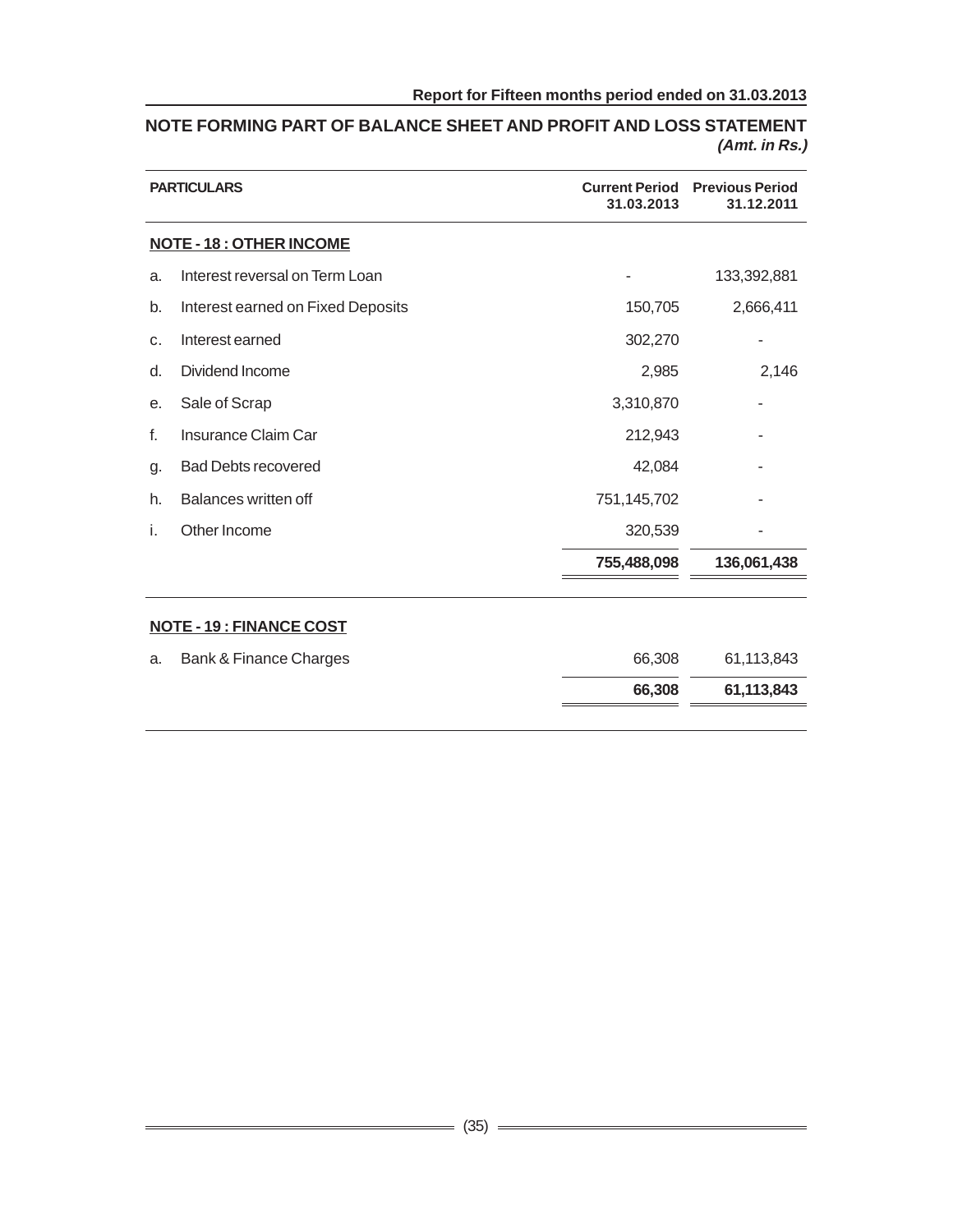## NOTE FORMING PART OF BALANCE SHEET AND PROFIT AND LOSS STATEMENT

***(Amt. in Rs.)***

| | PARTICULARS | Current Period 31.03.2013 | Previous Period 31.12.2011 |
|---|---|---|---|
| | **NOTE - 18 : OTHER INCOME** | | |
| a. | Interest reversal on Term Loan | - | 133,392,881 |
| b. | Interest earned on Fixed Deposits | 150,705 | 2,666,411 |
| c. | Interest earned | 302,270 | - |
| d. | Dividend Income | 2,985 | 2,146 |
| e. | Sale of Scrap | 3,310,870 | - |
| f. | Insurance Claim Car | 212,943 | - |
| g. | Bad Debts recovered | 42,084 | - |
| h. | Balances written off | 751,145,702 | - |
| i. | Other Income | 320,539 | - |
| | | **755,488,098** | **136,061,438** |

| | PARTICULARS | Current Period 31.03.2013 | Previous Period 31.12.2011 |
|---|---|---|---|
| | **NOTE - 19 : FINANCE COST** | | |
| a. | Bank & Finance Charges | 66,308 | 61,113,843 |
| | | **66,308** | **61,113,843** |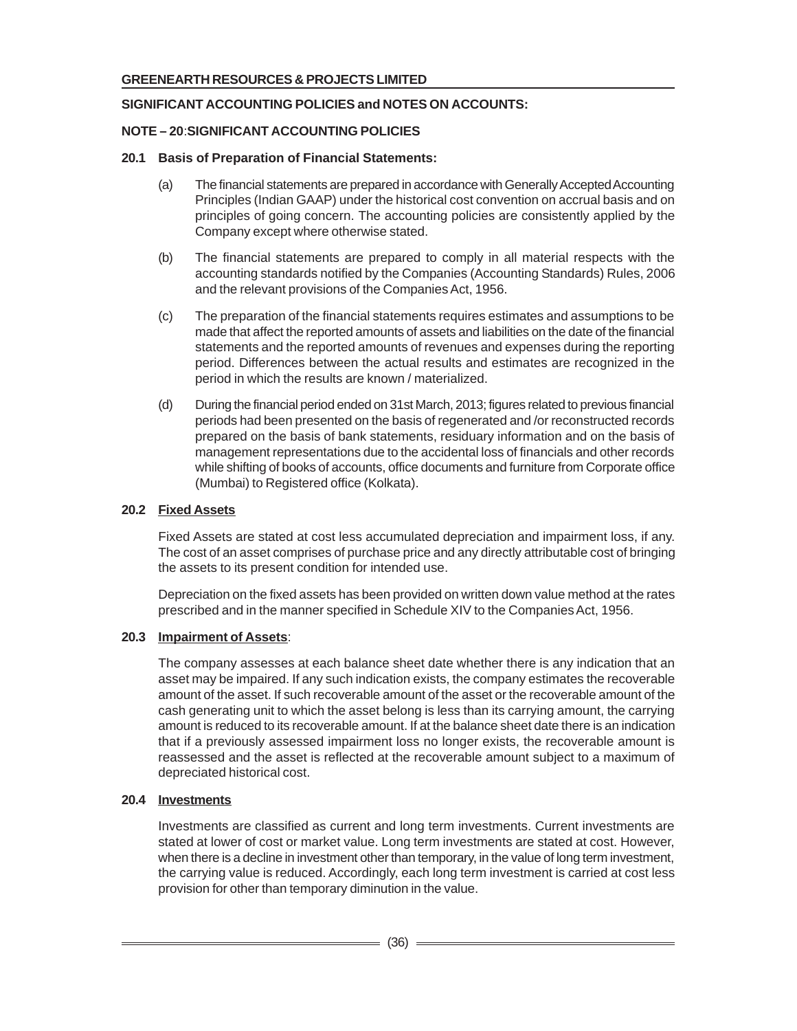**GREENEARTH RESOURCES & PROJECTS LIMITED**

**SIGNIFICANT ACCOUNTING POLICIES and NOTES ON ACCOUNTS:**

**NOTE – 20**:**SIGNIFICANT ACCOUNTING POLICIES**

**20.1 Basis of Preparation of Financial Statements:**

(a) The financial statements are prepared in accordance with Generally Accepted Accounting Principles (Indian GAAP) under the historical cost convention on accrual basis and on principles of going concern. The accounting policies are consistently applied by the Company except where otherwise stated.

(b) The financial statements are prepared to comply in all material respects with the accounting standards notified by the Companies (Accounting Standards) Rules, 2006 and the relevant provisions of the Companies Act, 1956.

(c) The preparation of the financial statements requires estimates and assumptions to be made that affect the reported amounts of assets and liabilities on the date of the financial statements and the reported amounts of revenues and expenses during the reporting period. Differences between the actual results and estimates are recognized in the period in which the results are known / materialized.

(d) During the financial period ended on 31st March, 2013; figures related to previous financial periods had been presented on the basis of regenerated and /or reconstructed records prepared on the basis of bank statements, residuary information and on the basis of management representations due to the accidental loss of financials and other records while shifting of books of accounts, office documents and furniture from Corporate office (Mumbai) to Registered office (Kolkata).

**20.2 <u>Fixed Assets</u>**

Fixed Assets are stated at cost less accumulated depreciation and impairment loss, if any. The cost of an asset comprises of purchase price and any directly attributable cost of bringing the assets to its present condition for intended use.

Depreciation on the fixed assets has been provided on written down value method at the rates prescribed and in the manner specified in Schedule XIV to the Companies Act, 1956.

**20.3 <u>Impairment of Assets</u>**:

The company assesses at each balance sheet date whether there is any indication that an asset may be impaired. If any such indication exists, the company estimates the recoverable amount of the asset. If such recoverable amount of the asset or the recoverable amount of the cash generating unit to which the asset belong is less than its carrying amount, the carrying amount is reduced to its recoverable amount. If at the balance sheet date there is an indication that if a previously assessed impairment loss no longer exists, the recoverable amount is reassessed and the asset is reflected at the recoverable amount subject to a maximum of depreciated historical cost.

**20.4 <u>Investments</u>**

Investments are classified as current and long term investments. Current investments are stated at lower of cost or market value. Long term investments are stated at cost. However, when there is a decline in investment other than temporary, in the value of long term investment, the carrying value is reduced. Accordingly, each long term investment is carried at cost less provision for other than temporary diminution in the value.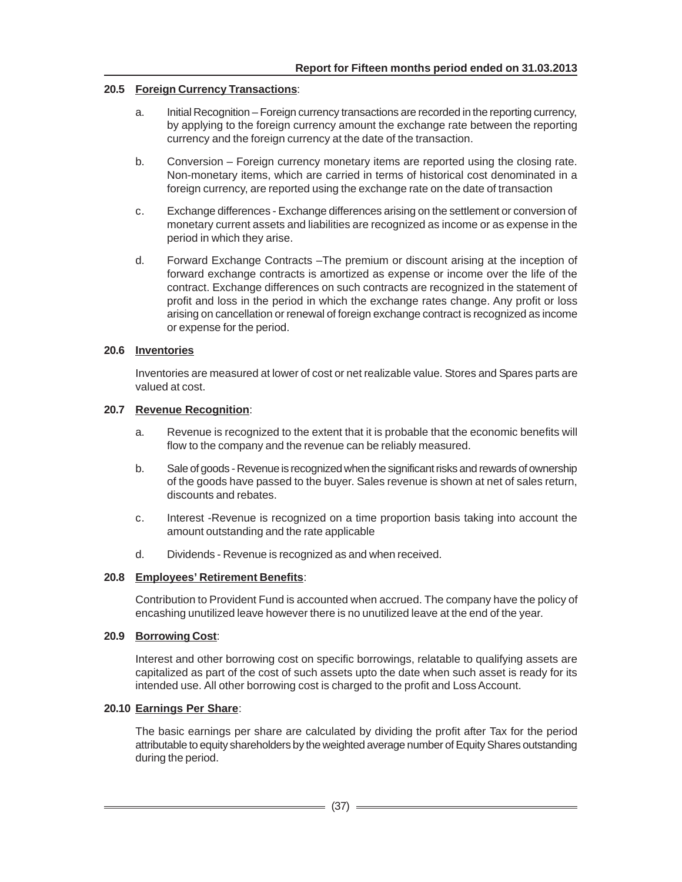### 20.5 **Foreign Currency Transactions**:

a. Initial Recognition – Foreign currency transactions are recorded in the reporting currency, by applying to the foreign currency amount the exchange rate between the reporting currency and the foreign currency at the date of the transaction.

b. Conversion – Foreign currency monetary items are reported using the closing rate. Non-monetary items, which are carried in terms of historical cost denominated in a foreign currency, are reported using the exchange rate on the date of transaction

c. Exchange differences - Exchange differences arising on the settlement or conversion of monetary current assets and liabilities are recognized as income or as expense in the period in which they arise.

d. Forward Exchange Contracts –The premium or discount arising at the inception of forward exchange contracts is amortized as expense or income over the life of the contract. Exchange differences on such contracts are recognized in the statement of profit and loss in the period in which the exchange rates change. Any profit or loss arising on cancellation or renewal of foreign exchange contract is recognized as income or expense for the period.

### 20.6 **Inventories**

Inventories are measured at lower of cost or net realizable value. Stores and Spares parts are valued at cost.

### 20.7 **Revenue Recognition**:

a. Revenue is recognized to the extent that it is probable that the economic benefits will flow to the company and the revenue can be reliably measured.

b. Sale of goods - Revenue is recognized when the significant risks and rewards of ownership of the goods have passed to the buyer. Sales revenue is shown at net of sales return, discounts and rebates.

c. Interest -Revenue is recognized on a time proportion basis taking into account the amount outstanding and the rate applicable

d. Dividends - Revenue is recognized as and when received.

### 20.8 **Employees' Retirement Benefits**:

Contribution to Provident Fund is accounted when accrued. The company have the policy of encashing unutilized leave however there is no unutilized leave at the end of the year.

### 20.9 **Borrowing Cost**:

Interest and other borrowing cost on specific borrowings, relatable to qualifying assets are capitalized as part of the cost of such assets upto the date when such asset is ready for its intended use. All other borrowing cost is charged to the profit and Loss Account.

### 20.10 **Earnings Per Share**:

The basic earnings per share are calculated by dividing the profit after Tax for the period attributable to equity shareholders by the weighted average number of Equity Shares outstanding during the period.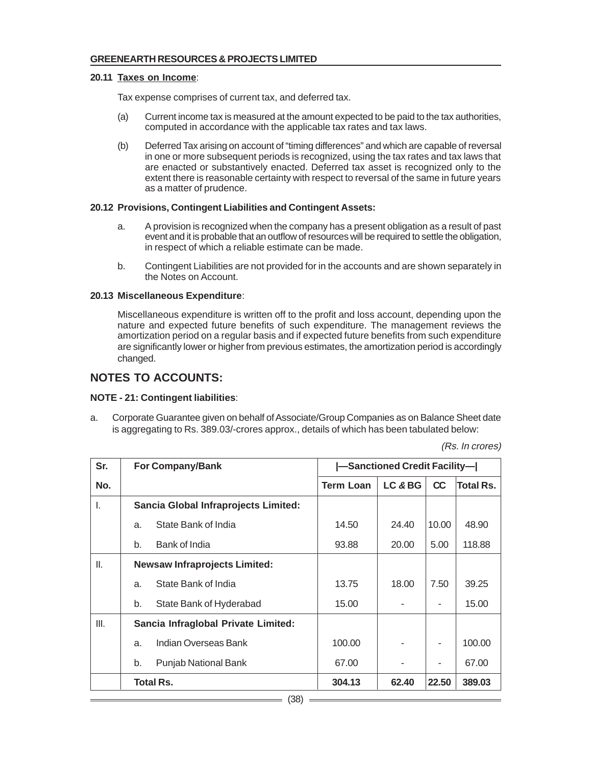**20.11 Taxes on Income**:

Tax expense comprises of current tax, and deferred tax.

(a) Current income tax is measured at the amount expected to be paid to the tax authorities, computed in accordance with the applicable tax rates and tax laws.

(b) Deferred Tax arising on account of "timing differences" and which are capable of reversal in one or more subsequent periods is recognized, using the tax rates and tax laws that are enacted or substantively enacted. Deferred tax asset is recognized only to the extent there is reasonable certainty with respect to reversal of the same in future years as a matter of prudence.

**20.12 Provisions, Contingent Liabilities and Contingent Assets:**

a. A provision is recognized when the company has a present obligation as a result of past event and it is probable that an outflow of resources will be required to settle the obligation, in respect of which a reliable estimate can be made.

b. Contingent Liabilities are not provided for in the accounts and are shown separately in the Notes on Account.

**20.13 Miscellaneous Expenditure**:

Miscellaneous expenditure is written off to the profit and loss account, depending upon the nature and expected future benefits of such expenditure. The management reviews the amortization period on a regular basis and if expected future benefits from such expenditure are significantly lower or higher from previous estimates, the amortization period is accordingly changed.

## NOTES TO ACCOUNTS:

**NOTE - 21: Contingent liabilities**:

a. Corporate Guarantee given on behalf of Associate/Group Companies as on Balance Sheet date is aggregating to Rs. 389.03/-crores approx., details of which has been tabulated below:

*(Rs. In crores)*

| Sr. No. | For Company/Bank | \|—Sanctioned Credit Facility—\| | | | |
|---|---|---|---|---|---|
| | | **Term Loan** | **LC & BG** | **CC** | **Total Rs.** |
| I. | **Sancia Global Infraprojects Limited:** | | | | |
| | a. State Bank of India | 14.50 | 24.40 | 10.00 | 48.90 |
| | b. Bank of India | 93.88 | 20.00 | 5.00 | 118.88 |
| II. | **Newsaw Infraprojects Limited:** | | | | |
| | a. State Bank of India | 13.75 | 18.00 | 7.50 | 39.25 |
| | b. State Bank of Hyderabad | 15.00 | - | - | 15.00 |
| III. | **Sancia Infraglobal Private Limited:** | | | | |
| | a. Indian Overseas Bank | 100.00 | - | - | 100.00 |
| | b. Punjab National Bank | 67.00 | - | - | 67.00 |
| | **Total Rs.** | **304.13** | **62.40** | **22.50** | **389.03** |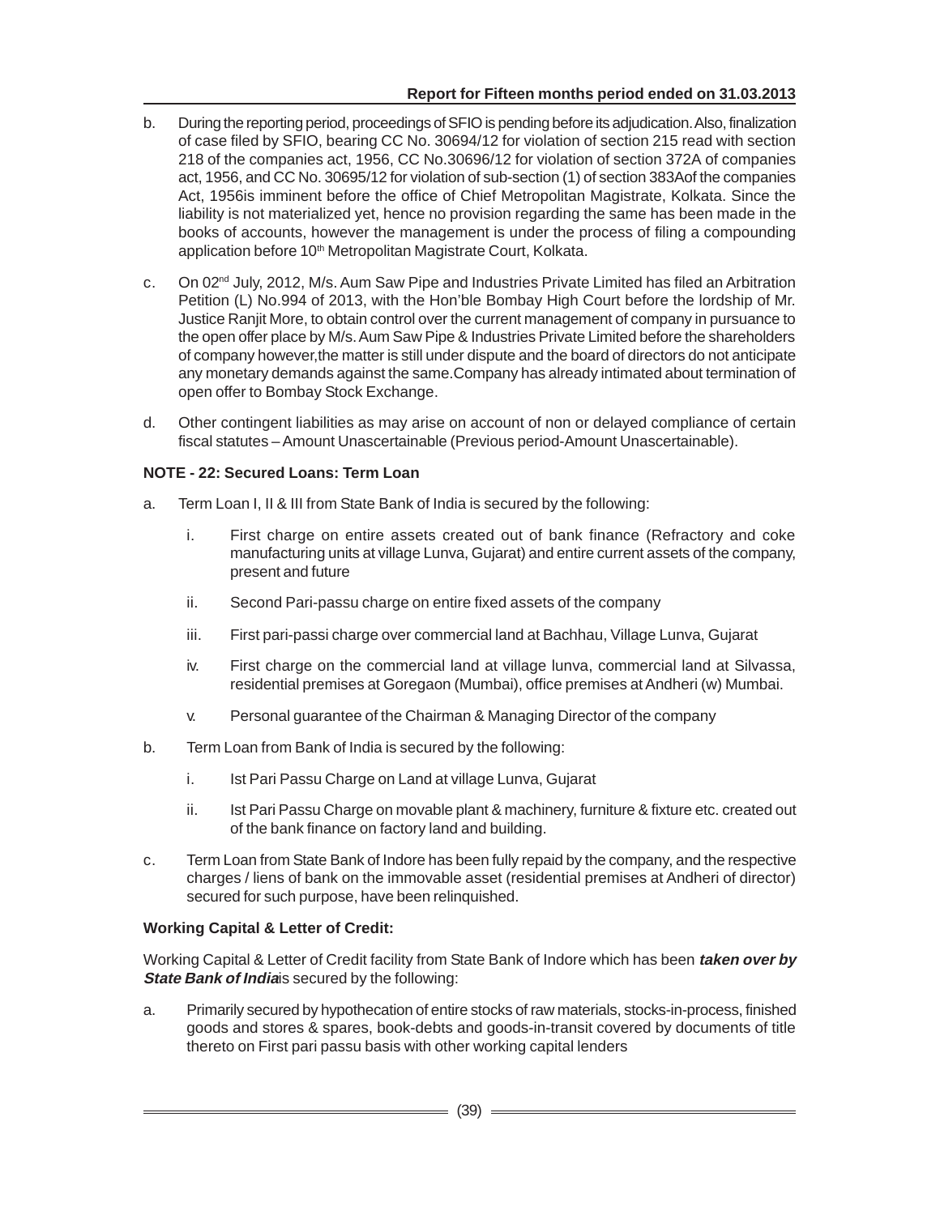b. During the reporting period, proceedings of SFIO is pending before its adjudication. Also, finalization of case filed by SFIO, bearing CC No. 30694/12 for violation of section 215 read with section 218 of the companies act, 1956, CC No.30696/12 for violation of section 372A of companies act, 1956, and CC No. 30695/12 for violation of sub-section (1) of section 383Aof the companies Act, 1956is imminent before the office of Chief Metropolitan Magistrate, Kolkata. Since the liability is not materialized yet, hence no provision regarding the same has been made in the books of accounts, however the management is under the process of filing a compounding application before 10th Metropolitan Magistrate Court, Kolkata.

c. On 02nd July, 2012, M/s. Aum Saw Pipe and Industries Private Limited has filed an Arbitration Petition (L) No.994 of 2013, with the Hon'ble Bombay High Court before the lordship of Mr. Justice Ranjit More, to obtain control over the current management of company in pursuance to the open offer place by M/s. Aum Saw Pipe & Industries Private Limited before the shareholders of company however,the matter is still under dispute and the board of directors do not anticipate any monetary demands against the same.Company has already intimated about termination of open offer to Bombay Stock Exchange.

d. Other contingent liabilities as may arise on account of non or delayed compliance of certain fiscal statutes – Amount Unascertainable (Previous period-Amount Unascertainable).

### NOTE - 22: Secured Loans: Term Loan

a. Term Loan I, II & III from State Bank of India is secured by the following:

   i. First charge on entire assets created out of bank finance (Refractory and coke manufacturing units at village Lunva, Gujarat) and entire current assets of the company, present and future

   ii. Second Pari-passu charge on entire fixed assets of the company

   iii. First pari-passi charge over commercial land at Bachhau, Village Lunva, Gujarat

   iv. First charge on the commercial land at village lunva, commercial land at Silvassa, residential premises at Goregaon (Mumbai), office premises at Andheri (w) Mumbai.

   v. Personal guarantee of the Chairman & Managing Director of the company

b. Term Loan from Bank of India is secured by the following:

   i. Ist Pari Passu Charge on Land at village Lunva, Gujarat

   ii. Ist Pari Passu Charge on movable plant & machinery, furniture & fixture etc. created out of the bank finance on factory land and building.

c. Term Loan from State Bank of Indore has been fully repaid by the company, and the respective charges / liens of bank on the immovable asset (residential premises at Andheri of director) secured for such purpose, have been relinquished.

### Working Capital & Letter of Credit:

Working Capital & Letter of Credit facility from State Bank of Indore which has been ***taken over by State Bank of India***is secured by the following:

a. Primarily secured by hypothecation of entire stocks of raw materials, stocks-in-process, finished goods and stores & spares, book-debts and goods-in-transit covered by documents of title thereto on First pari passu basis with other working capital lenders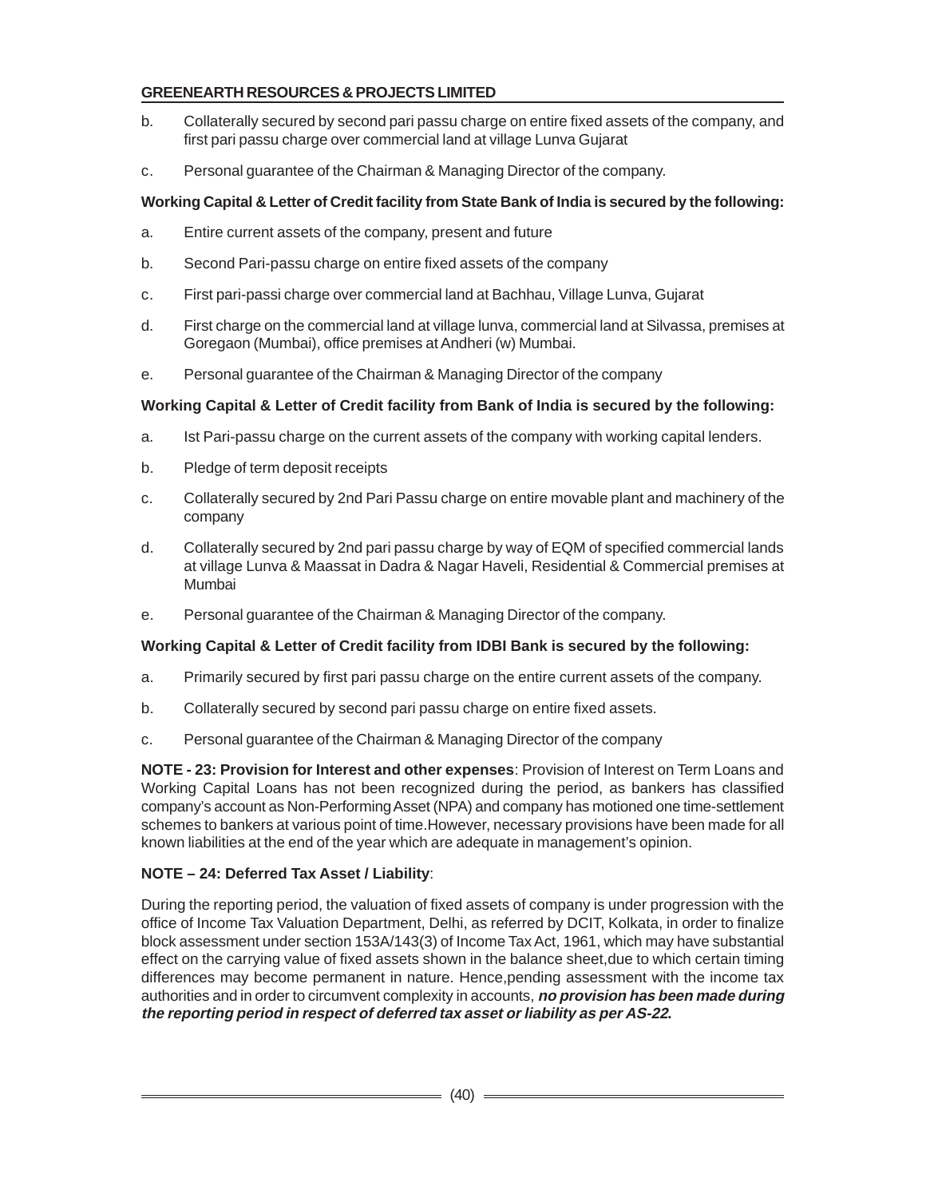b. Collaterally secured by second pari passu charge on entire fixed assets of the company, and first pari passu charge over commercial land at village Lunva Gujarat

c. Personal guarantee of the Chairman & Managing Director of the company.

**Working Capital & Letter of Credit facility from State Bank of India is secured by the following:**

a. Entire current assets of the company, present and future

b. Second Pari-passu charge on entire fixed assets of the company

c. First pari-passi charge over commercial land at Bachhau, Village Lunva, Gujarat

d. First charge on the commercial land at village lunva, commercial land at Silvassa, premises at Goregaon (Mumbai), office premises at Andheri (w) Mumbai.

e. Personal guarantee of the Chairman & Managing Director of the company

**Working Capital & Letter of Credit facility from Bank of India is secured by the following:**

a. Ist Pari-passu charge on the current assets of the company with working capital lenders.

b. Pledge of term deposit receipts

c. Collaterally secured by 2nd Pari Passu charge on entire movable plant and machinery of the company

d. Collaterally secured by 2nd pari passu charge by way of EQM of specified commercial lands at village Lunva & Maassat in Dadra & Nagar Haveli, Residential & Commercial premises at Mumbai

e. Personal guarantee of the Chairman & Managing Director of the company.

**Working Capital & Letter of Credit facility from IDBI Bank is secured by the following:**

a. Primarily secured by first pari passu charge on the entire current assets of the company.

b. Collaterally secured by second pari passu charge on entire fixed assets.

c. Personal guarantee of the Chairman & Managing Director of the company

**NOTE - 23: Provision for Interest and other expenses**: Provision of Interest on Term Loans and Working Capital Loans has not been recognized during the period, as bankers has classified company's account as Non-Performing Asset (NPA) and company has motioned one time-settlement schemes to bankers at various point of time.However, necessary provisions have been made for all known liabilities at the end of the year which are adequate in management's opinion.

**NOTE – 24: Deferred Tax Asset / Liability**:

During the reporting period, the valuation of fixed assets of company is under progression with the office of Income Tax Valuation Department, Delhi, as referred by DCIT, Kolkata, in order to finalize block assessment under section 153A/143(3) of Income Tax Act, 1961, which may have substantial effect on the carrying value of fixed assets shown in the balance sheet,due to which certain timing differences may become permanent in nature. Hence,pending assessment with the income tax authorities and in order to circumvent complexity in accounts, ***no provision has been made during the reporting period in respect of deferred tax asset or liability as per AS-22.***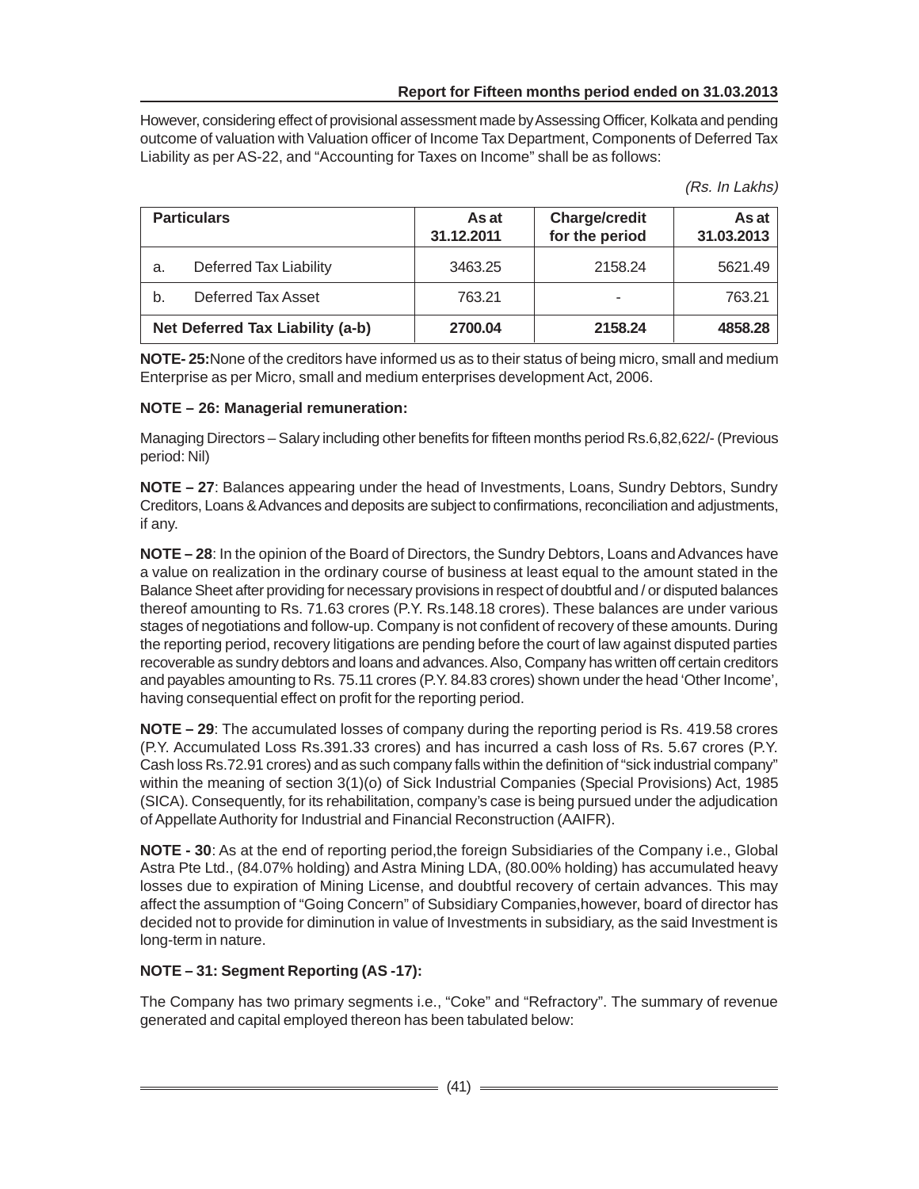However, considering effect of provisional assessment made by Assessing Officer, Kolkata and pending outcome of valuation with Valuation officer of Income Tax Department, Components of Deferred Tax Liability as per AS-22, and "Accounting for Taxes on Income" shall be as follows:

*(Rs. In Lakhs)*

| Particulars | | As at 31.12.2011 | Charge/credit for the period | As at 31.03.2013 |
|---|---|---|---|---|
| a. | Deferred Tax Liability | 3463.25 | 2158.24 | 5621.49 |
| b. | Deferred Tax Asset | 763.21 | - | 763.21 |
| **Net Deferred Tax Liability (a-b)** | | **2700.04** | **2158.24** | **4858.28** |

**NOTE- 25:** None of the creditors have informed us as to their status of being micro, small and medium Enterprise as per Micro, small and medium enterprises development Act, 2006.

**NOTE – 26: Managerial remuneration:**

Managing Directors – Salary including other benefits for fifteen months period Rs.6,82,622/- (Previous period: Nil)

**NOTE – 27**: Balances appearing under the head of Investments, Loans, Sundry Debtors, Sundry Creditors, Loans & Advances and deposits are subject to confirmations, reconciliation and adjustments, if any.

**NOTE – 28**: In the opinion of the Board of Directors, the Sundry Debtors, Loans and Advances have a value on realization in the ordinary course of business at least equal to the amount stated in the Balance Sheet after providing for necessary provisions in respect of doubtful and / or disputed balances thereof amounting to Rs. 71.63 crores (P.Y. Rs.148.18 crores). These balances are under various stages of negotiations and follow-up. Company is not confident of recovery of these amounts. During the reporting period, recovery litigations are pending before the court of law against disputed parties recoverable as sundry debtors and loans and advances. Also, Company has written off certain creditors and payables amounting to Rs. 75.11 crores (P.Y. 84.83 crores) shown under the head 'Other Income', having consequential effect on profit for the reporting period.

**NOTE – 29**: The accumulated losses of company during the reporting period is Rs. 419.58 crores (P.Y. Accumulated Loss Rs.391.33 crores) and has incurred a cash loss of Rs. 5.67 crores (P.Y. Cash loss Rs.72.91 crores) and as such company falls within the definition of "sick industrial company" within the meaning of section 3(1)(o) of Sick Industrial Companies (Special Provisions) Act, 1985 (SICA). Consequently, for its rehabilitation, company's case is being pursued under the adjudication of Appellate Authority for Industrial and Financial Reconstruction (AAIFR).

**NOTE - 30**: As at the end of reporting period,the foreign Subsidiaries of the Company i.e., Global Astra Pte Ltd., (84.07% holding) and Astra Mining LDA, (80.00% holding) has accumulated heavy losses due to expiration of Mining License, and doubtful recovery of certain advances. This may affect the assumption of "Going Concern" of Subsidiary Companies,however, board of director has decided not to provide for diminution in value of Investments in subsidiary, as the said Investment is long-term in nature.

**NOTE – 31: Segment Reporting (AS -17):**

The Company has two primary segments i.e., "Coke" and "Refractory". The summary of revenue generated and capital employed thereon has been tabulated below: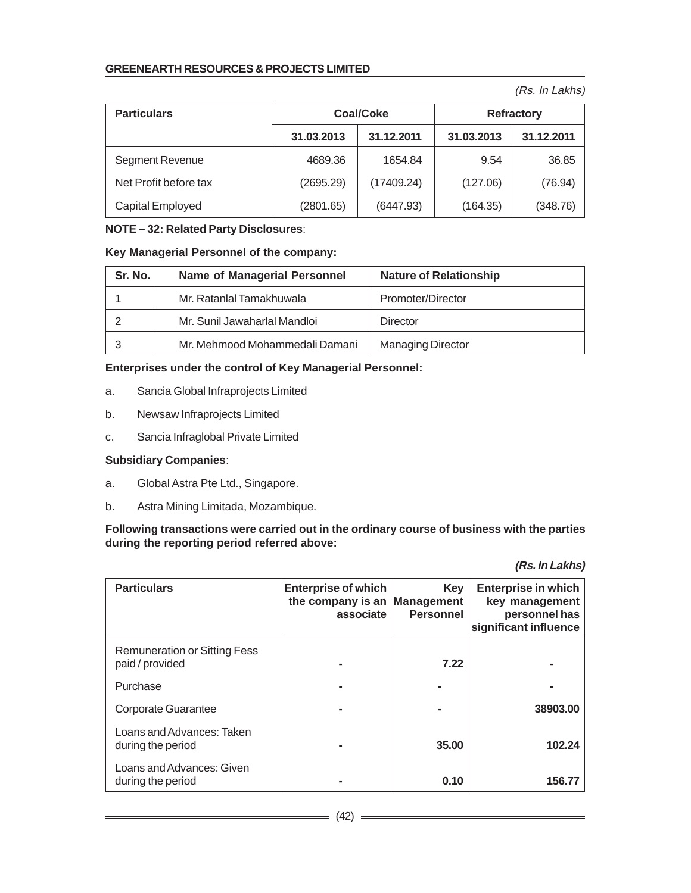*(Rs. In Lakhs)*

| Particulars | Coal/Coke | | Refractory | |
|---|---|---|---|---|
| | 31.03.2013 | 31.12.2011 | 31.03.2013 | 31.12.2011 |
| Segment Revenue | 4689.36 | 1654.84 | 9.54 | 36.85 |
| Net Profit before tax | (2695.29) | (17409.24) | (127.06) | (76.94) |
| Capital Employed | (2801.65) | (6447.93) | (164.35) | (348.76) |

**NOTE – 32: Related Party Disclosures**:

**Key Managerial Personnel of the company:**

| Sr. No. | Name of Managerial Personnel | Nature of Relationship |
|---|---|---|
| 1 | Mr. Ratanlal Tamakhuwala | Promoter/Director |
| 2 | Mr. Sunil Jawaharlal Mandloi | Director |
| 3 | Mr. Mehmood Mohammedali Damani | Managing Director |

**Enterprises under the control of Key Managerial Personnel:**

a. Sancia Global Infraprojects Limited

b. Newsaw Infraprojects Limited

c. Sancia Infraglobal Private Limited

**Subsidiary Companies**:

a. Global Astra Pte Ltd., Singapore.

b. Astra Mining Limitada, Mozambique.

**Following transactions were carried out in the ordinary course of business with the parties during the reporting period referred above:**

***(Rs. In Lakhs)***

| Particulars | Enterprise of which the company is an associate | Key Management Personnel | Enterprise in which key management personnel has significant influence |
|---|---|---|---|
| Remuneration or Sitting Fess paid / provided | - | **7.22** | - |
| Purchase | - | - | - |
| Corporate Guarantee | - | - | **38903.00** |
| Loans and Advances: Taken during the period | - | **35.00** | **102.24** |
| Loans and Advances: Given during the period | - | **0.10** | **156.77** |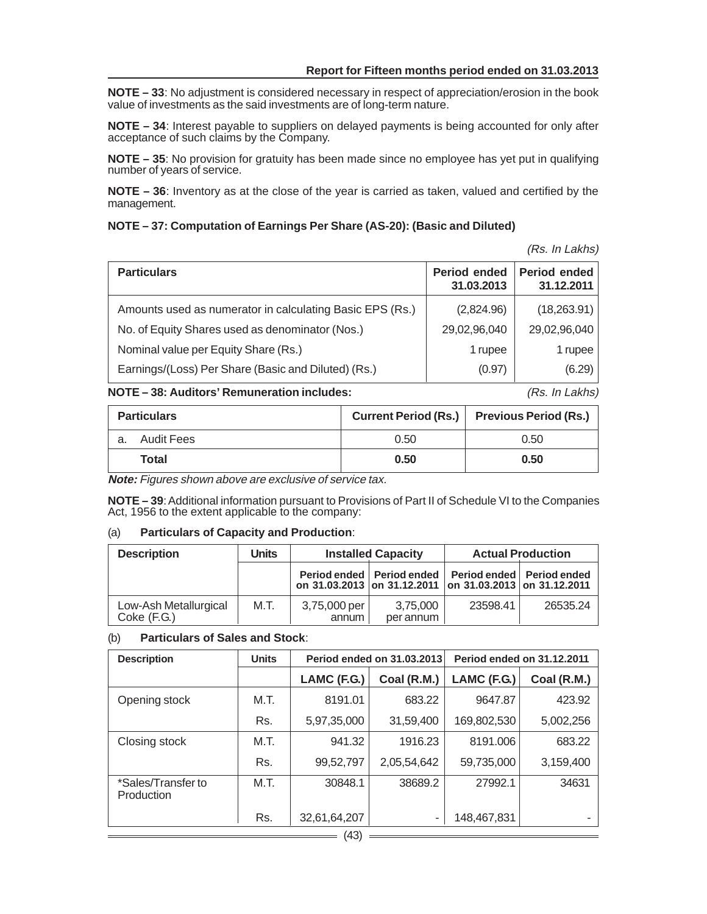**NOTE – 33**: No adjustment is considered necessary in respect of appreciation/erosion in the book value of investments as the said investments are of long-term nature.

**NOTE – 34**: Interest payable to suppliers on delayed payments is being accounted for only after acceptance of such claims by the Company.

**NOTE – 35**: No provision for gratuity has been made since no employee has yet put in qualifying number of years of service.

**NOTE – 36**: Inventory as at the close of the year is carried as taken, valued and certified by the management.

**NOTE – 37: Computation of Earnings Per Share (AS-20): (Basic and Diluted)**

*(Rs. In Lakhs)*

| Particulars | Period ended 31.03.2013 | Period ended 31.12.2011 |
|---|---|---|
| Amounts used as numerator in calculating Basic EPS (Rs.) | (2,824.96) | (18,263.91) |
| No. of Equity Shares used as denominator (Nos.) | 29,02,96,040 | 29,02,96,040 |
| Nominal value per Equity Share (Rs.) | 1 rupee | 1 rupee |
| Earnings/(Loss) Per Share (Basic and Diluted) (Rs.) | (0.97) | (6.29) |

**NOTE – 38: Auditors' Remuneration includes:** *(Rs. In Lakhs)*

| Particulars | Current Period (Rs.) | Previous Period (Rs.) |
|---|---|---|
| a. Audit Fees | 0.50 | 0.50 |
| **Total** | **0.50** | **0.50** |

***Note:*** *Figures shown above are exclusive of service tax.*

**NOTE – 39**: Additional information pursuant to Provisions of Part II of Schedule VI to the Companies Act, 1956 to the extent applicable to the company:

(a) **Particulars of Capacity and Production**:

| Description | Units | Installed Capacity | | Actual Production | |
|---|---|---|---|---|---|
| | | Period ended on 31.03.2013 | Period ended on 31.12.2011 | Period ended on 31.03.2013 | Period ended on 31.12.2011 |
| Low-Ash Metallurgical Coke (F.G.) | M.T. | 3,75,000 per annum | 3,75,000 per annum | 23598.41 | 26535.24 |

(b) **Particulars of Sales and Stock**:

| Description | Units | Period ended on 31.03.2013 | | Period ended on 31.12.2011 | |
|---|---|---|---|---|---|
| | | LAMC (F.G.) | Coal (R.M.) | LAMC (F.G.) | Coal (R.M.) |
| Opening stock | M.T. | 8191.01 | 683.22 | 9647.87 | 423.92 |
| | Rs. | 5,97,35,000 | 31,59,400 | 169,802,530 | 5,002,256 |
| Closing stock | M.T. | 941.32 | 1916.23 | 8191.006 | 683.22 |
| | Rs. | 99,52,797 | 2,05,54,642 | 59,735,000 | 3,159,400 |
| *Sales/Transfer to Production | M.T. | 30848.1 | 38689.2 | 27992.1 | 34631 |
| | Rs. | 32,61,64,207 | - | 148,467,831 | - |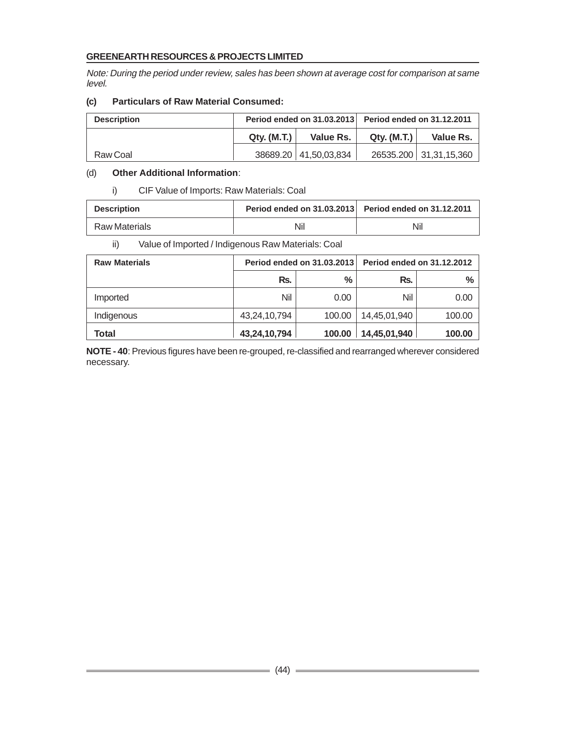Note: During the period under review, sales has been shown at average cost for comparison at same level.

**(c) Particulars of Raw Material Consumed:**

| Description | Period ended on 31.03.2013 | | Period ended on 31.12.2011 | |
|---|---|---|---|---|
| | Qty. (M.T.) | Value Rs. | Qty. (M.T.) | Value Rs. |
| Raw Coal | 38689.20 | 41,50,03,834 | 26535.200 | 31,31,15,360 |

(d) **Other Additional Information**:

i) CIF Value of Imports: Raw Materials: Coal

| Description | Period ended on 31.03.2013 | Period ended on 31.12.2011 |
|---|---|---|
| Raw Materials | Nil | Nil |

ii) Value of Imported / Indigenous Raw Materials: Coal

| Raw Materials | Period ended on 31.03.2013 | | Period ended on 31.12.2012 | |
|---|---|---|---|---|
| | Rs. | % | Rs. | % |
| Imported | Nil | 0.00 | Nil | 0.00 |
| Indigenous | 43,24,10,794 | 100.00 | 14,45,01,940 | 100.00 |
| **Total** | **43,24,10,794** | **100.00** | **14,45,01,940** | **100.00** |

**NOTE - 40**: Previous figures have been re-grouped, re-classified and rearranged wherever considered necessary.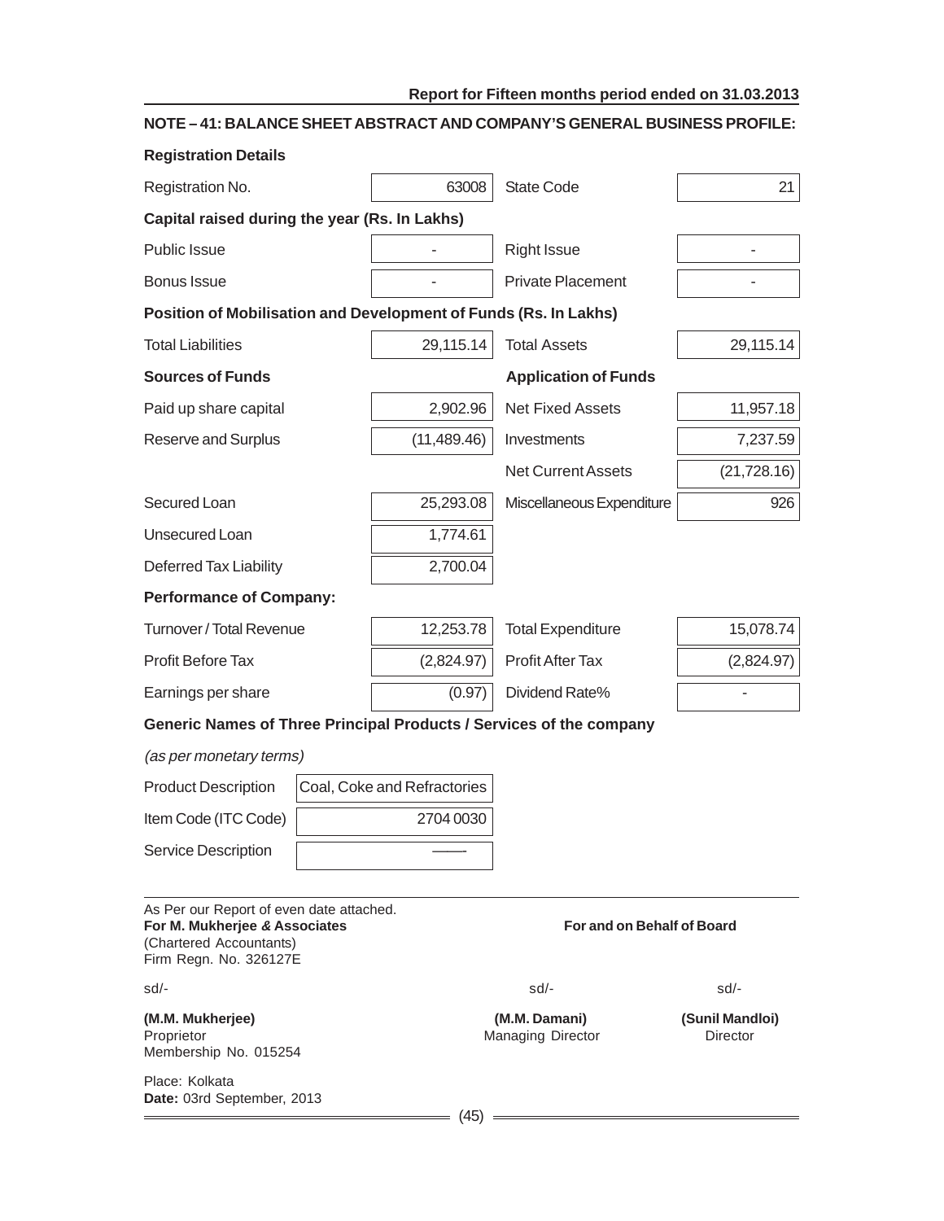**Report for Fifteen months period ended on 31.03.2013**

## NOTE – 41: BALANCE SHEET ABSTRACT AND COMPANY'S GENERAL BUSINESS PROFILE:

**Registration Details**

| | | | |
|---|---|---|---|
| Registration No. | 63008 | State Code | 21 |

**Capital raised during the year (Rs. In Lakhs)**

| | | | |
|---|---|---|---|
| Public Issue | - | Right Issue | - |
| Bonus Issue | - | Private Placement | - |

**Position of Mobilisation and Development of Funds (Rs. In Lakhs)**

| | | | |
|---|---|---|---|
| Total Liabilities | 29,115.14 | Total Assets | 29,115.14 |
| **Sources of Funds** | | **Application of Funds** | |
| Paid up share capital | 2,902.96 | Net Fixed Assets | 11,957.18 |
| Reserve and Surplus | (11,489.46) | Investments | 7,237.59 |
| | | Net Current Assets | (21,728.16) |
| Secured Loan | 25,293.08 | Miscellaneous Expenditure | 926 |
| Unsecured Loan | 1,774.61 | | |
| Deferred Tax Liability | 2,700.04 | | |

**Performance of Company:**

| | | | |
|---|---|---|---|
| Turnover / Total Revenue | 12,253.78 | Total Expenditure | 15,078.74 |
| Profit Before Tax | (2,824.97) | Profit After Tax | (2,824.97) |
| Earnings per share | (0.97) | Dividend Rate% | - |

**Generic Names of Three Principal Products / Services of the company**

*(as per monetary terms)*

| | |
|---|---|
| Product Description | Coal, Coke and Refractories |
| Item Code (ITC Code) | 2704 0030 |
| Service Description | —— |

As Per our Report of even date attached.
**For M. Mukherjee & Associates**
(Chartered Accountants)
Firm Regn. No. 326127E

**For and on Behalf of Board**

sd/-
**(M.M. Mukherjee)**
Proprietor
Membership No. 015254

sd/-
**(M.M. Damani)**
Managing Director

sd/-
**(Sunil Mandloi)**
Director

Place: Kolkata
**Date:** 03rd September, 2013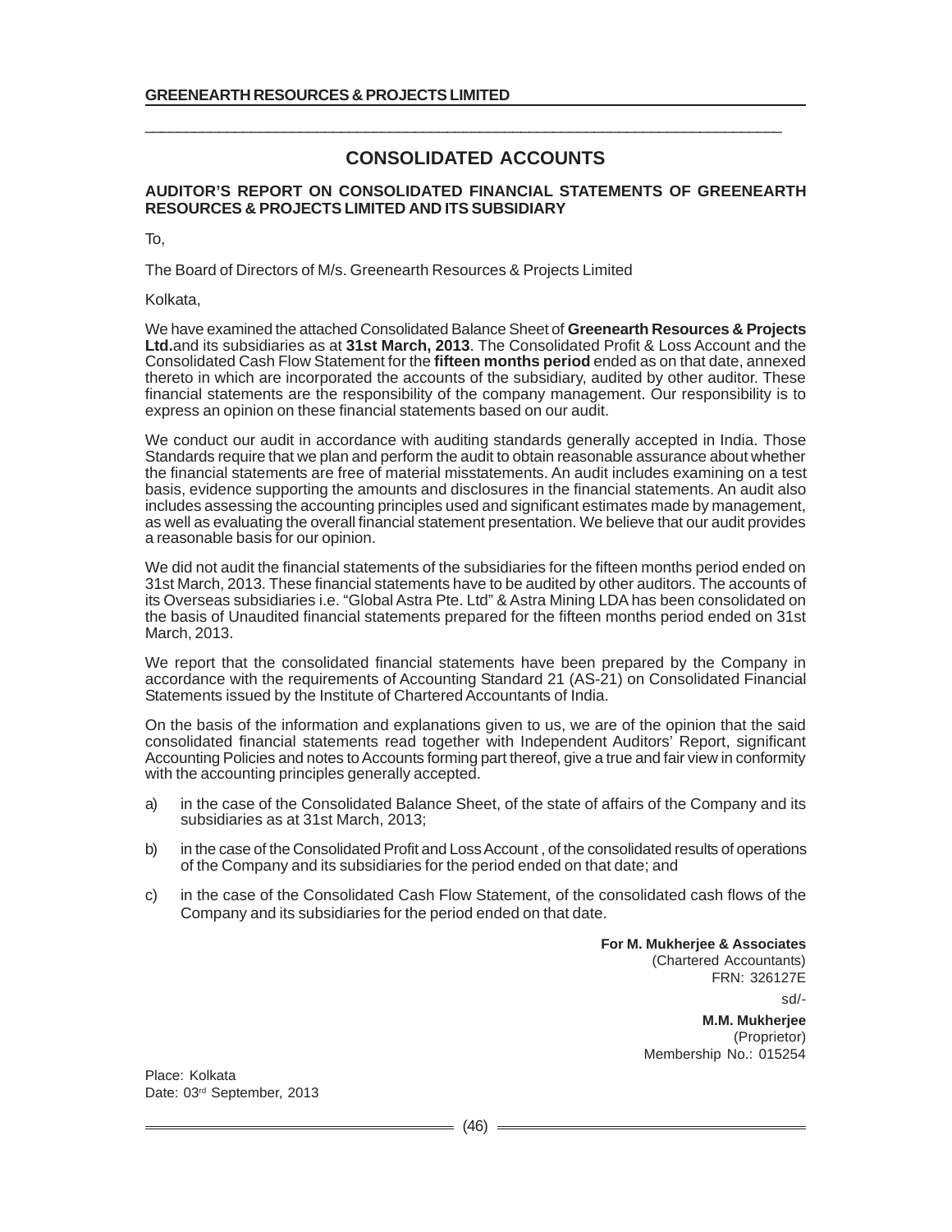# CONSOLIDATED ACCOUNTS

## AUDITOR'S REPORT ON CONSOLIDATED FINANCIAL STATEMENTS OF GREENEARTH RESOURCES & PROJECTS LIMITED AND ITS SUBSIDIARY

To,

The Board of Directors of M/s. Greenearth Resources & Projects Limited

Kolkata,

We have examined the attached Consolidated Balance Sheet of **Greenearth Resources & Projects Ltd.**and its subsidiaries as at **31st March, 2013**. The Consolidated Profit & Loss Account and the Consolidated Cash Flow Statement for the **fifteen months period** ended as on that date, annexed thereto in which are incorporated the accounts of the subsidiary, audited by other auditor. These financial statements are the responsibility of the company management. Our responsibility is to express an opinion on these financial statements based on our audit.

We conduct our audit in accordance with auditing standards generally accepted in India. Those Standards require that we plan and perform the audit to obtain reasonable assurance about whether the financial statements are free of material misstatements. An audit includes examining on a test basis, evidence supporting the amounts and disclosures in the financial statements. An audit also includes assessing the accounting principles used and significant estimates made by management, as well as evaluating the overall financial statement presentation. We believe that our audit provides a reasonable basis for our opinion.

We did not audit the financial statements of the subsidiaries for the fifteen months period ended on 31st March, 2013. These financial statements have to be audited by other auditors. The accounts of its Overseas subsidiaries i.e. "Global Astra Pte. Ltd" & Astra Mining LDA has been consolidated on the basis of Unaudited financial statements prepared for the fifteen months period ended on 31st March, 2013.

We report that the consolidated financial statements have been prepared by the Company in accordance with the requirements of Accounting Standard 21 (AS-21) on Consolidated Financial Statements issued by the Institute of Chartered Accountants of India.

On the basis of the information and explanations given to us, we are of the opinion that the said consolidated financial statements read together with Independent Auditors' Report, significant Accounting Policies and notes to Accounts forming part thereof, give a true and fair view in conformity with the accounting principles generally accepted.

a) in the case of the Consolidated Balance Sheet, of the state of affairs of the Company and its subsidiaries as at 31st March, 2013;

b) in the case of the Consolidated Profit and Loss Account , of the consolidated results of operations of the Company and its subsidiaries for the period ended on that date; and

c) in the case of the Consolidated Cash Flow Statement, of the consolidated cash flows of the Company and its subsidiaries for the period ended on that date.

**For M. Mukherjee & Associates**
(Chartered Accountants)
FRN: 326127E

sd/-

**M.M. Mukherjee**
(Proprietor)
Membership No.: 015254

Place: Kolkata
Date: 03rd September, 2013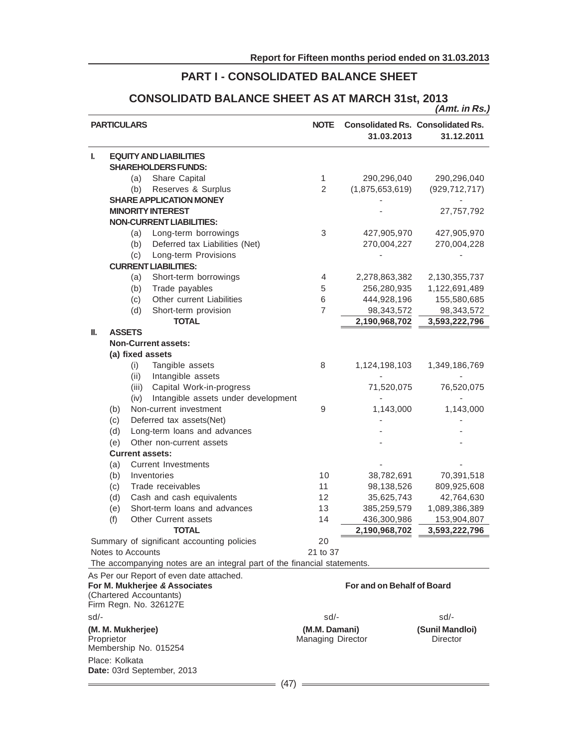## PART I - CONSOLIDATED BALANCE SHEET

## CONSOLIDATD BALANCE SHEET AS AT MARCH 31st, 2013

*(Amt. in Rs.)*

| PARTICULARS | NOTE | Consolidated Rs. 31.03.2013 | Consolidated Rs. 31.12.2011 |
|---|---|---|---|
| **I. EQUITY AND LIABILITIES** | | | |
| **SHAREHOLDERS FUNDS:** | | | |
| (a) Share Capital | 1 | 290,296,040 | 290,296,040 |
| (b) Reserves & Surplus | 2 | (1,875,653,619) | (929,712,717) |
| **SHARE APPLICATION MONEY** | | - | - |
| **MINORITY INTEREST** | | - | 27,757,792 |
| **NON-CURRENT LIABILITIES:** | | | |
| (a) Long-term borrowings | 3 | 427,905,970 | 427,905,970 |
| (b) Deferred tax Liabilities (Net) | | 270,004,227 | 270,004,228 |
| (c) Long-term Provisions | | - | - |
| **CURRENT LIABILITIES:** | | | |
| (a) Short-term borrowings | 4 | 2,278,863,382 | 2,130,355,737 |
| (b) Trade payables | 5 | 256,280,935 | 1,122,691,489 |
| (c) Other current Liabilities | 6 | 444,928,196 | 155,580,685 |
| (d) Short-term provision | 7 | 98,343,572 | 98,343,572 |
| **TOTAL** | | **2,190,968,702** | **3,593,222,796** |
| **II. ASSETS** | | | |
| **Non-Current assets:** | | | |
| **(a) fixed assets** | | | |
| (i) Tangible assets | 8 | 1,124,198,103 | 1,349,186,769 |
| (ii) Intangible assets | | - | - |
| (iii) Capital Work-in-progress | | 71,520,075 | 76,520,075 |
| (iv) Intangible assets under development | | - | - |
| (b) Non-current investment | 9 | 1,143,000 | 1,143,000 |
| (c) Deferred tax assets(Net) | | - | - |
| (d) Long-term loans and advances | | - | - |
| (e) Other non-current assets | | - | - |
| **Current assets:** | | | |
| (a) Current Investments | | - | - |
| (b) Inventories | 10 | 38,782,691 | 70,391,518 |
| (c) Trade receivables | 11 | 98,138,526 | 809,925,608 |
| (d) Cash and cash equivalents | 12 | 35,625,743 | 42,764,630 |
| (e) Short-term loans and advances | 13 | 385,259,579 | 1,089,386,389 |
| (f) Other Current assets | 14 | 436,300,986 | 153,904,807 |
| **TOTAL** | | **2,190,968,702** | **3,593,222,796** |
| Summary of significant accounting policies | 20 | | |
| Notes to Accounts | 21 to 37 | | |

The accompanying notes are an integral part of the financial statements.

As Per our Report of even date attached.
**For M. Mukherjee & Associates**
(Chartered Accountants)
Firm Regn. No. 326127E

**For and on Behalf of Board**

sd/-
**(M. M. Mukherjee)**
Proprietor
Membership No. 015254

sd/-
**(M.M. Damani)**
Managing Director

sd/-
**(Sunil Mandloi)**
Director

Place: Kolkata
**Date:** 03rd September, 2013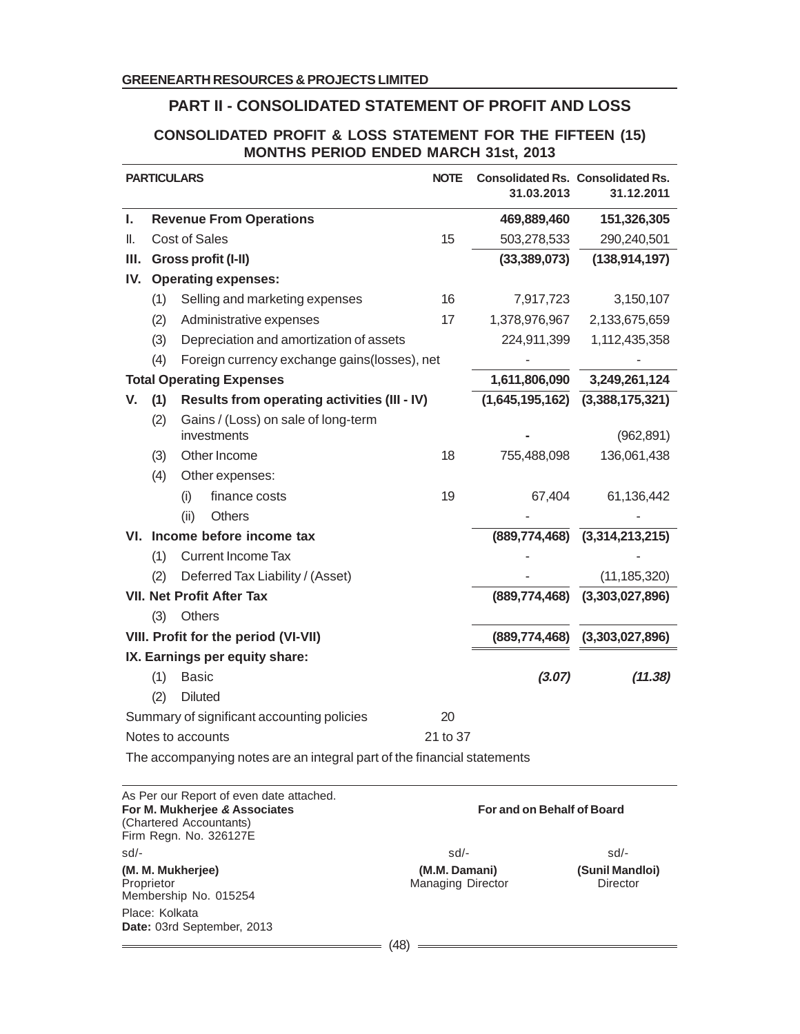GREENEARTH RESOURCES & PROJECTS LIMITED

## PART II - CONSOLIDATED STATEMENT OF PROFIT AND LOSS

### CONSOLIDATED PROFIT & LOSS STATEMENT FOR THE FIFTEEN (15) MONTHS PERIOD ENDED MARCH 31st, 2013

| PARTICULARS | | | NOTE | Consolidated Rs. 31.03.2013 | Consolidated Rs. 31.12.2011 |
|---|---|---|---|---|---|
| **I.** | **Revenue From Operations** | | | **469,889,460** | **151,326,305** |
| II. | Cost of Sales | | 15 | 503,278,533 | 290,240,501 |
| **III.** | **Gross profit (I-II)** | | | **(33,389,073)** | **(138,914,197)** |
| **IV.** | **Operating expenses:** | | | | |
| | (1) | Selling and marketing expenses | 16 | 7,917,723 | 3,150,107 |
| | (2) | Administrative expenses | 17 | 1,378,976,967 | 2,133,675,659 |
| | (3) | Depreciation and amortization of assets | | 224,911,399 | 1,112,435,358 |
| | (4) | Foreign currency exchange gains(losses), net | | - | - |
| **Total Operating Expenses** | | | | **1,611,806,090** | **3,249,261,124** |
| **V.** | **(1)** | **Results from operating activities (III - IV)** | | **(1,645,195,162)** | **(3,388,175,321)** |
| | (2) | Gains / (Loss) on sale of long-term investments | | - | (962,891) |
| | (3) | Other Income | 18 | 755,488,098 | 136,061,438 |
| | (4) | Other expenses: | | | |
| | | (i) finance costs | 19 | 67,404 | 61,136,442 |
| | | (ii) Others | | - | - |
| **VI.** | **Income before income tax** | | | **(889,774,468)** | **(3,314,213,215)** |
| | (1) | Current Income Tax | | - | - |
| | (2) | Deferred Tax Liability / (Asset) | | - | (11,185,320) |
| **VII. Net Profit After Tax** | | | | **(889,774,468)** | **(3,303,027,896)** |
| | (3) | Others | | | |
| **VIII. Profit for the period (VI-VII)** | | | | **(889,774,468)** | **(3,303,027,896)** |
| **IX. Earnings per equity share:** | | | | | |
| | (1) | Basic | | ***(3.07)*** | ***(11.38)*** |
| | (2) | Diluted | | | |
| Summary of significant accounting policies | | | 20 | | |
| Notes to accounts | | | 21 to 37 | | |

The accompanying notes are an integral part of the financial statements

As Per our Report of even date attached.
**For M. Mukherjee & Associates**
(Chartered Accountants)
Firm Regn. No. 326127E

**For and on Behalf of Board**

sd/-
**(M. M. Mukherjee)**
Proprietor
Membership No. 015254

sd/-
**(M.M. Damani)**
Managing Director

sd/-
**(Sunil Mandloi)**
Director

Place: Kolkata
**Date:** 03rd September, 2013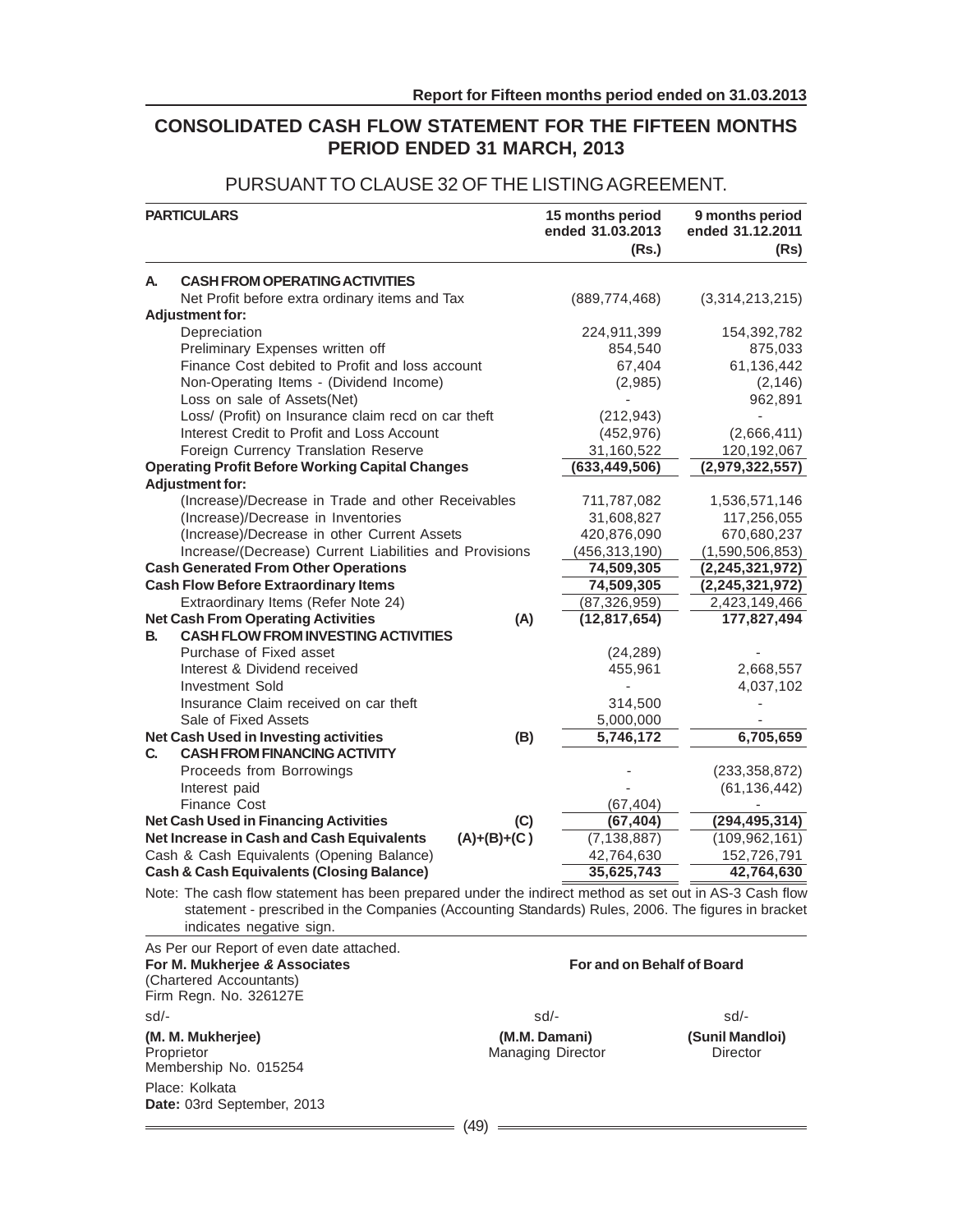# CONSOLIDATED CASH FLOW STATEMENT FOR THE FIFTEEN MONTHS PERIOD ENDED 31 MARCH, 2013

PURSUANT TO CLAUSE 32 OF THE LISTING AGREEMENT.

| PARTICULARS | | 15 months period ended 31.03.2013 (Rs.) | 9 months period ended 31.12.2011 (Rs) |
|---|---|---|---|
| **A. CASH FROM OPERATING ACTIVITIES** | | | |
| Net Profit before extra ordinary items and Tax | | (889,774,468) | (3,314,213,215) |
| **Adjustment for:** | | | |
| Depreciation | | 224,911,399 | 154,392,782 |
| Preliminary Expenses written off | | 854,540 | 875,033 |
| Finance Cost debited to Profit and loss account | | 67,404 | 61,136,442 |
| Non-Operating Items - (Dividend Income) | | (2,985) | (2,146) |
| Loss on sale of Assets(Net) | | - | 962,891 |
| Loss/ (Profit) on Insurance claim recd on car theft | | (212,943) | - |
| Interest Credit to Profit and Loss Account | | (452,976) | (2,666,411) |
| Foreign Currency Translation Reserve | | 31,160,522 | 120,192,067 |
| **Operating Profit Before Working Capital Changes** | | **(633,449,506)** | **(2,979,322,557)** |
| **Adjustment for:** | | | |
| (Increase)/Decrease in Trade and other Receivables | | 711,787,082 | 1,536,571,146 |
| (Increase)/Decrease in Inventories | | 31,608,827 | 117,256,055 |
| (Increase)/Decrease in other Current Assets | | 420,876,090 | 670,680,237 |
| Increase/(Decrease) Current Liabilities and Provisions | | (456,313,190) | (1,590,506,853) |
| **Cash Generated From Other Operations** | | **74,509,305** | **(2,245,321,972)** |
| **Cash Flow Before Extraordinary Items** | | **74,509,305** | **(2,245,321,972)** |
| Extraordinary Items (Refer Note 24) | | (87,326,959) | 2,423,149,466 |
| **Net Cash From Operating Activities** | **(A)** | **(12,817,654)** | **177,827,494** |
| **B. CASH FLOW FROM INVESTING ACTIVITIES** | | | |
| Purchase of Fixed asset | | (24,289) | - |
| Interest & Dividend received | | 455,961 | 2,668,557 |
| Investment Sold | | - | 4,037,102 |
| Insurance Claim received on car theft | | 314,500 | - |
| Sale of Fixed Assets | | 5,000,000 | - |
| **Net Cash Used in Investing activities** | **(B)** | **5,746,172** | **6,705,659** |
| **C. CASH FROM FINANCING ACTIVITY** | | | |
| Proceeds from Borrowings | | - | (233,358,872) |
| Interest paid | | - | (61,136,442) |
| Finance Cost | | (67,404) | - |
| **Net Cash Used in Financing Activities** | **(C)** | **(67,404)** | **(294,495,314)** |
| **Net Increase in Cash and Cash Equivalents** | **(A)+(B)+(C)** | (7,138,887) | (109,962,161) |
| Cash & Cash Equivalents (Opening Balance) | | 42,764,630 | 152,726,791 |
| **Cash & Cash Equivalents (Closing Balance)** | | **35,625,743** | **42,764,630** |

Note: The cash flow statement has been prepared under the indirect method as set out in AS-3 Cash flow statement - prescribed in the Companies (Accounting Standards) Rules, 2006. The figures in bracket indicates negative sign.

As Per our Report of even date attached.
**For M. Mukherjee & Associates**
(Chartered Accountants)
Firm Regn. No. 326127E

**For and on Behalf of Board**

sd/-
**(M. M. Mukherjee)**
Proprietor
Membership No. 015254

sd/-
**(M.M. Damani)**
Managing Director

sd/-
**(Sunil Mandloi)**
Director

Place: Kolkata
**Date:** 03rd September, 2013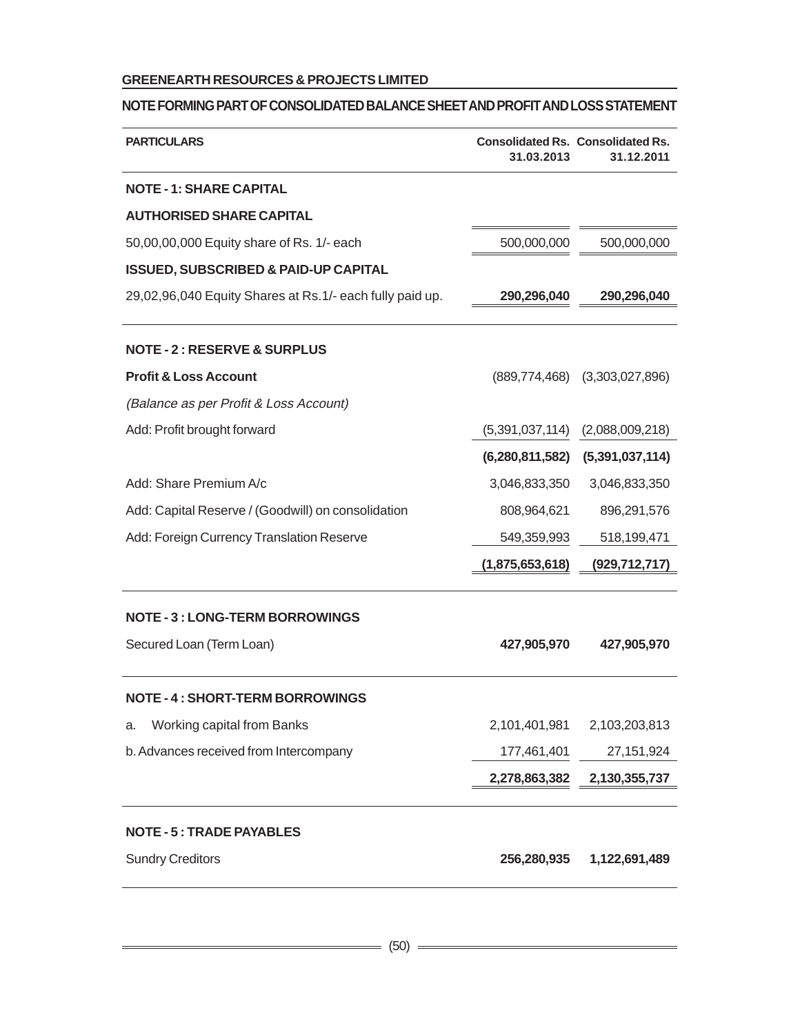**GREENEARTH RESOURCES & PROJECTS LIMITED**

**NOTE FORMING PART OF CONSOLIDATED BALANCE SHEET AND PROFIT AND LOSS STATEMENT**

| PARTICULARS | Consolidated Rs. 31.03.2013 | Consolidated Rs. 31.12.2011 |
|---|---|---|
| **NOTE - 1: SHARE CAPITAL** | | |
| **AUTHORISED SHARE CAPITAL** | | |
| 50,00,00,000 Equity share of Rs. 1/- each | 500,000,000 | 500,000,000 |
| **ISSUED, SUBSCRIBED & PAID-UP CAPITAL** | | |
| 29,02,96,040 Equity Shares at Rs.1/- each fully paid up. | **290,296,040** | **290,296,040** |
| **NOTE - 2 : RESERVE & SURPLUS** | | |
| **Profit & Loss Account** | (889,774,468) | (3,303,027,896) |
| *(Balance as per Profit & Loss Account)* | | |
| Add: Profit brought forward | (5,391,037,114) | (2,088,009,218) |
| | **(6,280,811,582)** | **(5,391,037,114)** |
| Add: Share Premium A/c | 3,046,833,350 | 3,046,833,350 |
| Add: Capital Reserve / (Goodwill) on consolidation | 808,964,621 | 896,291,576 |
| Add: Foreign Currency Translation Reserve | 549,359,993 | 518,199,471 |
| | **(1,875,653,618)** | **(929,712,717)** |
| **NOTE - 3 : LONG-TERM BORROWINGS** | | |
| Secured Loan (Term Loan) | **427,905,970** | **427,905,970** |
| **NOTE - 4 : SHORT-TERM BORROWINGS** | | |
| a. Working capital from Banks | 2,101,401,981 | 2,103,203,813 |
| b. Advances received from Intercompany | 177,461,401 | 27,151,924 |
| | **2,278,863,382** | **2,130,355,737** |
| **NOTE - 5 : TRADE PAYABLES** | | |
| Sundry Creditors | **256,280,935** | **1,122,691,489** |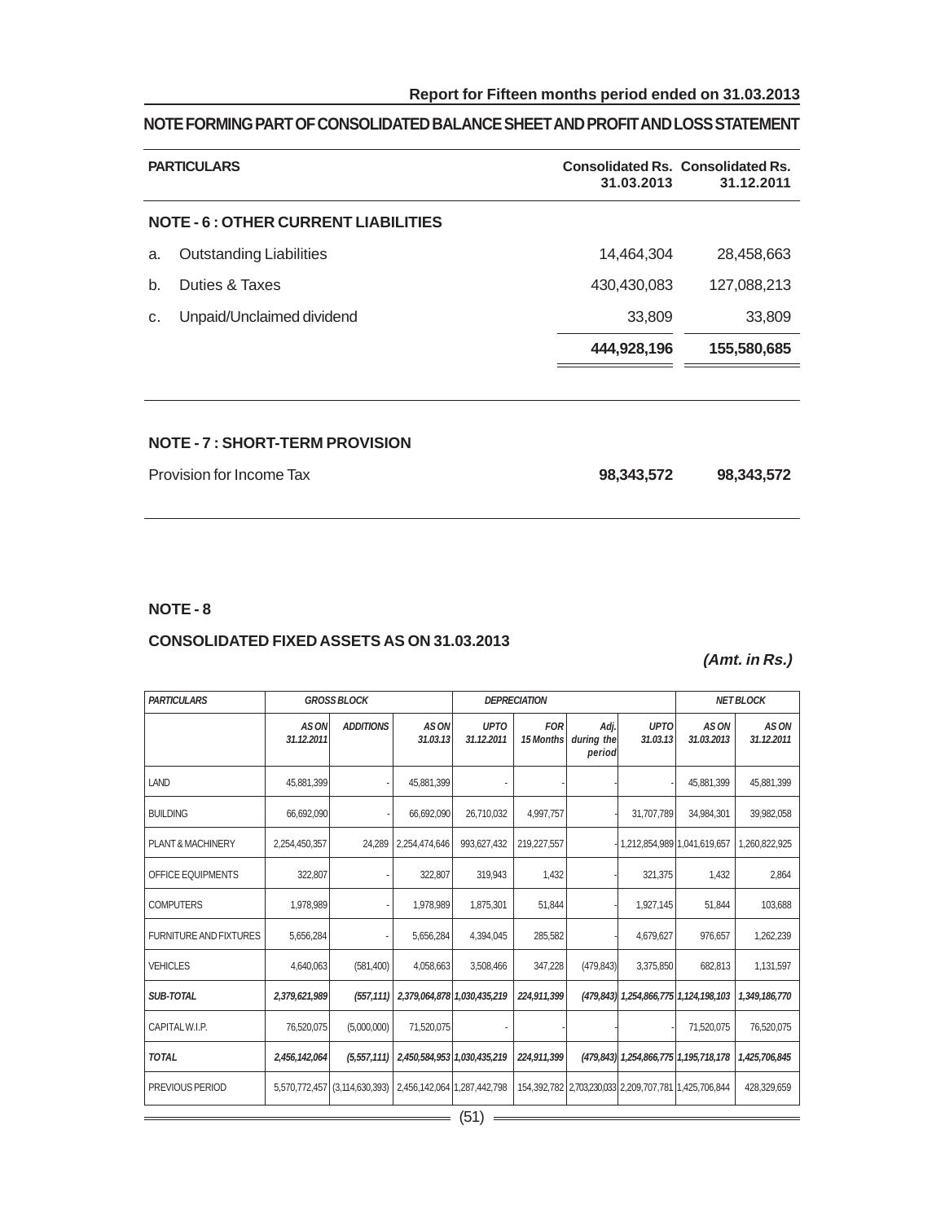## NOTE FORMING PART OF CONSOLIDATED BALANCE SHEET AND PROFIT AND LOSS STATEMENT

| PARTICULARS | | Consolidated Rs. 31.03.2013 | Consolidated Rs. 31.12.2011 |
|---|---|---|---|
| **NOTE - 6 : OTHER CURRENT LIABILITIES** | | | |
| a. | Outstanding Liabilities | 14,464,304 | 28,458,663 |
| b. | Duties & Taxes | 430,430,083 | 127,088,213 |
| c. | Unpaid/Unclaimed dividend | 33,809 | 33,809 |
| | | **444,928,196** | **155,580,685** |

**NOTE - 7 : SHORT-TERM PROVISION**

| | 31.03.2013 | 31.12.2011 |
|---|---|---|
| Provision for Income Tax | **98,343,572** | **98,343,572** |

**NOTE - 8**

**CONSOLIDATED FIXED ASSETS AS ON 31.03.2013**

*(Amt. in Rs.)*

| PARTICULARS | GROSS BLOCK | | | DEPRECIATION | | | | NET BLOCK | |
|---|---|---|---|---|---|---|---|---|---|
| | AS ON 31.12.2011 | ADDITIONS | AS ON 31.03.13 | UPTO 31.12.2011 | FOR 15 Months | Adj. during the period | UPTO 31.03.13 | AS ON 31.03.2013 | AS ON 31.12.2011 |
| LAND | 45,881,399 | - | 45,881,399 | - | - | - | - | 45,881,399 | 45,881,399 |
| BUILDING | 66,692,090 | - | 66,692,090 | 26,710,032 | 4,997,757 | - | 31,707,789 | 34,984,301 | 39,982,058 |
| PLANT & MACHINERY | 2,254,450,357 | 24,289 | 2,254,474,646 | 993,627,432 | 219,227,557 | - | 1,212,854,989 | 1,041,619,657 | 1,260,822,925 |
| OFFICE EQUIPMENTS | 322,807 | - | 322,807 | 319,943 | 1,432 | - | 321,375 | 1,432 | 2,864 |
| COMPUTERS | 1,978,989 | - | 1,978,989 | 1,875,301 | 51,844 | - | 1,927,145 | 51,844 | 103,688 |
| FURNITURE AND FIXTURES | 5,656,284 | - | 5,656,284 | 4,394,045 | 285,582 | - | 4,679,627 | 976,657 | 1,262,239 |
| VEHICLES | 4,640,063 | (581,400) | 4,058,663 | 3,508,466 | 347,228 | (479,843) | 3,375,850 | 682,813 | 1,131,597 |
| ***SUB-TOTAL*** | ***2,379,621,989*** | ***(557,111)*** | ***2,379,064,878*** | ***1,030,435,219*** | ***224,911,399*** | ***(479,843)*** | ***1,254,866,775*** | ***1,124,198,103*** | ***1,349,186,770*** |
| CAPITAL W.I.P. | 76,520,075 | (5,000,000) | 71,520,075 | - | | | - | 71,520,075 | 76,520,075 |
| ***TOTAL*** | ***2,456,142,064*** | ***(5,557,111)*** | ***2,450,584,953*** | ***1,030,435,219*** | ***224,911,399*** | ***(479,843)*** | ***1,254,866,775*** | ***1,195,718,178*** | ***1,425,706,845*** |
| PREVIOUS PERIOD | 5,570,772,457 | (3,114,630,393) | 2,456,142,064 | 1,287,442,798 | 154,392,782 | 2,703,230,033 | 2,209,707,781 | 1,425,706,844 | 428,329,659 |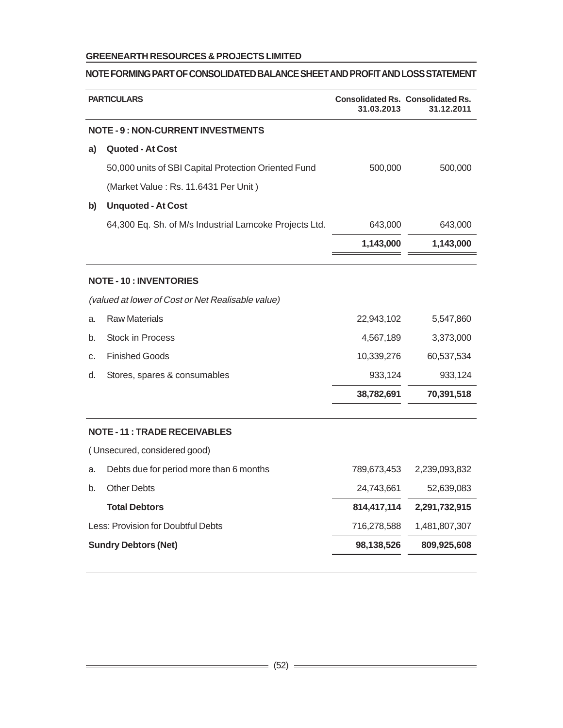**GREENEARTH RESOURCES & PROJECTS LIMITED**

**NOTE FORMING PART OF CONSOLIDATED BALANCE SHEET AND PROFIT AND LOSS STATEMENT**

| | PARTICULARS | Consolidated Rs. 31.03.2013 | Consolidated Rs. 31.12.2011 |
|---|---|---|---|
| | **NOTE - 9 : NON-CURRENT INVESTMENTS** | | |
| **a)** | **Quoted - At Cost** | | |
| | 50,000 units of SBI Capital Protection Oriented Fund | 500,000 | 500,000 |
| | (Market Value : Rs. 11.6431 Per Unit ) | | |
| **b)** | **Unquoted - At Cost** | | |
| | 64,300 Eq. Sh. of M/s Industrial Lamcoke Projects Ltd. | 643,000 | 643,000 |
| | | **1,143,000** | **1,143,000** |

| | PARTICULARS | Consolidated Rs. 31.03.2013 | Consolidated Rs. 31.12.2011 |
|---|---|---|---|
| | **NOTE - 10 : INVENTORIES** | | |
| | *(valued at lower of Cost or Net Realisable value)* | | |
| a. | Raw Materials | 22,943,102 | 5,547,860 |
| b. | Stock in Process | 4,567,189 | 3,373,000 |
| c. | Finished Goods | 10,339,276 | 60,537,534 |
| d. | Stores, spares & consumables | 933,124 | 933,124 |
| | | **38,782,691** | **70,391,518** |

| | PARTICULARS | Consolidated Rs. 31.03.2013 | Consolidated Rs. 31.12.2011 |
|---|---|---|---|
| | **NOTE - 11 : TRADE RECEIVABLES** | | |
| | ( Unsecured, considered good) | | |
| a. | Debts due for period more than 6 months | 789,673,453 | 2,239,093,832 |
| b. | Other Debts | 24,743,661 | 52,639,083 |
| | **Total Debtors** | **814,417,114** | **2,291,732,915** |
| | Less: Provision for Doubtful Debts | 716,278,588 | 1,481,807,307 |
| | **Sundry Debtors (Net)** | **98,138,526** | **809,925,608** |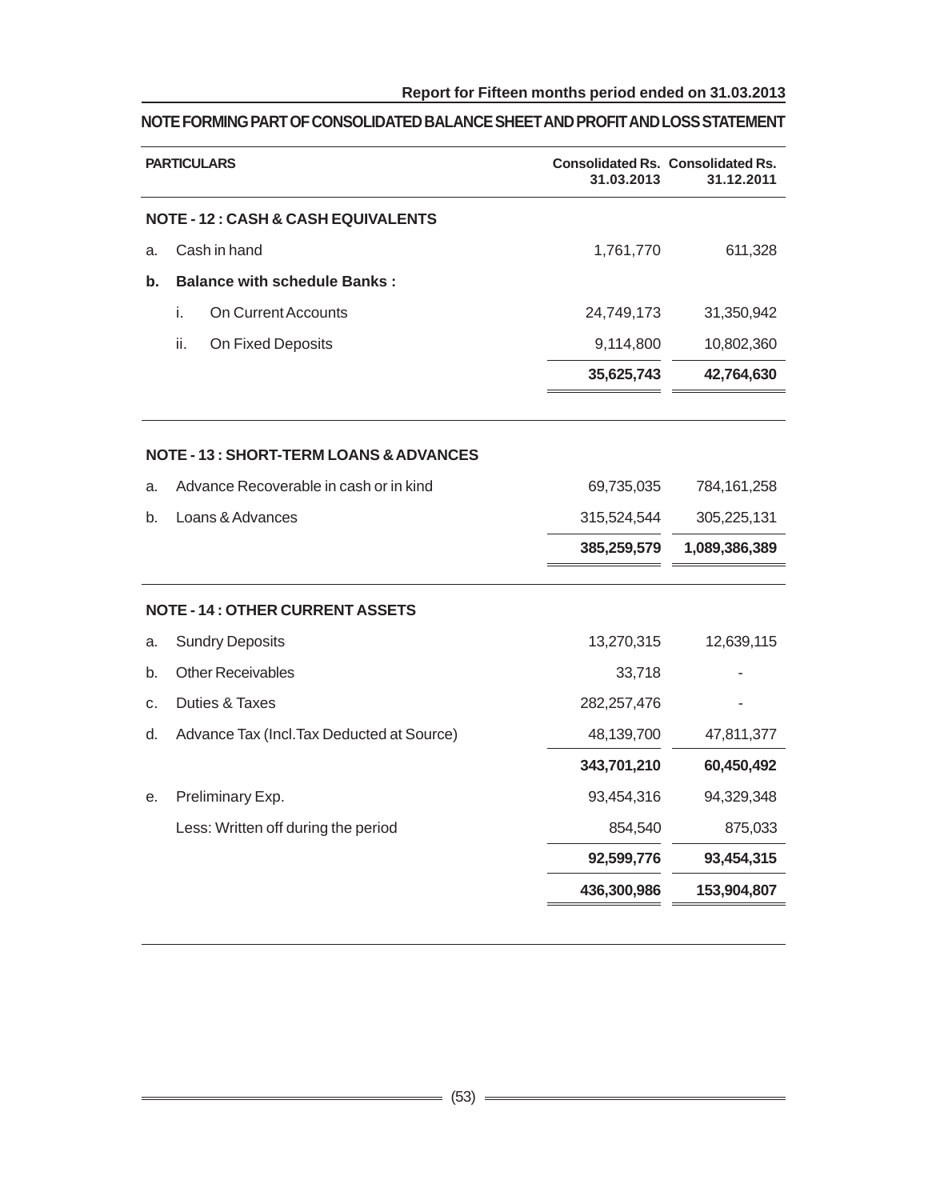## NOTE FORMING PART OF CONSOLIDATED BALANCE SHEET AND PROFIT AND LOSS STATEMENT

| PARTICULARS | | Consolidated Rs. 31.03.2013 | Consolidated Rs. 31.12.2011 |
|---|---|---|---|
| **NOTE - 12 : CASH & CASH EQUIVALENTS** | | | |
| a. | Cash in hand | 1,761,770 | 611,328 |
| **b.** | **Balance with schedule Banks :** | | |
| | i. On Current Accounts | 24,749,173 | 31,350,942 |
| | ii. On Fixed Deposits | 9,114,800 | 10,802,360 |
| | | **35,625,743** | **42,764,630** |
| **NOTE - 13 : SHORT-TERM LOANS & ADVANCES** | | | |
| a. | Advance Recoverable in cash or in kind | 69,735,035 | 784,161,258 |
| b. | Loans & Advances | 315,524,544 | 305,225,131 |
| | | **385,259,579** | **1,089,386,389** |
| **NOTE - 14 : OTHER CURRENT ASSETS** | | | |
| a. | Sundry Deposits | 13,270,315 | 12,639,115 |
| b. | Other Receivables | 33,718 | - |
| c. | Duties & Taxes | 282,257,476 | - |
| d. | Advance Tax (Incl.Tax Deducted at Source) | 48,139,700 | 47,811,377 |
| | | **343,701,210** | **60,450,492** |
| e. | Preliminary Exp. | 93,454,316 | 94,329,348 |
| | Less: Written off during the period | 854,540 | 875,033 |
| | | **92,599,776** | **93,454,315** |
| | | **436,300,986** | **153,904,807** |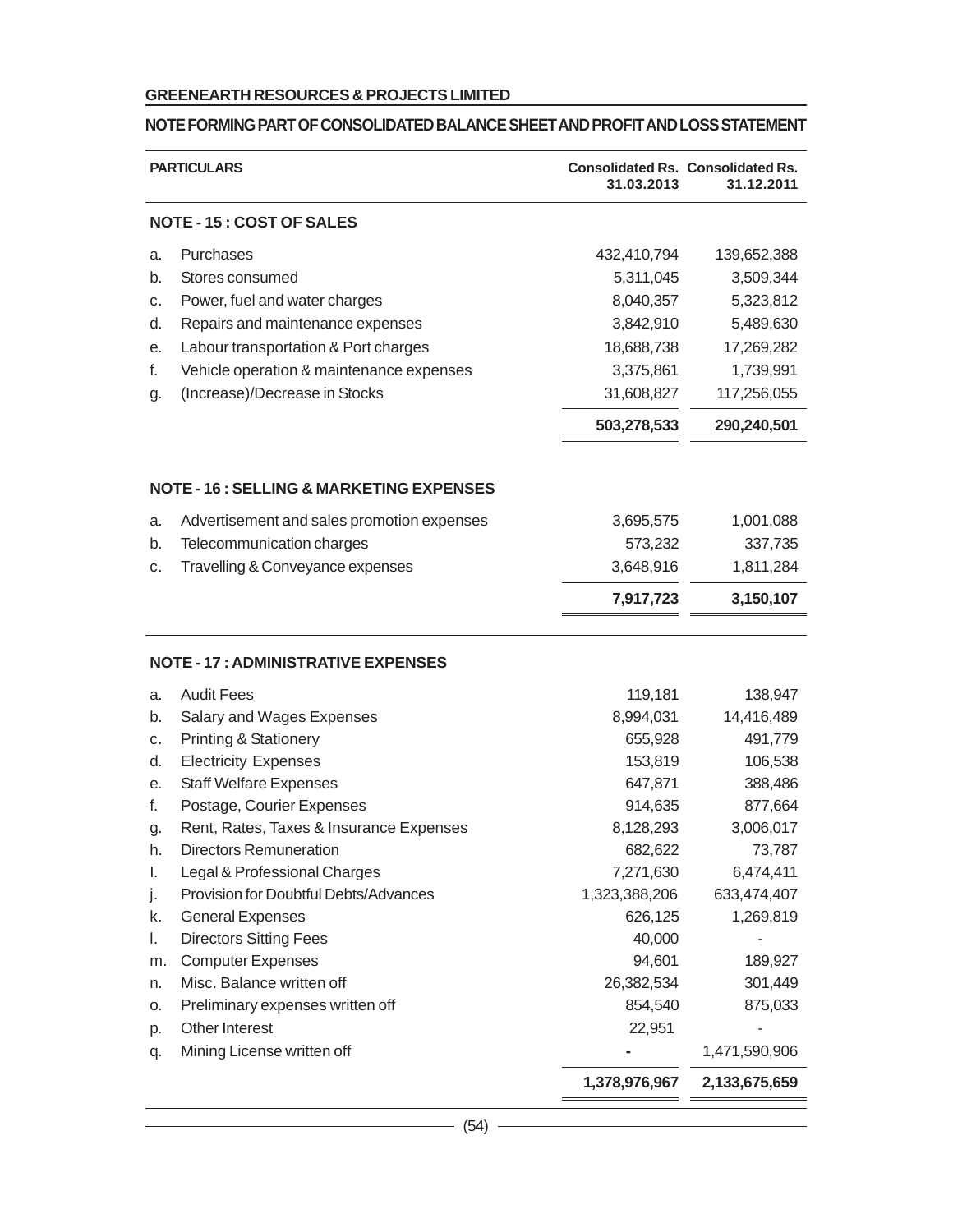**GREENEARTH RESOURCES & PROJECTS LIMITED**

**NOTE FORMING PART OF CONSOLIDATED BALANCE SHEET AND PROFIT AND LOSS STATEMENT**

| | PARTICULARS | Consolidated Rs. 31.03.2013 | Consolidated Rs. 31.12.2011 |
|---|---|---|---|
| | **NOTE - 15 : COST OF SALES** | | |
| a. | Purchases | 432,410,794 | 139,652,388 |
| b. | Stores consumed | 5,311,045 | 3,509,344 |
| c. | Power, fuel and water charges | 8,040,357 | 5,323,812 |
| d. | Repairs and maintenance expenses | 3,842,910 | 5,489,630 |
| e. | Labour transportation & Port charges | 18,688,738 | 17,269,282 |
| f. | Vehicle operation & maintenance expenses | 3,375,861 | 1,739,991 |
| g. | (Increase)/Decrease in Stocks | 31,608,827 | 117,256,055 |
| | | **503,278,533** | **290,240,501** |
| | **NOTE - 16 : SELLING & MARKETING EXPENSES** | | |
| a. | Advertisement and sales promotion expenses | 3,695,575 | 1,001,088 |
| b. | Telecommunication charges | 573,232 | 337,735 |
| c. | Travelling & Conveyance expenses | 3,648,916 | 1,811,284 |
| | | **7,917,723** | **3,150,107** |
| | **NOTE - 17 : ADMINISTRATIVE EXPENSES** | | |
| a. | Audit Fees | 119,181 | 138,947 |
| b. | Salary and Wages Expenses | 8,994,031 | 14,416,489 |
| c. | Printing & Stationery | 655,928 | 491,779 |
| d. | Electricity Expenses | 153,819 | 106,538 |
| e. | Staff Welfare Expenses | 647,871 | 388,486 |
| f. | Postage, Courier Expenses | 914,635 | 877,664 |
| g. | Rent, Rates, Taxes & Insurance Expenses | 8,128,293 | 3,006,017 |
| h. | Directors Remuneration | 682,622 | 73,787 |
| I. | Legal & Professional Charges | 7,271,630 | 6,474,411 |
| j. | Provision for Doubtful Debts/Advances | 1,323,388,206 | 633,474,407 |
| k. | General Expenses | 626,125 | 1,269,819 |
| l. | Directors Sitting Fees | 40,000 | - |
| m. | Computer Expenses | 94,601 | 189,927 |
| n. | Misc. Balance written off | 26,382,534 | 301,449 |
| o. | Preliminary expenses written off | 854,540 | 875,033 |
| p. | Other Interest | 22,951 | - |
| q. | Mining License written off | - | 1,471,590,906 |
| | | **1,378,976,967** | **2,133,675,659** |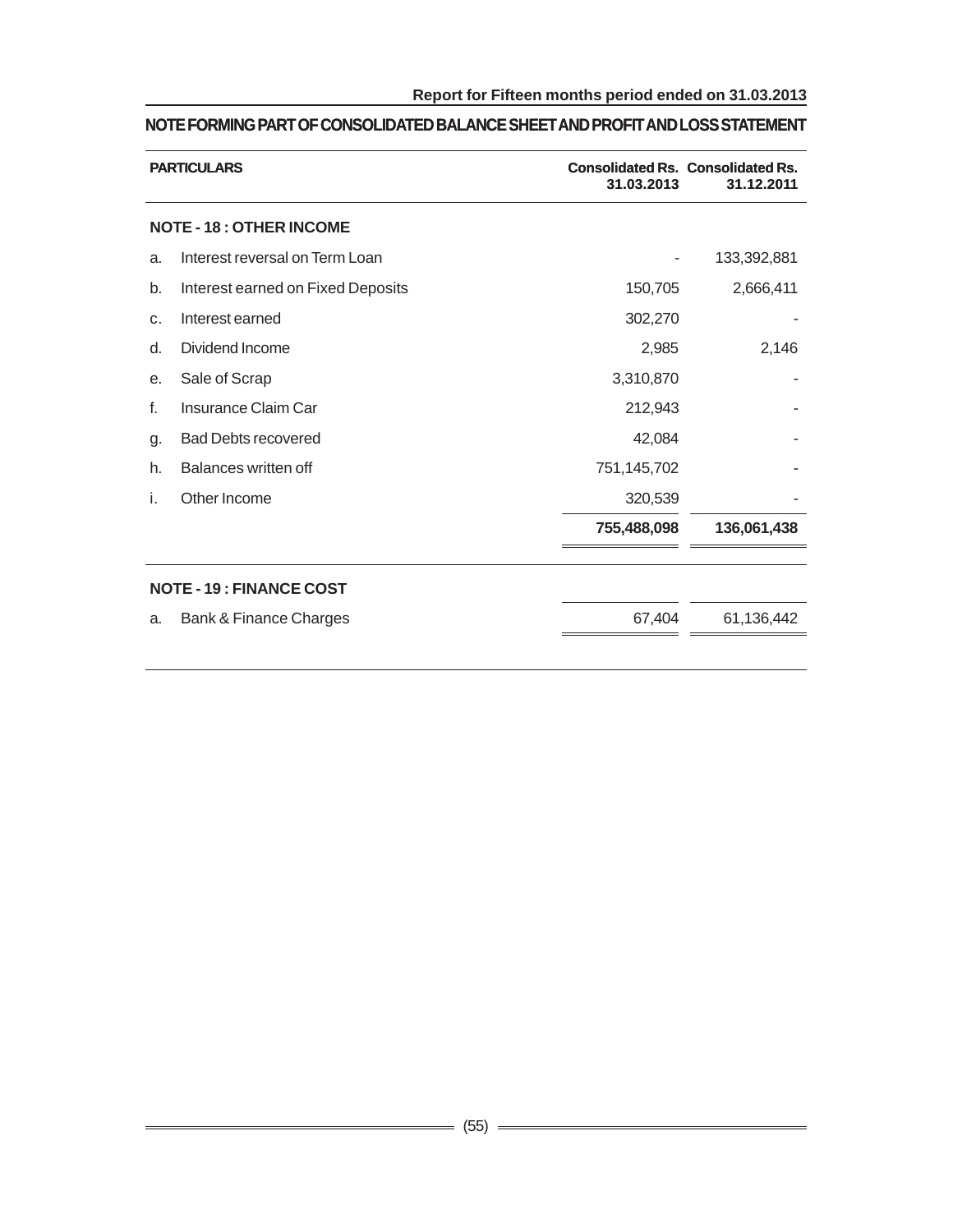## NOTE FORMING PART OF CONSOLIDATED BALANCE SHEET AND PROFIT AND LOSS STATEMENT

| | PARTICULARS | Consolidated Rs. 31.03.2013 | Consolidated Rs. 31.12.2011 |
|---|---|---|---|
| | **NOTE - 18 : OTHER INCOME** | | |
| a. | Interest reversal on Term Loan | - | 133,392,881 |
| b. | Interest earned on Fixed Deposits | 150,705 | 2,666,411 |
| c. | Interest earned | 302,270 | - |
| d. | Dividend Income | 2,985 | 2,146 |
| e. | Sale of Scrap | 3,310,870 | - |
| f. | Insurance Claim Car | 212,943 | - |
| g. | Bad Debts recovered | 42,084 | - |
| h. | Balances written off | 751,145,702 | - |
| i. | Other Income | 320,539 | - |
| | | **755,488,098** | **136,061,438** |
| | **NOTE - 19 : FINANCE COST** | | |
| a. | Bank & Finance Charges | 67,404 | 61,136,442 |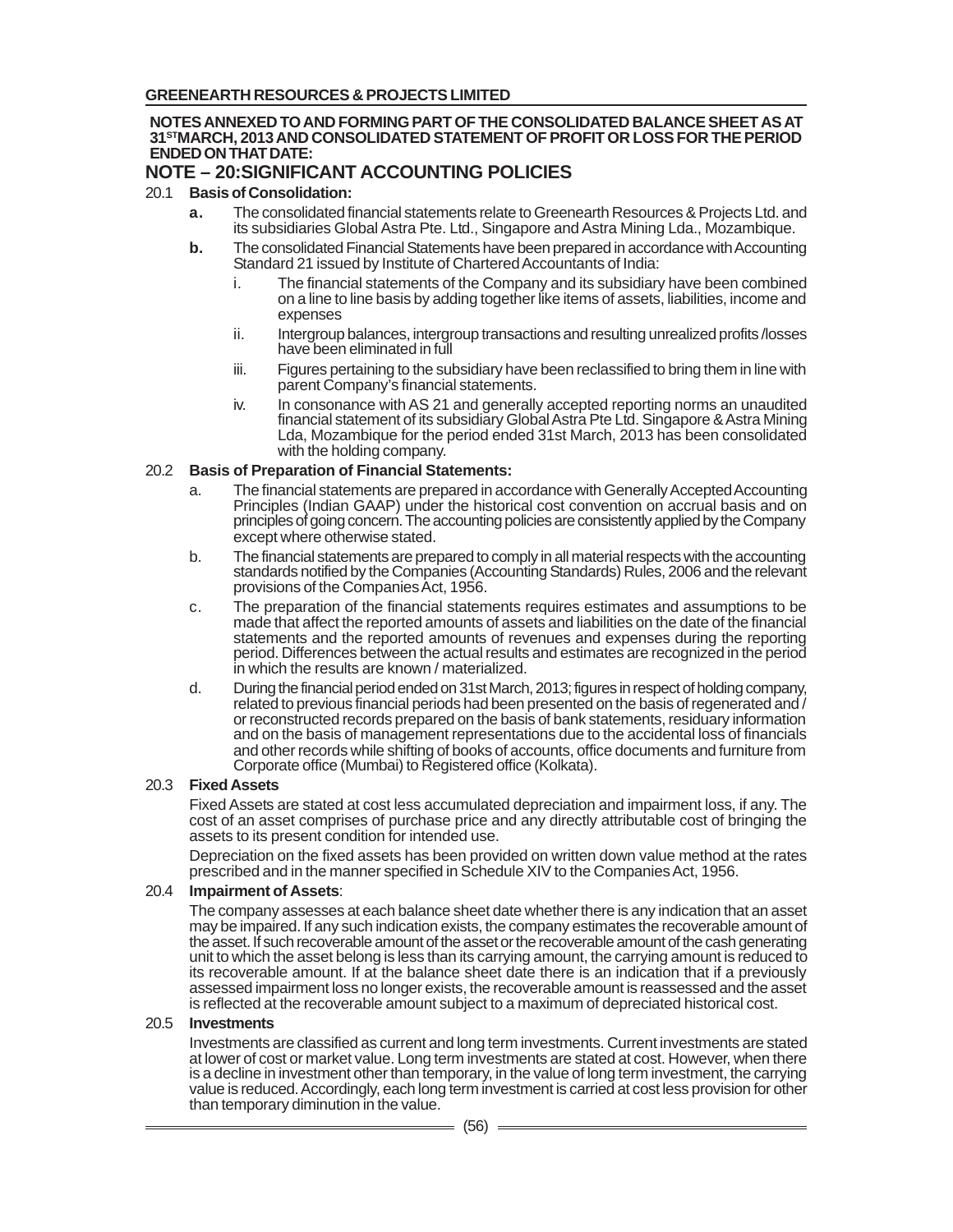**NOTES ANNEXED TO AND FORMING PART OF THE CONSOLIDATED BALANCE SHEET AS AT 31ST MARCH, 2013 AND CONSOLIDATED STATEMENT OF PROFIT OR LOSS FOR THE PERIOD ENDED ON THAT DATE:**

## NOTE – 20:SIGNIFICANT ACCOUNTING POLICIES

20.1 **Basis of Consolidation:**

**a.** The consolidated financial statements relate to Greenearth Resources & Projects Ltd. and its subsidiaries Global Astra Pte. Ltd., Singapore and Astra Mining Lda., Mozambique.

**b.** The consolidated Financial Statements have been prepared in accordance with Accounting Standard 21 issued by Institute of Chartered Accountants of India:

i. The financial statements of the Company and its subsidiary have been combined on a line to line basis by adding together like items of assets, liabilities, income and expenses

ii. Intergroup balances, intergroup transactions and resulting unrealized profits /losses have been eliminated in full

iii. Figures pertaining to the subsidiary have been reclassified to bring them in line with parent Company's financial statements.

iv. In consonance with AS 21 and generally accepted reporting norms an unaudited financial statement of its subsidiary Global Astra Pte Ltd. Singapore & Astra Mining Lda, Mozambique for the period ended 31st March, 2013 has been consolidated with the holding company.

20.2 **Basis of Preparation of Financial Statements:**

a. The financial statements are prepared in accordance with Generally Accepted Accounting Principles (Indian GAAP) under the historical cost convention on accrual basis and on principles of going concern. The accounting policies are consistently applied by the Company except where otherwise stated.

b. The financial statements are prepared to comply in all material respects with the accounting standards notified by the Companies (Accounting Standards) Rules, 2006 and the relevant provisions of the Companies Act, 1956.

c. The preparation of the financial statements requires estimates and assumptions to be made that affect the reported amounts of assets and liabilities on the date of the financial statements and the reported amounts of revenues and expenses during the reporting period. Differences between the actual results and estimates are recognized in the period in which the results are known / materialized.

d. During the financial period ended on 31st March, 2013; figures in respect of holding company, related to previous financial periods had been presented on the basis of regenerated and / or reconstructed records prepared on the basis of bank statements, residuary information and on the basis of management representations due to the accidental loss of financials and other records while shifting of books of accounts, office documents and furniture from Corporate office (Mumbai) to Registered office (Kolkata).

20.3 **Fixed Assets**

Fixed Assets are stated at cost less accumulated depreciation and impairment loss, if any. The cost of an asset comprises of purchase price and any directly attributable cost of bringing the assets to its present condition for intended use.

Depreciation on the fixed assets has been provided on written down value method at the rates prescribed and in the manner specified in Schedule XIV to the Companies Act, 1956.

20.4 **Impairment of Assets**:

The company assesses at each balance sheet date whether there is any indication that an asset may be impaired. If any such indication exists, the company estimates the recoverable amount of the asset. If such recoverable amount of the asset or the recoverable amount of the cash generating unit to which the asset belong is less than its carrying amount, the carrying amount is reduced to its recoverable amount. If at the balance sheet date there is an indication that if a previously assessed impairment loss no longer exists, the recoverable amount is reassessed and the asset is reflected at the recoverable amount subject to a maximum of depreciated historical cost.

20.5 **Investments**

Investments are classified as current and long term investments. Current investments are stated at lower of cost or market value. Long term investments are stated at cost. However, when there is a decline in investment other than temporary, in the value of long term investment, the carrying value is reduced. Accordingly, each long term investment is carried at cost less provision for other than temporary diminution in the value.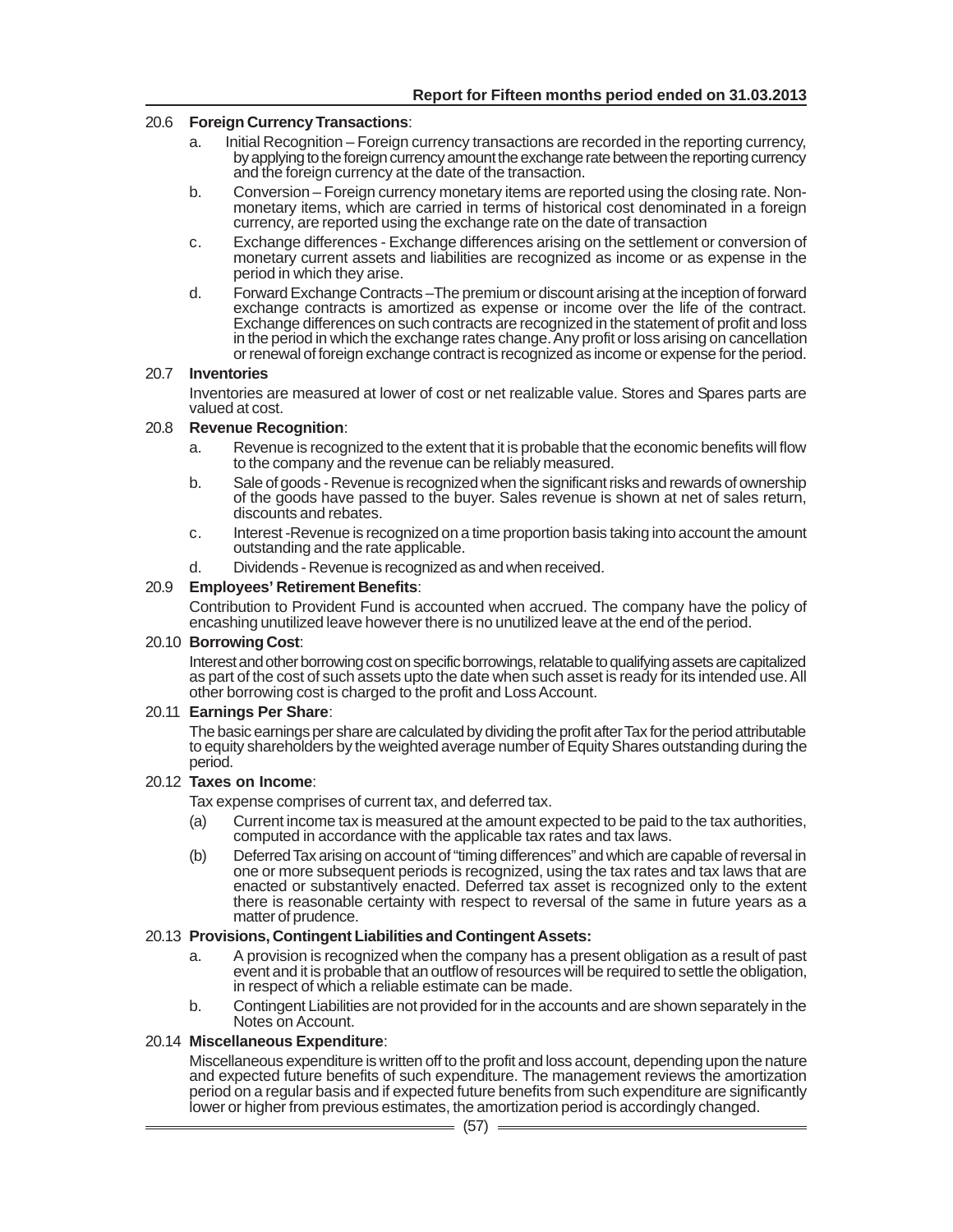### 20.6 Foreign Currency Transactions:

a. Initial Recognition – Foreign currency transactions are recorded in the reporting currency, by applying to the foreign currency amount the exchange rate between the reporting currency and the foreign currency at the date of the transaction.

b. Conversion – Foreign currency monetary items are reported using the closing rate. Non-monetary items, which are carried in terms of historical cost denominated in a foreign currency, are reported using the exchange rate on the date of transaction

c. Exchange differences - Exchange differences arising on the settlement or conversion of monetary current assets and liabilities are recognized as income or as expense in the period in which they arise.

d. Forward Exchange Contracts –The premium or discount arising at the inception of forward exchange contracts is amortized as expense or income over the life of the contract. Exchange differences on such contracts are recognized in the statement of profit and loss in the period in which the exchange rates change. Any profit or loss arising on cancellation or renewal of foreign exchange contract is recognized as income or expense for the period.

### 20.7 Inventories

Inventories are measured at lower of cost or net realizable value. Stores and Spares parts are valued at cost.

### 20.8 Revenue Recognition:

a. Revenue is recognized to the extent that it is probable that the economic benefits will flow to the company and the revenue can be reliably measured.

b. Sale of goods - Revenue is recognized when the significant risks and rewards of ownership of the goods have passed to the buyer. Sales revenue is shown at net of sales return, discounts and rebates.

c. Interest -Revenue is recognized on a time proportion basis taking into account the amount outstanding and the rate applicable.

d. Dividends - Revenue is recognized as and when received.

### 20.9 Employees' Retirement Benefits:

Contribution to Provident Fund is accounted when accrued. The company have the policy of encashing unutilized leave however there is no unutilized leave at the end of the period.

### 20.10 Borrowing Cost:

Interest and other borrowing cost on specific borrowings, relatable to qualifying assets are capitalized as part of the cost of such assets upto the date when such asset is ready for its intended use. All other borrowing cost is charged to the profit and Loss Account.

### 20.11 Earnings Per Share:

The basic earnings per share are calculated by dividing the profit after Tax for the period attributable to equity shareholders by the weighted average number of Equity Shares outstanding during the period.

### 20.12 Taxes on Income:

Tax expense comprises of current tax, and deferred tax.

(a) Current income tax is measured at the amount expected to be paid to the tax authorities, computed in accordance with the applicable tax rates and tax laws.

(b) Deferred Tax arising on account of "timing differences" and which are capable of reversal in one or more subsequent periods is recognized, using the tax rates and tax laws that are enacted or substantively enacted. Deferred tax asset is recognized only to the extent there is reasonable certainty with respect to reversal of the same in future years as a matter of prudence.

### 20.13 Provisions, Contingent Liabilities and Contingent Assets:

a. A provision is recognized when the company has a present obligation as a result of past event and it is probable that an outflow of resources will be required to settle the obligation, in respect of which a reliable estimate can be made.

b. Contingent Liabilities are not provided for in the accounts and are shown separately in the Notes on Account.

### 20.14 Miscellaneous Expenditure:

Miscellaneous expenditure is written off to the profit and loss account, depending upon the nature and expected future benefits of such expenditure. The management reviews the amortization period on a regular basis and if expected future benefits from such expenditure are significantly lower or higher from previous estimates, the amortization period is accordingly changed.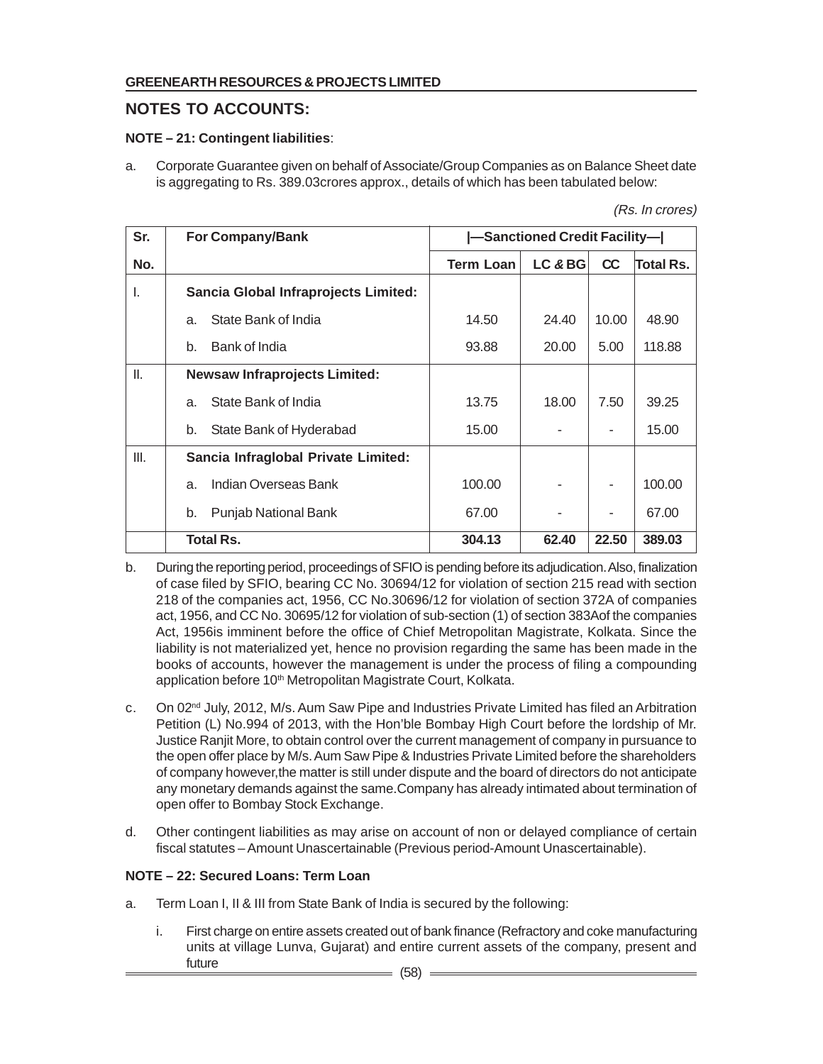## NOTES TO ACCOUNTS:

**NOTE – 21: Contingent liabilities**:

a. Corporate Guarantee given on behalf of Associate/Group Companies as on Balance Sheet date is aggregating to Rs. 389.03crores approx., details of which has been tabulated below:

*(Rs. In crores)*

| Sr. No. | For Company/Bank | \|—Sanctioned Credit Facility—\| | | | |
|---|---|---|---|---|---|
| | | Term Loan | LC & BG | CC | Total Rs. |
| I. | **Sancia Global Infraprojects Limited:** | | | | |
| | a. State Bank of India | 14.50 | 24.40 | 10.00 | 48.90 |
| | b. Bank of India | 93.88 | 20.00 | 5.00 | 118.88 |
| II. | **Newsaw Infraprojects Limited:** | | | | |
| | a. State Bank of India | 13.75 | 18.00 | 7.50 | 39.25 |
| | b. State Bank of Hyderabad | 15.00 | - | - | 15.00 |
| III. | **Sancia Infraglobal Private Limited:** | | | | |
| | a. Indian Overseas Bank | 100.00 | - | - | 100.00 |
| | b. Punjab National Bank | 67.00 | - | - | 67.00 |
| | **Total Rs.** | **304.13** | **62.40** | **22.50** | **389.03** |

b. During the reporting period, proceedings of SFIO is pending before its adjudication. Also, finalization of case filed by SFIO, bearing CC No. 30694/12 for violation of section 215 read with section 218 of the companies act, 1956, CC No.30696/12 for violation of section 372A of companies act, 1956, and CC No. 30695/12 for violation of sub-section (1) of section 383Aof the companies Act, 1956is imminent before the office of Chief Metropolitan Magistrate, Kolkata. Since the liability is not materialized yet, hence no provision regarding the same has been made in the books of accounts, however the management is under the process of filing a compounding application before 10th Metropolitan Magistrate Court, Kolkata.

c. On 02nd July, 2012, M/s. Aum Saw Pipe and Industries Private Limited has filed an Arbitration Petition (L) No.994 of 2013, with the Hon'ble Bombay High Court before the lordship of Mr. Justice Ranjit More, to obtain control over the current management of company in pursuance to the open offer place by M/s. Aum Saw Pipe & Industries Private Limited before the shareholders of company however,the matter is still under dispute and the board of directors do not anticipate any monetary demands against the same.Company has already intimated about termination of open offer to Bombay Stock Exchange.

d. Other contingent liabilities as may arise on account of non or delayed compliance of certain fiscal statutes – Amount Unascertainable (Previous period-Amount Unascertainable).

**NOTE – 22: Secured Loans: Term Loan**

a. Term Loan I, II & III from State Bank of India is secured by the following:

   i. First charge on entire assets created out of bank finance (Refractory and coke manufacturing units at village Lunva, Gujarat) and entire current assets of the company, present and future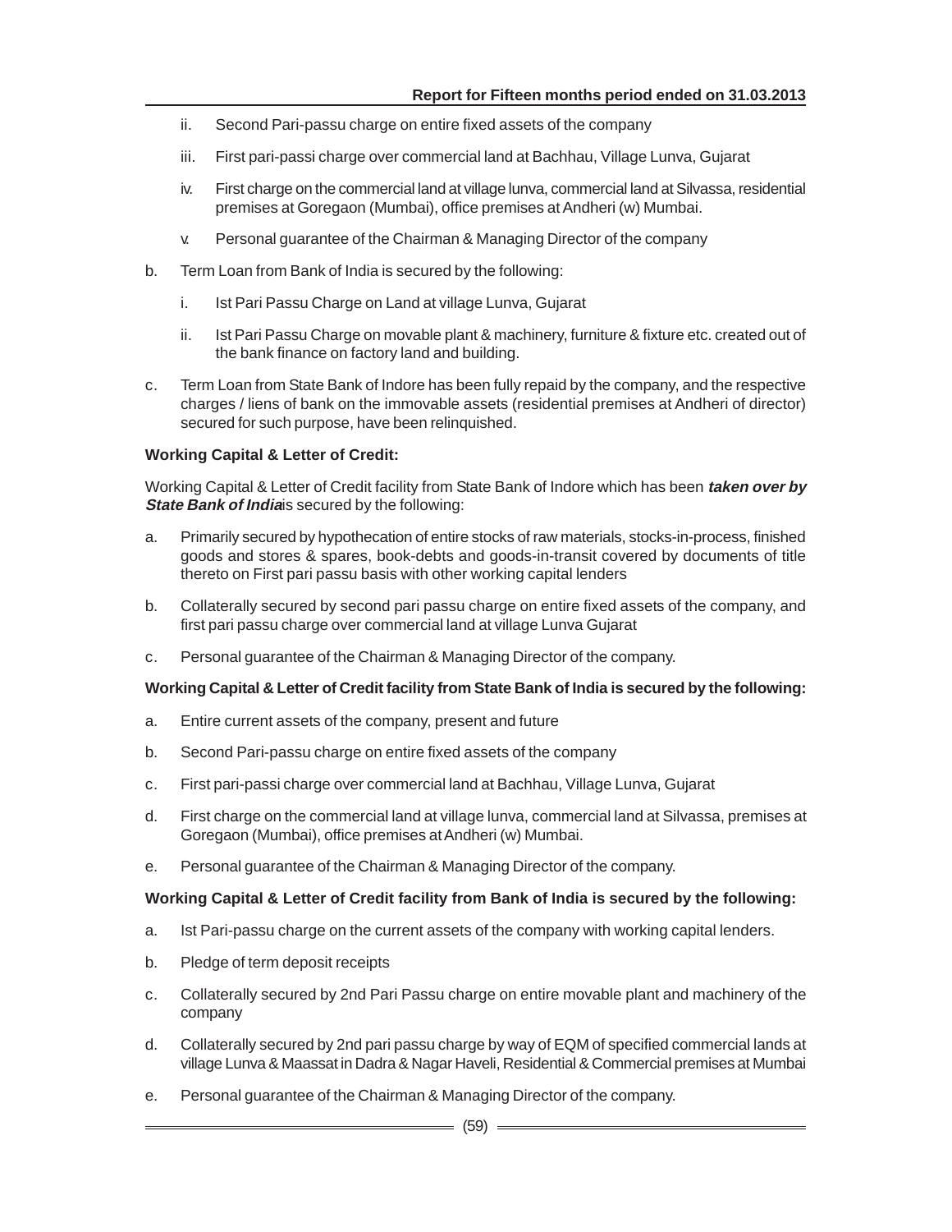ii. Second Pari-passu charge on entire fixed assets of the company

iii. First pari-passi charge over commercial land at Bachhau, Village Lunva, Gujarat

iv. First charge on the commercial land at village lunva, commercial land at Silvassa, residential premises at Goregaon (Mumbai), office premises at Andheri (w) Mumbai.

v. Personal guarantee of the Chairman & Managing Director of the company

b. Term Loan from Bank of India is secured by the following:

   i. Ist Pari Passu Charge on Land at village Lunva, Gujarat

   ii. Ist Pari Passu Charge on movable plant & machinery, furniture & fixture etc. created out of the bank finance on factory land and building.

c. Term Loan from State Bank of Indore has been fully repaid by the company, and the respective charges / liens of bank on the immovable assets (residential premises at Andheri of director) secured for such purpose, have been relinquished.

**Working Capital & Letter of Credit:**

Working Capital & Letter of Credit facility from State Bank of Indore which has been ***taken over by State Bank of India***is secured by the following:

a. Primarily secured by hypothecation of entire stocks of raw materials, stocks-in-process, finished goods and stores & spares, book-debts and goods-in-transit covered by documents of title thereto on First pari passu basis with other working capital lenders

b. Collaterally secured by second pari passu charge on entire fixed assets of the company, and first pari passu charge over commercial land at village Lunva Gujarat

c. Personal guarantee of the Chairman & Managing Director of the company.

**Working Capital & Letter of Credit facility from State Bank of India is secured by the following:**

a. Entire current assets of the company, present and future

b. Second Pari-passu charge on entire fixed assets of the company

c. First pari-passi charge over commercial land at Bachhau, Village Lunva, Gujarat

d. First charge on the commercial land at village lunva, commercial land at Silvassa, premises at Goregaon (Mumbai), office premises at Andheri (w) Mumbai.

e. Personal guarantee of the Chairman & Managing Director of the company.

**Working Capital & Letter of Credit facility from Bank of India is secured by the following:**

a. Ist Pari-passu charge on the current assets of the company with working capital lenders.

b. Pledge of term deposit receipts

c. Collaterally secured by 2nd Pari Passu charge on entire movable plant and machinery of the company

d. Collaterally secured by 2nd pari passu charge by way of EQM of specified commercial lands at village Lunva & Maassat in Dadra & Nagar Haveli, Residential & Commercial premises at Mumbai

e. Personal guarantee of the Chairman & Managing Director of the company.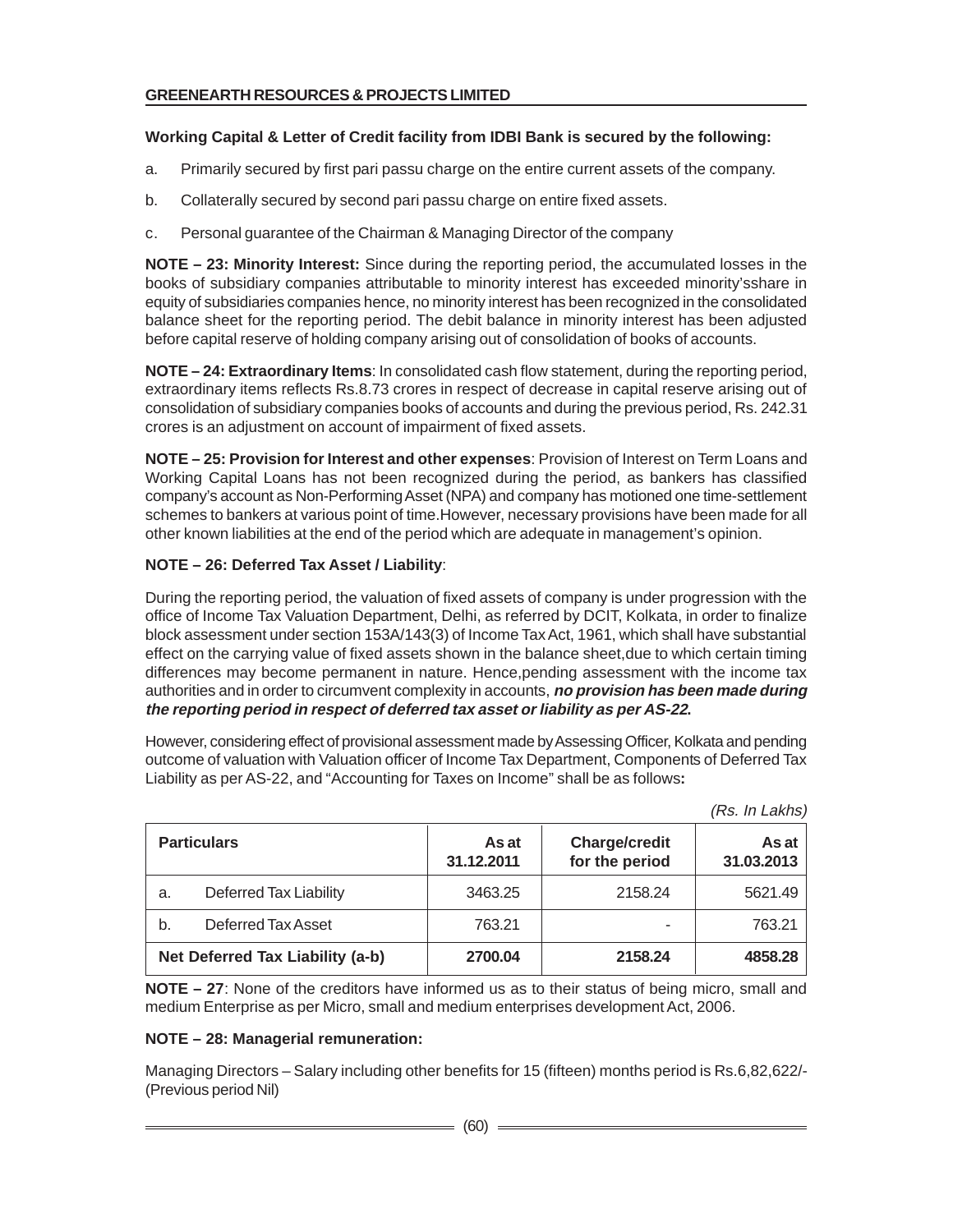**Working Capital & Letter of Credit facility from IDBI Bank is secured by the following:**

a. Primarily secured by first pari passu charge on the entire current assets of the company.

b. Collaterally secured by second pari passu charge on entire fixed assets.

c. Personal guarantee of the Chairman & Managing Director of the company

**NOTE – 23: Minority Interest:** Since during the reporting period, the accumulated losses in the books of subsidiary companies attributable to minority interest has exceeded minority'sshare in equity of subsidiaries companies hence, no minority interest has been recognized in the consolidated balance sheet for the reporting period. The debit balance in minority interest has been adjusted before capital reserve of holding company arising out of consolidation of books of accounts.

**NOTE – 24: Extraordinary Items**: In consolidated cash flow statement, during the reporting period, extraordinary items reflects Rs.8.73 crores in respect of decrease in capital reserve arising out of consolidation of subsidiary companies books of accounts and during the previous period, Rs. 242.31 crores is an adjustment on account of impairment of fixed assets.

**NOTE – 25: Provision for Interest and other expenses**: Provision of Interest on Term Loans and Working Capital Loans has not been recognized during the period, as bankers has classified company's account as Non-Performing Asset (NPA) and company has motioned one time-settlement schemes to bankers at various point of time.However, necessary provisions have been made for all other known liabilities at the end of the period which are adequate in management's opinion.

**NOTE – 26: Deferred Tax Asset / Liability**:

During the reporting period, the valuation of fixed assets of company is under progression with the office of Income Tax Valuation Department, Delhi, as referred by DCIT, Kolkata, in order to finalize block assessment under section 153A/143(3) of Income Tax Act, 1961, which shall have substantial effect on the carrying value of fixed assets shown in the balance sheet,due to which certain timing differences may become permanent in nature. Hence,pending assessment with the income tax authorities and in order to circumvent complexity in accounts, ***no provision has been made during the reporting period in respect of deferred tax asset or liability as per AS-22.***

However, considering effect of provisional assessment made by Assessing Officer, Kolkata and pending outcome of valuation with Valuation officer of Income Tax Department, Components of Deferred Tax Liability as per AS-22, and "Accounting for Taxes on Income" shall be as follows**:**

*(Rs. In Lakhs)*

| Particulars | | As at 31.12.2011 | Charge/credit for the period | As at 31.03.2013 |
|---|---|---|---|---|
| a. | Deferred Tax Liability | 3463.25 | 2158.24 | 5621.49 |
| b. | Deferred Tax Asset | 763.21 | - | 763.21 |
| **Net Deferred Tax Liability (a-b)** | | **2700.04** | **2158.24** | **4858.28** |

**NOTE – 27**: None of the creditors have informed us as to their status of being micro, small and medium Enterprise as per Micro, small and medium enterprises development Act, 2006.

**NOTE – 28: Managerial remuneration:**

Managing Directors – Salary including other benefits for 15 (fifteen) months period is Rs.6,82,622/- (Previous period Nil)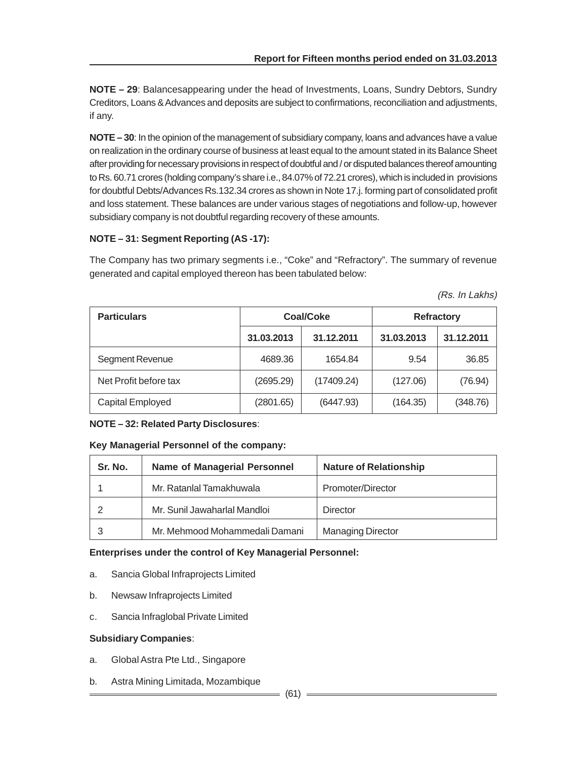**NOTE – 29**: Balancesappearing under the head of Investments, Loans, Sundry Debtors, Sundry Creditors, Loans & Advances and deposits are subject to confirmations, reconciliation and adjustments, if any.

**NOTE – 30**: In the opinion of the management of subsidiary company, loans and advances have a value on realization in the ordinary course of business at least equal to the amount stated in its Balance Sheet after providing for necessary provisions in respect of doubtful and / or disputed balances thereof amounting to Rs. 60.71 crores (holding company's share i.e., 84.07% of 72.21 crores), which is included in provisions for doubtful Debts/Advances Rs.132.34 crores as shown in Note 17.j. forming part of consolidated profit and loss statement. These balances are under various stages of negotiations and follow-up, however subsidiary company is not doubtful regarding recovery of these amounts.

**NOTE – 31: Segment Reporting (AS -17):**

The Company has two primary segments i.e., "Coke" and "Refractory". The summary of revenue generated and capital employed thereon has been tabulated below:

*(Rs. In Lakhs)*

| Particulars | Coal/Coke | | Refractory | |
|---|---|---|---|---|
| | 31.03.2013 | 31.12.2011 | 31.03.2013 | 31.12.2011 |
| Segment Revenue | 4689.36 | 1654.84 | 9.54 | 36.85 |
| Net Profit before tax | (2695.29) | (17409.24) | (127.06) | (76.94) |
| Capital Employed | (2801.65) | (6447.93) | (164.35) | (348.76) |

**NOTE – 32: Related Party Disclosures**:

**Key Managerial Personnel of the company:**

| Sr. No. | Name of Managerial Personnel | Nature of Relationship |
|---|---|---|
| 1 | Mr. Ratanlal Tamakhuwala | Promoter/Director |
| 2 | Mr. Sunil Jawaharlal Mandloi | Director |
| 3 | Mr. Mehmood Mohammedali Damani | Managing Director |

**Enterprises under the control of Key Managerial Personnel:**

a. Sancia Global Infraprojects Limited

b. Newsaw Infraprojects Limited

c. Sancia Infraglobal Private Limited

**Subsidiary Companies**:

a. Global Astra Pte Ltd., Singapore

b. Astra Mining Limitada, Mozambique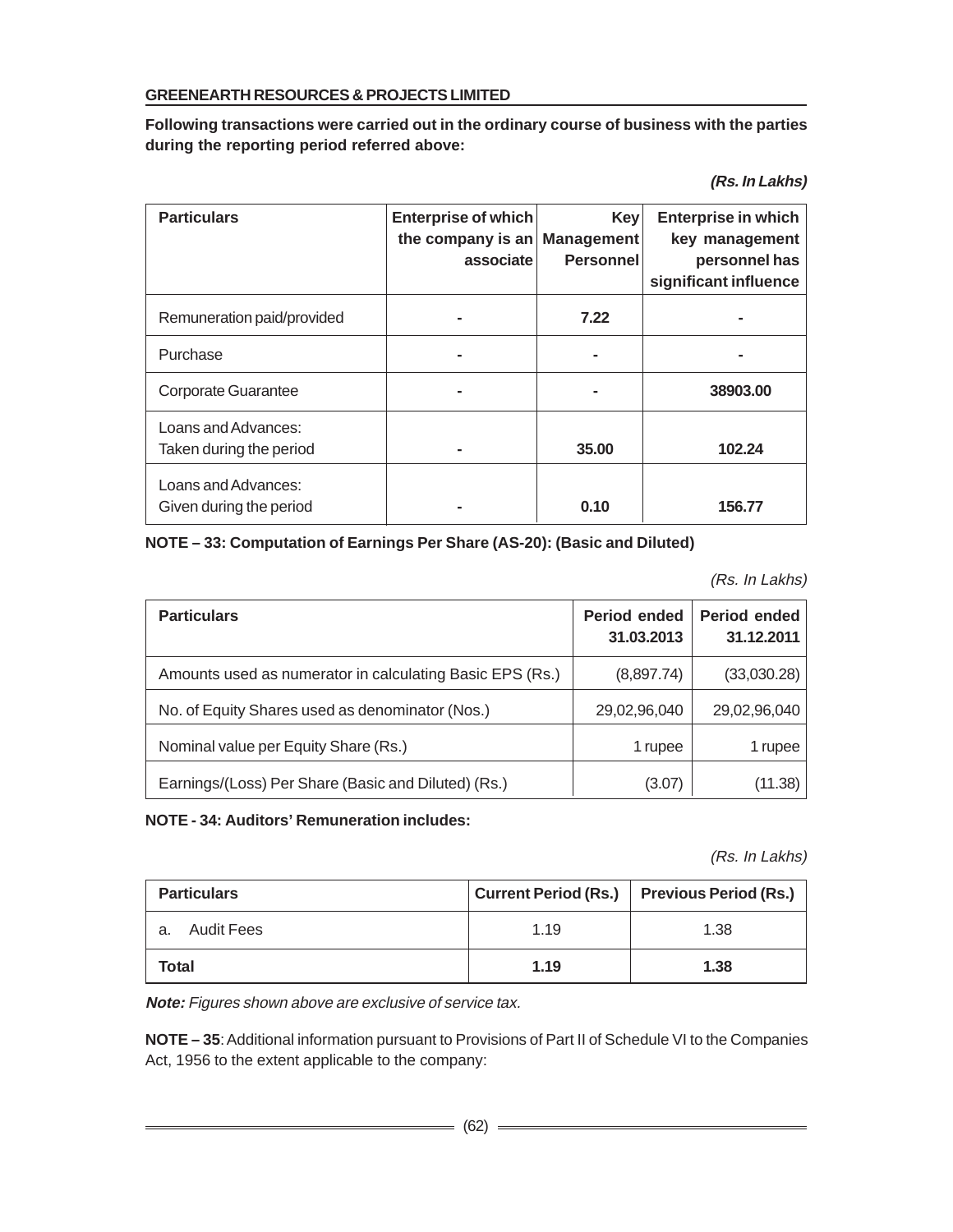**Following transactions were carried out in the ordinary course of business with the parties during the reporting period referred above:**

***(Rs. In Lakhs)***

| Particulars | Enterprise of which the company is an associate | Key Management Personnel | Enterprise in which key management personnel has significant influence |
|---|---|---|---|
| Remuneration paid/provided | - | **7.22** | - |
| Purchase | - | - | - |
| Corporate Guarantee | - | - | **38903.00** |
| Loans and Advances: Taken during the period | - | **35.00** | **102.24** |
| Loans and Advances: Given during the period | - | **0.10** | **156.77** |

**NOTE – 33: Computation of Earnings Per Share (AS-20): (Basic and Diluted)**

*(Rs. In Lakhs)*

| Particulars | Period ended 31.03.2013 | Period ended 31.12.2011 |
|---|---|---|
| Amounts used as numerator in calculating Basic EPS (Rs.) | (8,897.74) | (33,030.28) |
| No. of Equity Shares used as denominator (Nos.) | 29,02,96,040 | 29,02,96,040 |
| Nominal value per Equity Share (Rs.) | 1 rupee | 1 rupee |
| Earnings/(Loss) Per Share (Basic and Diluted) (Rs.) | (3.07) | (11.38) |

**NOTE - 34: Auditors' Remuneration includes:**

*(Rs. In Lakhs)*

| Particulars | Current Period (Rs.) | Previous Period (Rs.) |
|---|---|---|
| a. Audit Fees | 1.19 | 1.38 |
| **Total** | **1.19** | **1.38** |

***Note:*** *Figures shown above are exclusive of service tax.*

**NOTE – 35**: Additional information pursuant to Provisions of Part II of Schedule VI to the Companies Act, 1956 to the extent applicable to the company: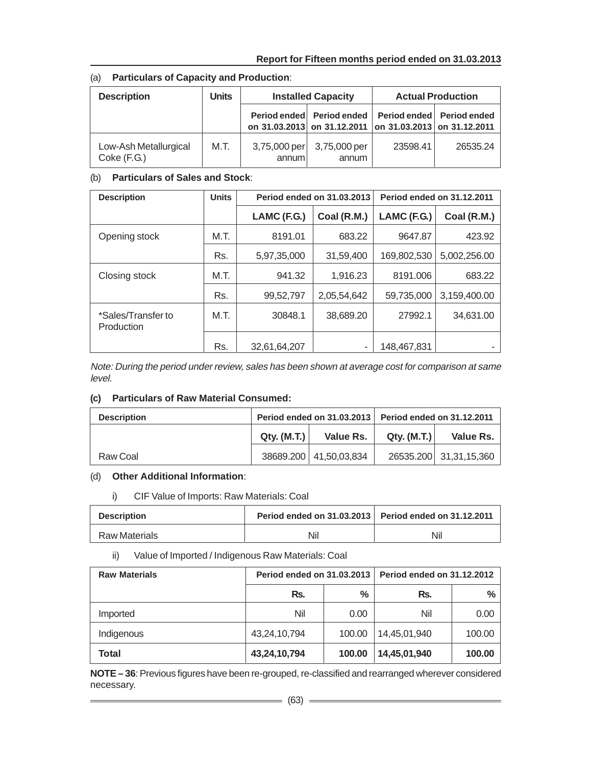(a) **Particulars of Capacity and Production**:

| Description | Units | Installed Capacity | | Actual Production | |
|---|---|---|---|---|---|
| | | Period ended on 31.03.2013 | Period ended on 31.12.2011 | Period ended on 31.03.2013 | Period ended on 31.12.2011 |
| Low-Ash Metallurgical Coke (F.G.) | M.T. | 3,75,000 per annum | 3,75,000 per annum | 23598.41 | 26535.24 |

(b) **Particulars of Sales and Stock**:

| Description | Units | Period ended on 31.03.2013 | | Period ended on 31.12.2011 | |
|---|---|---|---|---|---|
| | | LAMC (F.G.) | Coal (R.M.) | LAMC (F.G.) | Coal (R.M.) |
| Opening stock | M.T. | 8191.01 | 683.22 | 9647.87 | 423.92 |
| | Rs. | 5,97,35,000 | 31,59,400 | 169,802,530 | 5,002,256.00 |
| Closing stock | M.T. | 941.32 | 1,916.23 | 8191.006 | 683.22 |
| | Rs. | 99,52,797 | 2,05,54,642 | 59,735,000 | 3,159,400.00 |
| *Sales/Transfer to Production | M.T. | 30848.1 | 38,689.20 | 27992.1 | 34,631.00 |
| | Rs. | 32,61,64,207 | - | 148,467,831 | - |

*Note: During the period under review, sales has been shown at average cost for comparison at same level.*

**(c) Particulars of Raw Material Consumed:**

| Description | Period ended on 31.03.2013 | | Period ended on 31.12.2011 | |
|---|---|---|---|---|
| | Qty. (M.T.) | Value Rs. | Qty. (M.T.) | Value Rs. |
| Raw Coal | 38689.200 | 41,50,03,834 | 26535.200 | 31,31,15,360 |

(d) **Other Additional Information**:

i) CIF Value of Imports: Raw Materials: Coal

| Description | Period ended on 31.03.2013 | Period ended on 31.12.2011 |
|---|---|---|
| Raw Materials | Nil | Nil |

ii) Value of Imported / Indigenous Raw Materials: Coal

| Raw Materials | Period ended on 31.03.2013 | | Period ended on 31.12.2012 | |
|---|---|---|---|---|
| | Rs. | % | Rs. | % |
| Imported | Nil | 0.00 | Nil | 0.00 |
| Indigenous | 43,24,10,794 | 100.00 | 14,45,01,940 | 100.00 |
| **Total** | **43,24,10,794** | **100.00** | **14,45,01,940** | **100.00** |

**NOTE – 36**: Previous figures have been re-grouped, re-classified and rearranged wherever considered necessary.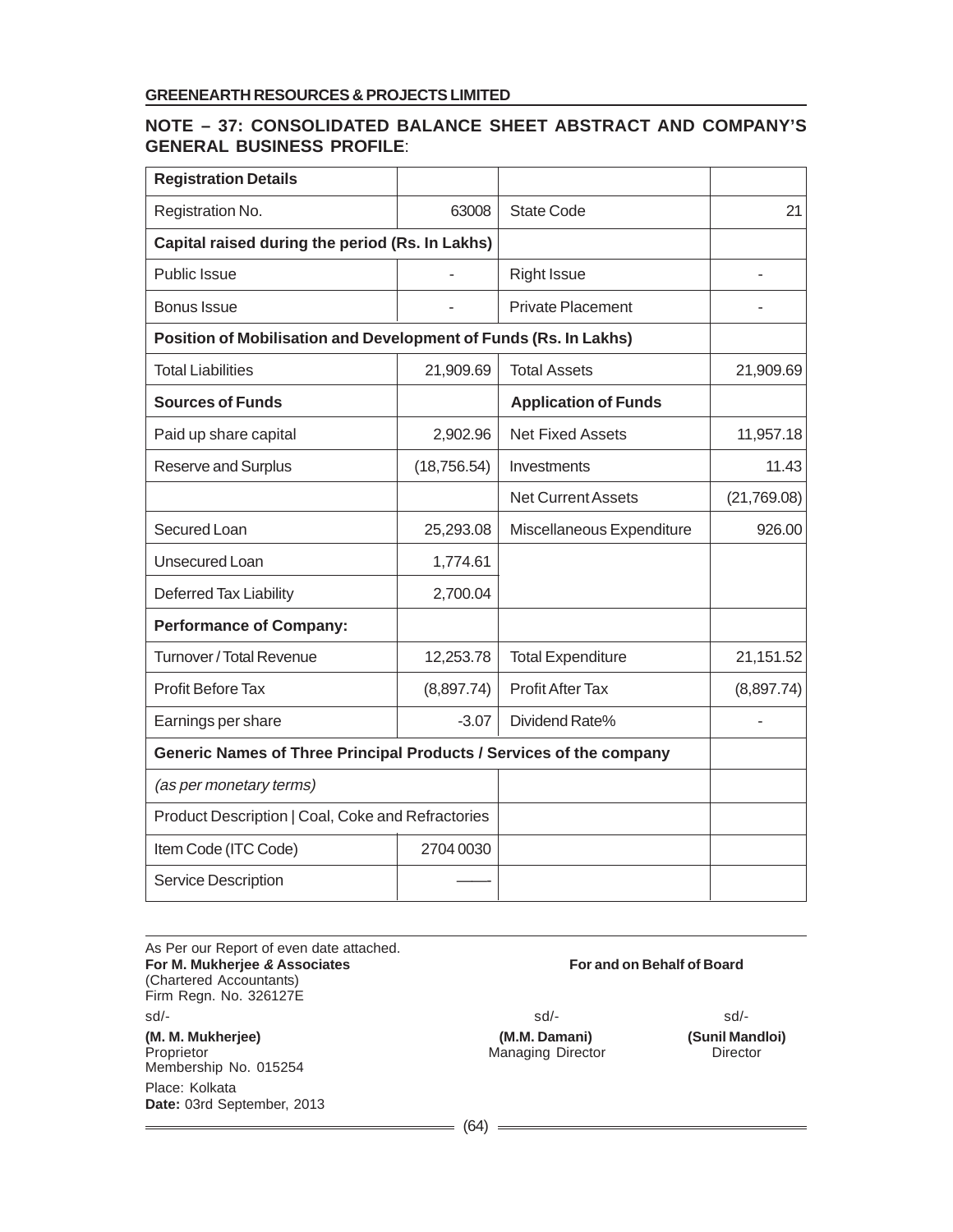GREENEARTH RESOURCES & PROJECTS LIMITED

## NOTE – 37: CONSOLIDATED BALANCE SHEET ABSTRACT AND COMPANY'S GENERAL BUSINESS PROFILE:

| **Registration Details** | | | |
|---|---|---|---|
| Registration No. | 63008 | State Code | 21 |
| **Capital raised during the period (Rs. In Lakhs)** | | | |
| Public Issue | - | Right Issue | - |
| Bonus Issue | - | Private Placement | - |
| **Position of Mobilisation and Development of Funds (Rs. In Lakhs)** | | | |
| Total Liabilities | 21,909.69 | Total Assets | 21,909.69 |
| **Sources of Funds** | | **Application of Funds** | |
| Paid up share capital | 2,902.96 | Net Fixed Assets | 11,957.18 |
| Reserve and Surplus | (18,756.54) | Investments | 11.43 |
| | | Net Current Assets | (21,769.08) |
| Secured Loan | 25,293.08 | Miscellaneous Expenditure | 926.00 |
| Unsecured Loan | 1,774.61 | | |
| Deferred Tax Liability | 2,700.04 | | |
| **Performance of Company:** | | | |
| Turnover / Total Revenue | 12,253.78 | Total Expenditure | 21,151.52 |
| Profit Before Tax | (8,897.74) | Profit After Tax | (8,897.74) |
| Earnings per share | -3.07 | Dividend Rate% | - |
| **Generic Names of Three Principal Products / Services of the company** | | | |
| *(as per monetary terms)* | | | |
| Product Description \| Coal, Coke and Refractories | | | |
| Item Code (ITC Code) | 2704 0030 | | |
| Service Description | —— | | |

As Per our Report of even date attached.
**For M. Mukherjee & Associates**
(Chartered Accountants)
Firm Regn. No. 326127E

sd/-
**(M. M. Mukherjee)**
Proprietor
Membership No. 015254

Place: Kolkata
**Date:** 03rd September, 2013

**For and on Behalf of Board**

sd/-
**(M.M. Damani)**
Managing Director

sd/-
**(Sunil Mandloi)**
Director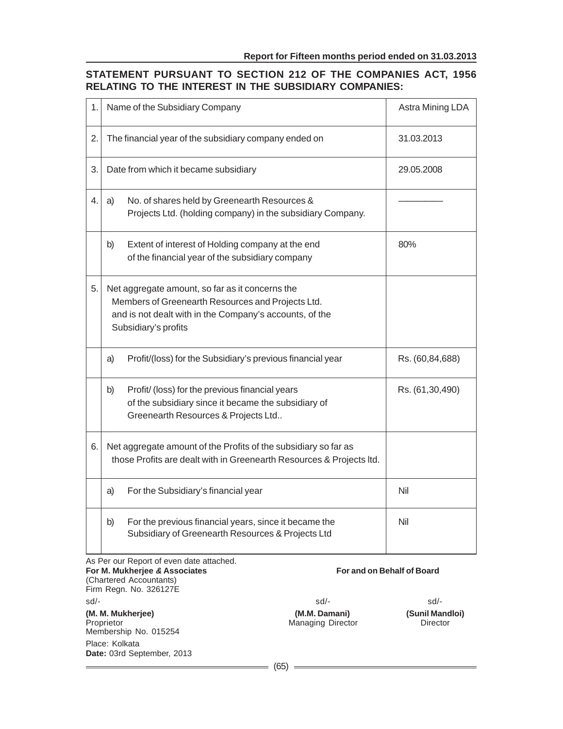## STATEMENT PURSUANT TO SECTION 212 OF THE COMPANIES ACT, 1956 RELATING TO THE INTEREST IN THE SUBSIDIARY COMPANIES:

| | | |
|---|---|---|
| 1. | Name of the Subsidiary Company | Astra Mining LDA |
| 2. | The financial year of the subsidiary company ended on | 31.03.2013 |
| 3. | Date from which it became subsidiary | 29.05.2008 |
| 4. | a) No. of shares held by Greenearth Resources & Projects Ltd. (holding company) in the subsidiary Company. | ———— |
| | b) Extent of interest of Holding company at the end of the financial year of the subsidiary company | 80% |
| 5. | Net aggregate amount, so far as it concerns the Members of Greenearth Resources and Projects Ltd. and is not dealt with in the Company's accounts, of the Subsidiary's profits | |
| | a) Profit/(loss) for the Subsidiary's previous financial year | Rs. (60,84,688) |
| | b) Profit/ (loss) for the previous financial years of the subsidiary since it became the subsidiary of Greenearth Resources & Projects Ltd.. | Rs. (61,30,490) |
| 6. | Net aggregate amount of the Profits of the subsidiary so far as those Profits are dealt with in Greenearth Resources & Projects ltd. | |
| | a) For the Subsidiary's financial year | Nil |
| | b) For the previous financial years, since it became the Subsidiary of Greenearth Resources & Projects Ltd | Nil |

As Per our Report of even date attached.
**For M. Mukherjee & Associates**
(Chartered Accountants)
Firm Regn. No. 326127E

sd/-
**(M. M. Mukherjee)**
Proprietor
Membership No. 015254

Place: Kolkata
**Date:** 03rd September, 2013

**For and on Behalf of Board**

sd/-
**(M.M. Damani)**
Managing Director

sd/-
**(Sunil Mandloi)**
Director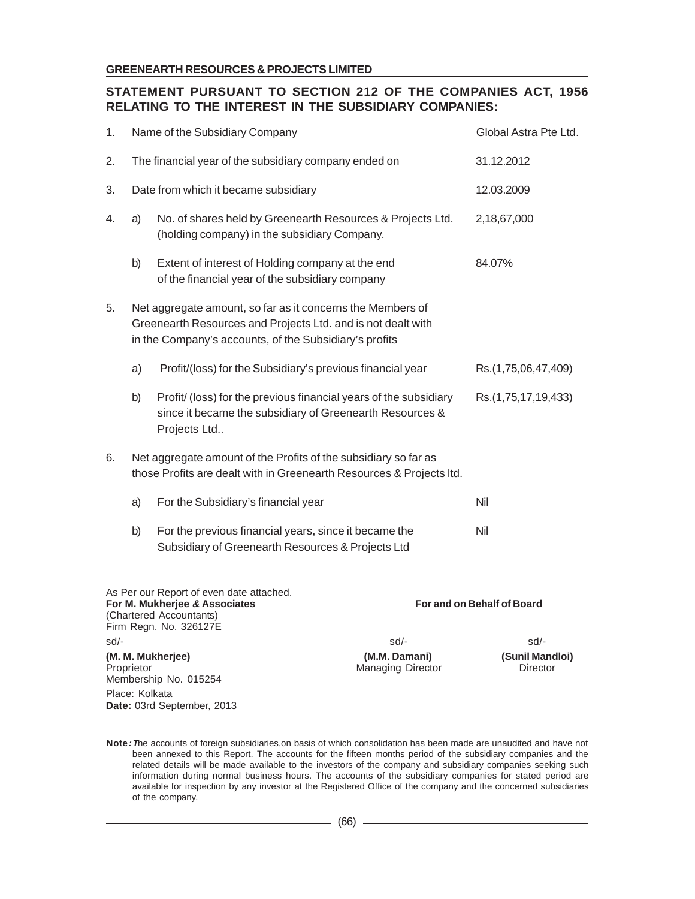**GREENEARTH RESOURCES & PROJECTS LIMITED**

## STATEMENT PURSUANT TO SECTION 212 OF THE COMPANIES ACT, 1956 RELATING TO THE INTEREST IN THE SUBSIDIARY COMPANIES:

| | | | |
|---|---|---|---|
| 1. | | Name of the Subsidiary Company | Global Astra Pte Ltd. |
| 2. | | The financial year of the subsidiary company ended on | 31.12.2012 |
| 3. | | Date from which it became subsidiary | 12.03.2009 |
| 4. | a) | No. of shares held by Greenearth Resources & Projects Ltd. (holding company) in the subsidiary Company. | 2,18,67,000 |
| | b) | Extent of interest of Holding company at the end of the financial year of the subsidiary company | 84.07% |
| 5. | | Net aggregate amount, so far as it concerns the Members of Greenearth Resources and Projects Ltd. and is not dealt with in the Company's accounts, of the Subsidiary's profits | |
| | a) | Profit/(loss) for the Subsidiary's previous financial year | Rs.(1,75,06,47,409) |
| | b) | Profit/ (loss) for the previous financial years of the subsidiary since it became the subsidiary of Greenearth Resources & Projects Ltd.. | Rs.(1,75,17,19,433) |
| 6. | | Net aggregate amount of the Profits of the subsidiary so far as those Profits are dealt with in Greenearth Resources & Projects ltd. | |
| | a) | For the Subsidiary's financial year | Nil |
| | b) | For the previous financial years, since it became the Subsidiary of Greenearth Resources & Projects Ltd | Nil |

As Per our Report of even date attached.
**For M. Mukherjee & Associates**
(Chartered Accountants)
Firm Regn. No. 326127E

sd/-
**(M. M. Mukherjee)**
Proprietor
Membership No. 015254

Place: Kolkata
**Date:** 03rd September, 2013

**For and on Behalf of Board**

sd/-
**(M.M. Damani)**
Managing Director

sd/-
**(Sunil Mandloi)**
Director

**Note:** The accounts of foreign subsidiaries,on basis of which consolidation has been made are unaudited and have not been annexed to this Report. The accounts for the fifteen months period of the subsidiary companies and the related details will be made available to the investors of the company and subsidiary companies seeking such information during normal business hours. The accounts of the subsidiary companies for stated period are available for inspection by any investor at the Registered Office of the company and the concerned subsidiaries of the company.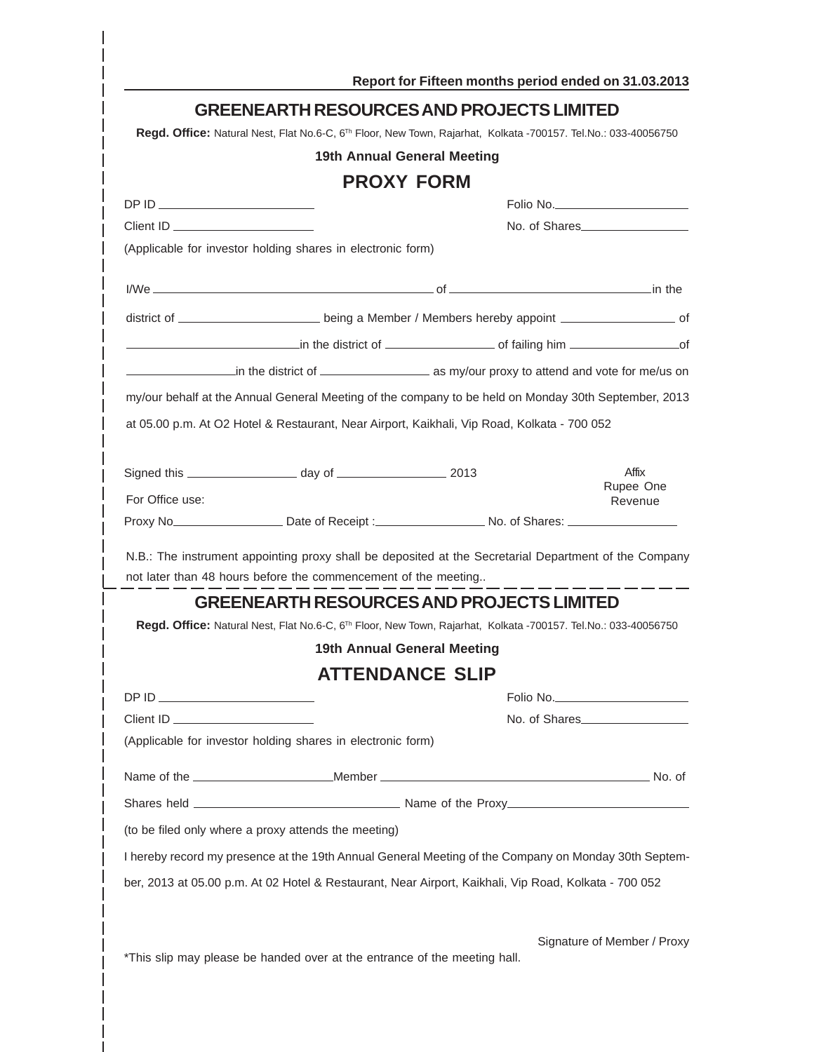# GREENEARTH RESOURCES AND PROJECTS LIMITED

**Regd. Office:** Natural Nest, Flat No.6-C, 6Th Floor, New Town, Rajarhat, Kolkata -700157. Tel.No.: 033-40056750

**19th Annual General Meeting**

## PROXY FORM

DP ID ______________________ Folio No.____________________

Client ID ____________________ No. of Shares________________

(Applicable for investor holding shares in electronic form)

I/We ________________________________________ of ____________________________in the district of ____________________ being a Member / Members hereby appoint ________________ of ________________________in the district of _______________ of failing him ________________of _______________in the district of _______________ as my/our proxy to attend and vote for me/us on my/our behalf at the Annual General Meeting of the company to be held on Monday 30th September, 2013 at 05.00 p.m. At O2 Hotel & Restaurant, Near Airport, Kaikhali, Vip Road, Kolkata - 700 052

Signed this _______________ day of _______________ 2013

Affix Rupee One Revenue

For Office use:

Proxy No_______________ Date of Receipt :_______________ No. of Shares: _______________

N.B.: The instrument appointing proxy shall be deposited at the Secretarial Department of the Company not later than 48 hours before the commencement of the meeting..

---

# GREENEARTH RESOURCES AND PROJECTS LIMITED

**Regd. Office:** Natural Nest, Flat No.6-C, 6Th Floor, New Town, Rajarhat, Kolkata -700157. Tel.No.: 033-40056750

**19th Annual General Meeting**

## ATTENDANCE SLIP

DP ID ______________________ Folio No.____________________

Client ID ____________________ No. of Shares________________

(Applicable for investor holding shares in electronic form)

Name of the ____________________Member ______________________________________ No. of Shares held _____________________________ Name of the Proxy__________________________

(to be filed only where a proxy attends the meeting)

I hereby record my presence at the 19th Annual General Meeting of the Company on Monday 30th September, 2013 at 05.00 p.m. At 02 Hotel & Restaurant, Near Airport, Kaikhali, Vip Road, Kolkata - 700 052

Signature of Member / Proxy

*This slip may please be handed over at the entrance of the meeting hall.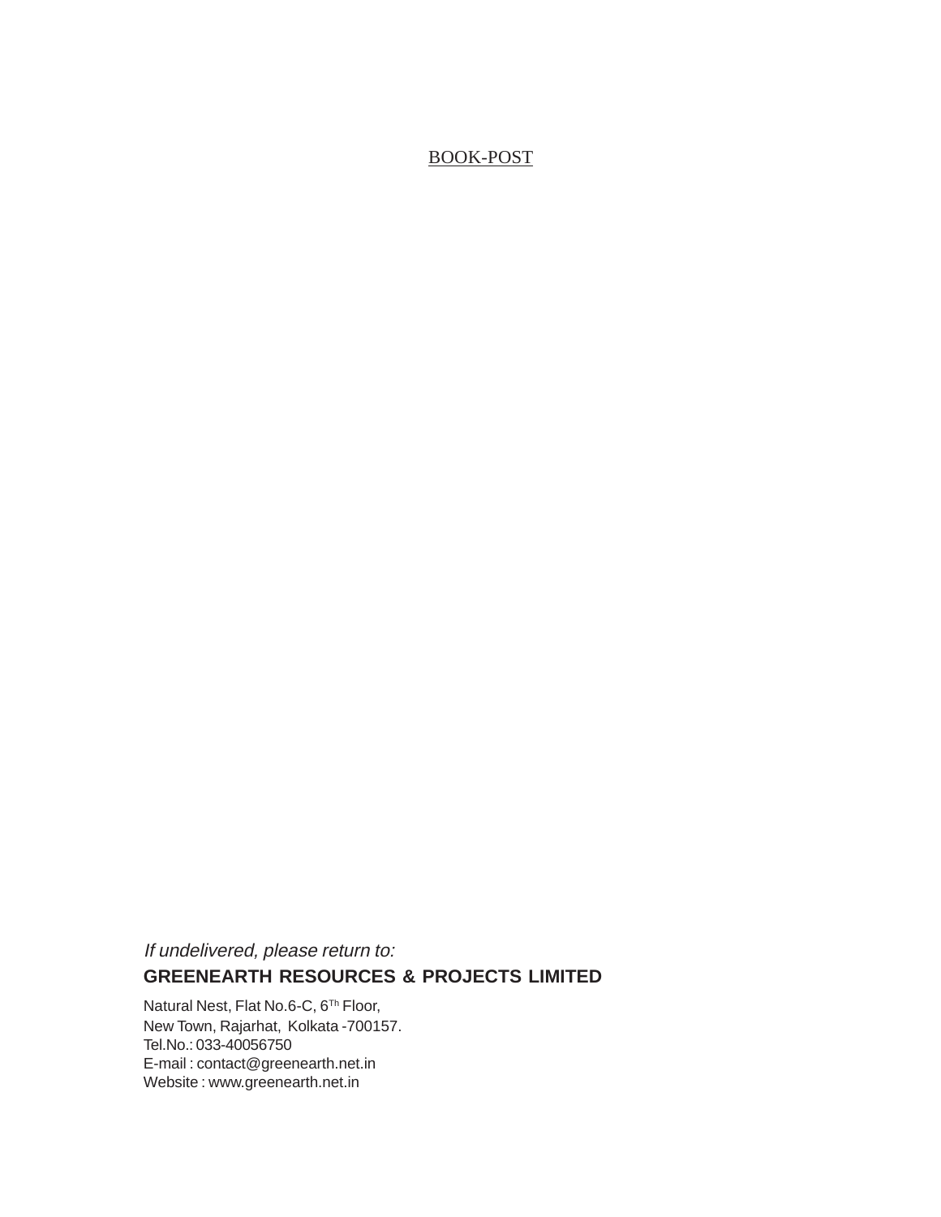<u>BOOK-POST</u>

*If undelivered, please return to:*

**GREENEARTH RESOURCES & PROJECTS LIMITED**

Natural Nest, Flat No.6-C, 6Th Floor,
New Town, Rajarhat, Kolkata -700157.
Tel.No.: 033-40056750
E-mail : contact@greenearth.net.in
Website : www.greenearth.net.in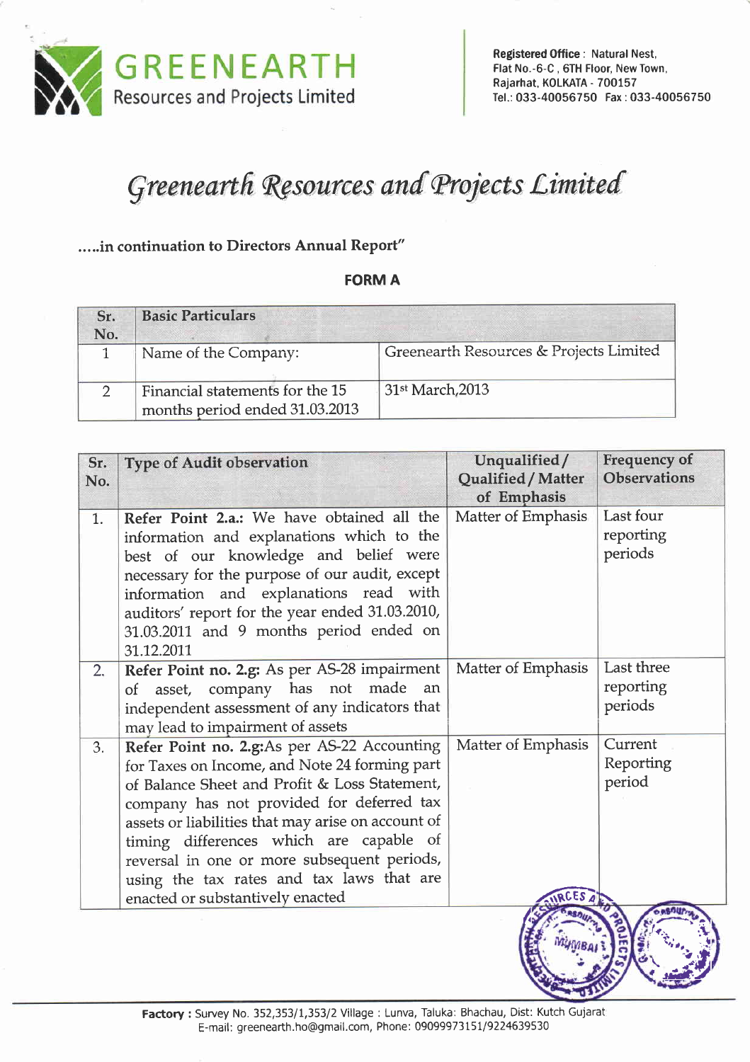# Greenearth Resources and Projects Limited

**.....in continuation to Directors Annual Report"**

## FORM A

| Sr. No. | Basic Particulars | |
|---|---|---|
| 1 | Name of the Company: | Greenearth Resources & Projects Limited |
| 2 | Financial statements for the 15 months period ended 31.03.2013 | 31st March,2013 |

| Sr. No. | Type of Audit observation | Unqualified / Qualified / Matter of Emphasis | Frequency of Observations |
|---|---|---|---|
| 1. | **Refer Point 2.a.:** We have obtained all the information and explanations which to the best of our knowledge and belief were necessary for the purpose of our audit, except information and explanations read with auditors' report for the year ended 31.03.2010, 31.03.2011 and 9 months period ended on 31.12.2011 | Matter of Emphasis | Last four reporting periods |
| 2. | **Refer Point no. 2.g:** As per AS-28 impairment of asset, company has not made an independent assessment of any indicators that may lead to impairment of assets | Matter of Emphasis | Last three reporting periods |
| 3. | **Refer Point no. 2.g:** As per AS-22 Accounting for Taxes on Income, and Note 24 forming part of Balance Sheet and Profit & Loss Statement, company has not provided for deferred tax assets or liabilities that may arise on account of timing differences which are capable of reversal in one or more subsequent periods, using the tax rates and tax laws that are enacted or substantively enacted | Matter of Emphasis | Current Reporting period |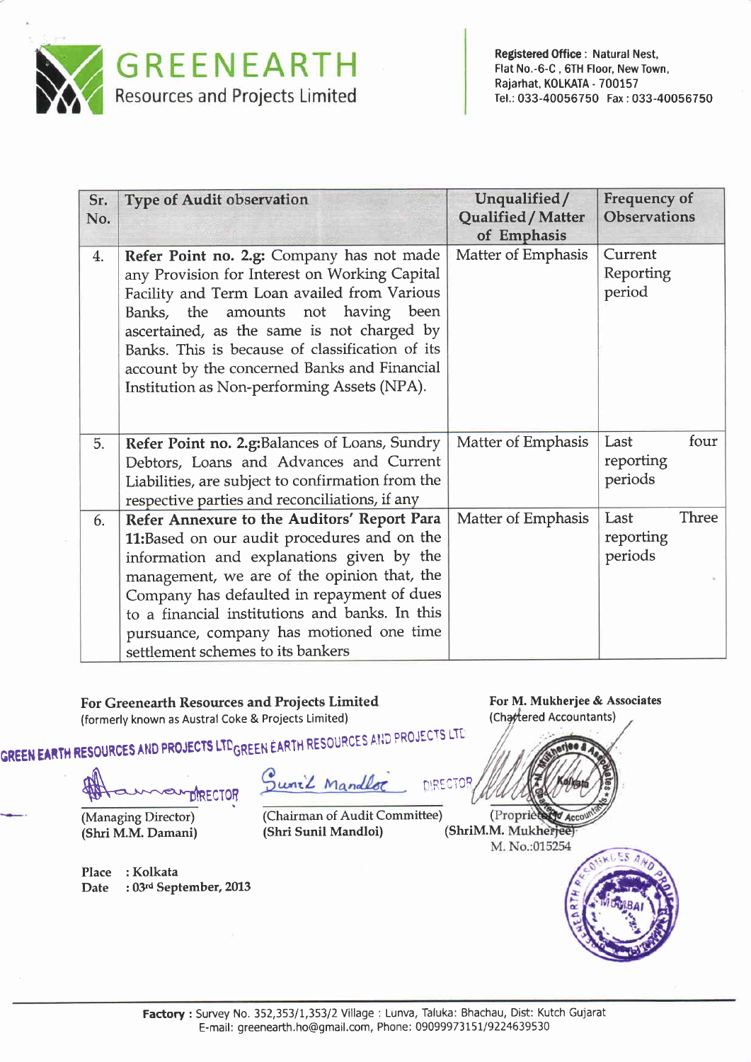**GREENEARTH**
Resources and Projects Limited

**Registered Office :** Natural Nest, Flat No.-6-C , 6TH Floor, New Town, Rajarhat, KOLKATA - 700157
Tel.: 033-40056750 Fax : 033-40056750

| Sr. No. | Type of Audit observation | Unqualified / Qualified / Matter of Emphasis | Frequency of Observations |
|---|---|---|---|
| 4. | **Refer Point no. 2.g:** Company has not made any Provision for Interest on Working Capital Facility and Term Loan availed from Various Banks, the amounts not having been ascertained, as the same is not charged by Banks. This is because of classification of its account by the concerned Banks and Financial Institution as Non-performing Assets (NPA). | Matter of Emphasis | Current Reporting period |
| 5. | **Refer Point no. 2.g:**Balances of Loans, Sundry Debtors, Loans and Advances and Current Liabilities, are subject to confirmation from the respective parties and reconciliations, if any | Matter of Emphasis | Last four reporting periods |
| 6. | **Refer Annexure to the Auditors' Report Para 11:**Based on our audit procedures and on the information and explanations given by the management, we are of the opinion that, the Company has defaulted in repayment of dues to a financial institutions and banks. In this pursuance, company has motioned one time settlement schemes to its bankers | Matter of Emphasis | Last Three reporting periods |

**For Greenearth Resources and Projects Limited**
(formerly known as Austral Coke & Projects Limited)

GREEN EARTH RESOURCES AND PROJECTS LTD — DIRECTOR
(Managing Director)
(Shri M.M. Damani)

GREEN EARTH RESOURCES AND PROJECTS LTD — DIRECTOR
(Chairman of Audit Committee)
(Shri Sunil Mandloi)

**For M. Mukherjee & Associates**
(Chartered Accountants)

(Proprietor)
(ShriM.M. Mukherjee)
M. No.:015254

Place : Kolkata
Date : 03rd September, 2013

**Factory :** Survey No. 352,353/1,353/2 Village : Lunva, Taluka: Bhachau, Dist: Kutch Gujarat
E-mail: greenearth.ho@gmail.com, Phone: 09099973151/9224639530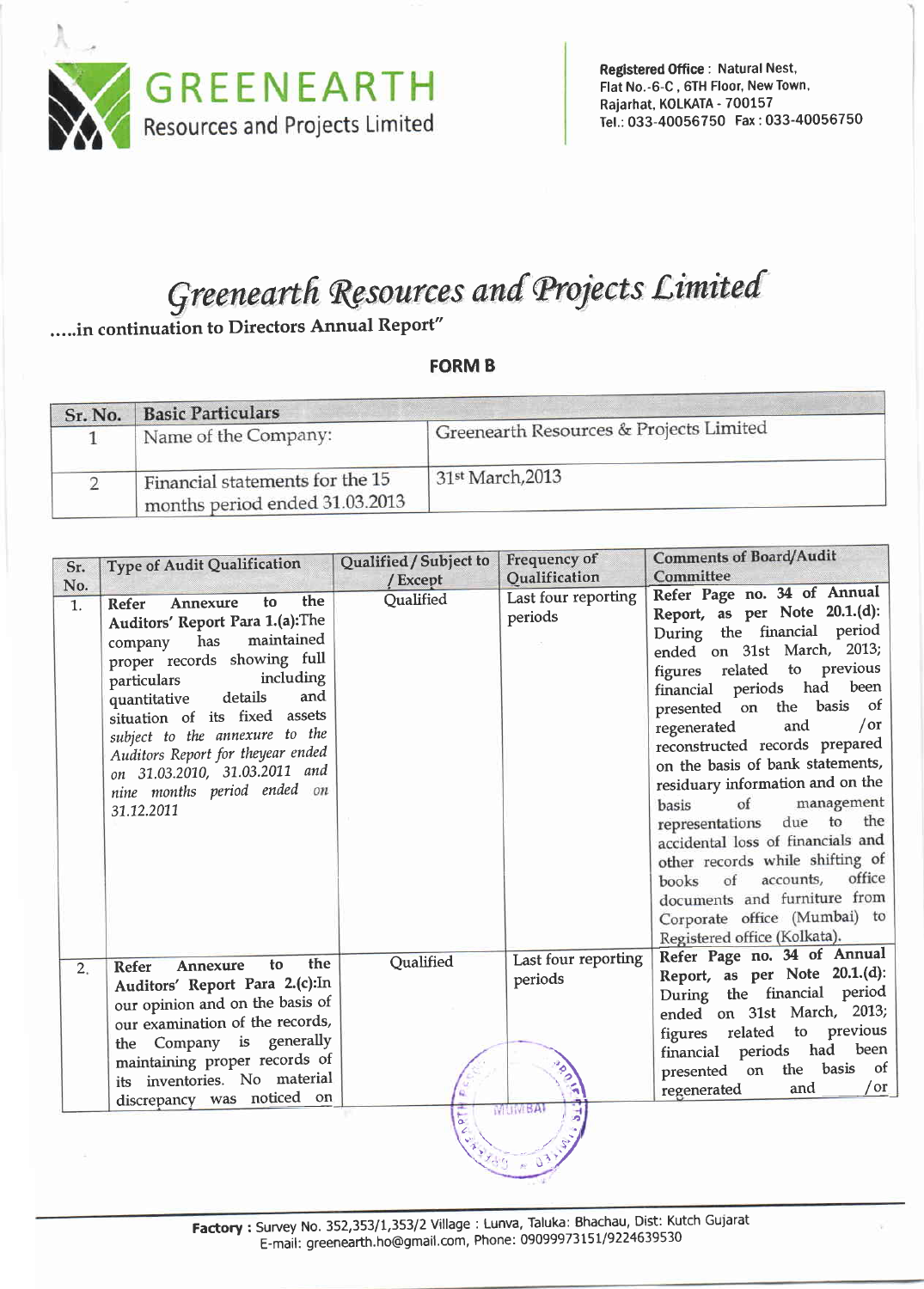**GREENEARTH**
Resources and Projects Limited

**Registered Office :** Natural Nest, Flat No.-6-C , 6TH Floor, New Town, Rajarhat, KOLKATA - 700157
Tel.: 033-40056750 Fax : 033-40056750

# Greenearth Resources and Projects Limited

**.....in continuation to Directors Annual Report"**

## FORM B

| Sr. No. | Basic Particulars | |
|---|---|---|
| 1 | Name of the Company: | Greenearth Resources & Projects Limited |
| 2 | Financial statements for the 15 months period ended 31.03.2013 | 31st March,2013 |

| Sr. No. | Type of Audit Qualification | Qualified / Subject to / Except | Frequency of Qualification | Comments of Board/Audit Committee |
|---|---|---|---|---|
| 1. | **Refer Annexure to the Auditors' Report Para 1.(a):**The company has maintained proper records showing full particulars including quantitative details and situation of its fixed assets *subject to the annexure to the Auditors Report for theyear ended on 31.03.2010, 31.03.2011 and nine months period ended on 31.12.2011* | Qualified | Last four reporting periods | **Refer Page no. 34 of Annual Report, as per Note 20.1.(d):** During the financial period ended on 31st March, 2013; figures related to previous financial periods had been presented on the basis of regenerated and /or reconstructed records prepared on the basis of bank statements, residuary information and on the basis of management representations due to the accidental loss of financials and other records while shifting of books of accounts, office documents and furniture from Corporate office (Mumbai) to Registered office (Kolkata). |
| 2. | **Refer Annexure to the Auditors' Report Para 2.(c):**In our opinion and on the basis of our examination of the records, the Company is generally maintaining proper records of its inventories. No material discrepancy was noticed on | Qualified | Last four reporting periods | **Refer Page no. 34 of Annual Report, as per Note 20.1.(d):** During the financial period ended on 31st March, 2013; figures related to previous financial periods had been presented on the basis of regenerated and /or |

**Factory :** Survey No. 352,353/1,353/2 Village : Lunva, Taluka: Bhachau, Dist: Kutch Gujarat
E-mail: greenearth.ho@gmail.com, Phone: 09099973151/9224639530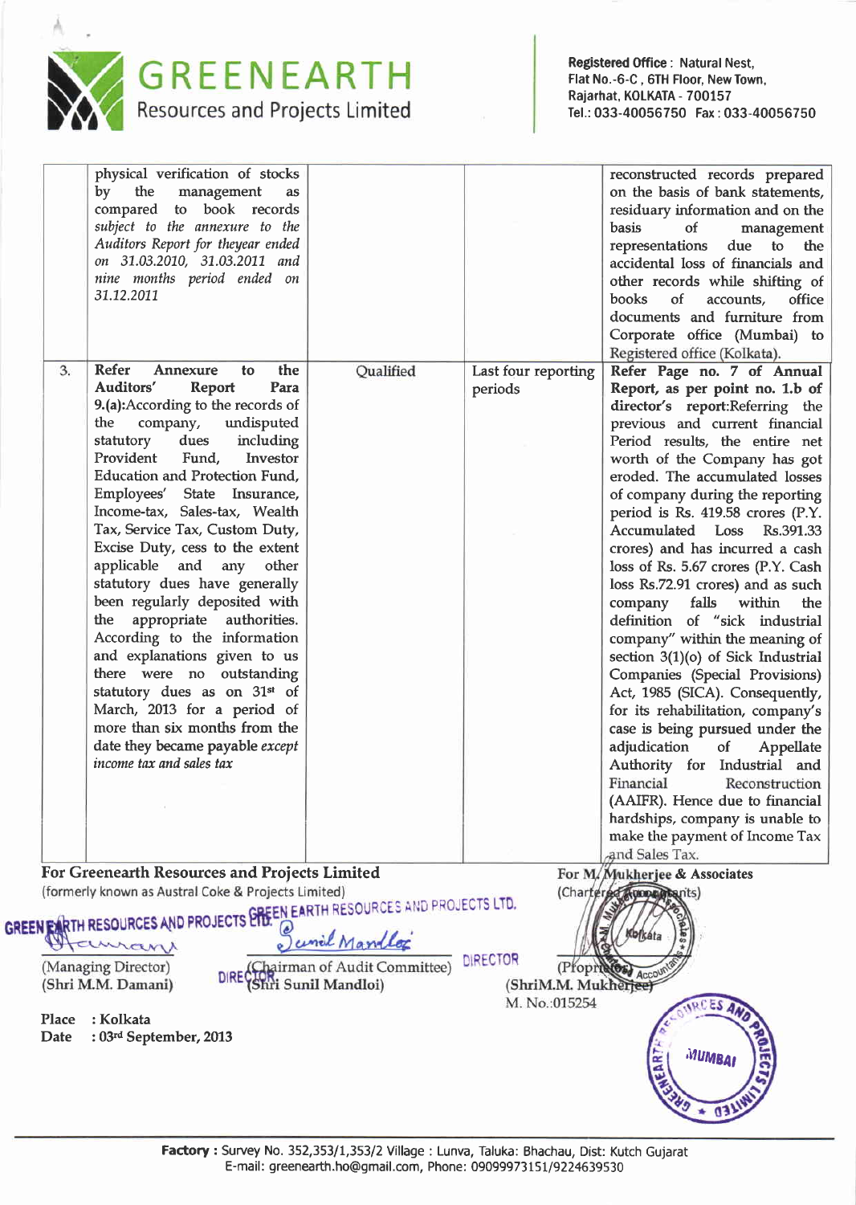| | | | | |
|---|---|---|---|---|
| | physical verification of stocks by the management as compared to book records *subject to the annexure to the Auditors Report for theyear ended on 31.03.2010, 31.03.2011 and nine months period ended on 31.12.2011* | | | reconstructed records prepared on the basis of bank statements, residuary information and on the basis of management representations due to the accidental loss of financials and other records while shifting of books of accounts, office documents and furniture from Corporate office (Mumbai) to Registered office (Kolkata). |
| 3. | **Refer Annexure to the Auditors' Report Para 9.(a):**According to the records of the company, undisputed statutory dues including Provident Fund, Investor Education and Protection Fund, Employees' State Insurance, Income-tax, Sales-tax, Wealth Tax, Service Tax, Custom Duty, Excise Duty, cess to the extent applicable and any other statutory dues have generally been regularly deposited with the appropriate authorities. According to the information and explanations given to us there were no outstanding statutory dues as on 31st of March, 2013 for a period of more than six months from the date they became payable *except income tax and sales tax* | Qualified | Last four reporting periods | **Refer Page no. 7 of Annual Report, as per point no. 1.b of director's report:**Referring the previous and current financial Period results, the entire net worth of the Company has got eroded. The accumulated losses of company during the reporting period is Rs. 419.58 crores (P.Y. Accumulated Loss Rs.391.33 crores) and has incurred a cash loss of Rs. 5.67 crores (P.Y. Cash loss Rs.72.91 crores) and as such company falls within the definition of "sick industrial company" within the meaning of section 3(1)(o) of Sick Industrial Companies (Special Provisions) Act, 1985 (SICA). Consequently, for its rehabilitation, company's case is being pursued under the adjudication of Appellate Authority for Industrial and Financial Reconstruction (AAIFR). Hence due to financial hardships, company is unable to make the payment of Income Tax and Sales Tax. |

**For Greenearth Resources and Projects Limited**
(formerly known as Austral Coke & Projects Limited)

(Managing Director)
(Shri M.M. Damani)

(Chairman of Audit Committee)
(Shri Sunil Mandloi)

**For M. Mukherjee & Associates**
(Chartered Accountants)

(Proprietor)
(Shri M.M. Mukherjee)
M. No.:015254

Place : Kolkata
Date : 03rd September, 2013